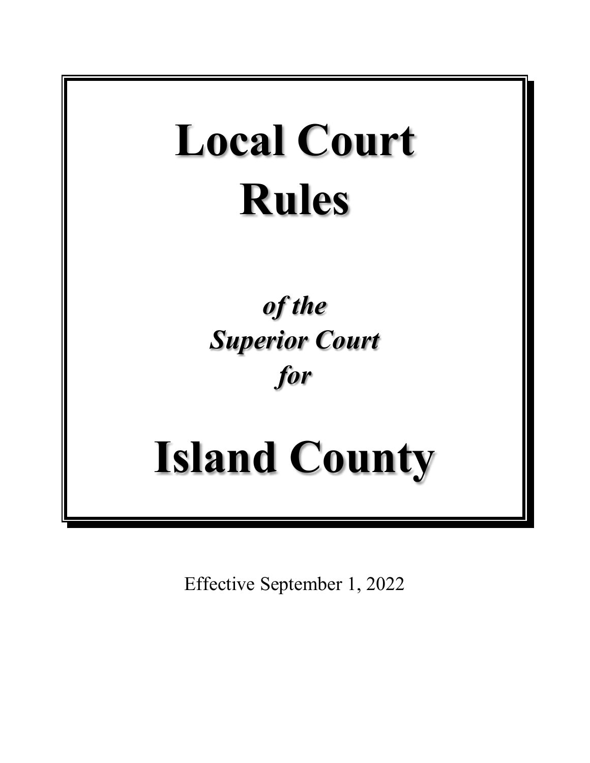# Local Court Rules

***of the Superior Court for***

# Island County

Effective September 1, 2022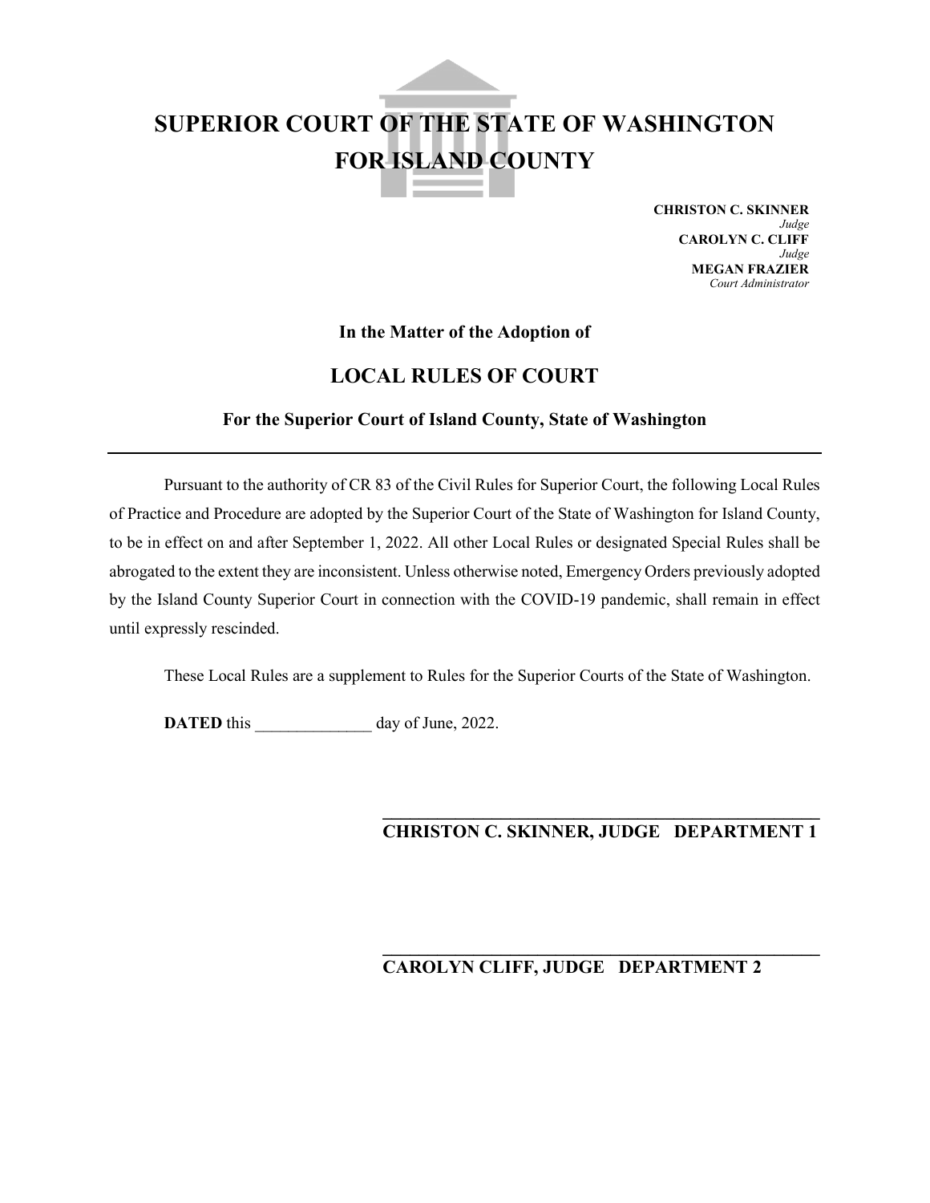# SUPERIOR COURT OF THE STATE OF WASHINGTON FOR ISLAND COUNTY

**CHRISTON C. SKINNER**
*Judge*
**CAROLYN C. CLIFF**
*Judge*
**MEGAN FRAZIER**
*Court Administrator*

**In the Matter of the Adoption of**

## LOCAL RULES OF COURT

**For the Superior Court of Island County, State of Washington**

---

Pursuant to the authority of CR 83 of the Civil Rules for Superior Court, the following Local Rules of Practice and Procedure are adopted by the Superior Court of the State of Washington for Island County, to be in effect on and after September 1, 2022. All other Local Rules or designated Special Rules shall be abrogated to the extent they are inconsistent. Unless otherwise noted, Emergency Orders previously adopted by the Island County Superior Court in connection with the COVID-19 pandemic, shall remain in effect until expressly rescinded.

These Local Rules are a supplement to Rules for the Superior Courts of the State of Washington.

**DATED** this ______________ day of June, 2022.

\_\_\_\_\_\_\_\_\_\_\_\_\_\_\_\_\_\_\_\_\_\_\_\_\_\_\_\_\_\_\_\_\_\_\_\_\_\_\_\_\_\_\_\_
**CHRISTON C. SKINNER, JUDGE DEPARTMENT 1**

\_\_\_\_\_\_\_\_\_\_\_\_\_\_\_\_\_\_\_\_\_\_\_\_\_\_\_\_\_\_\_\_\_\_\_\_\_\_\_\_\_\_\_\_
**CAROLYN CLIFF, JUDGE DEPARTMENT 2**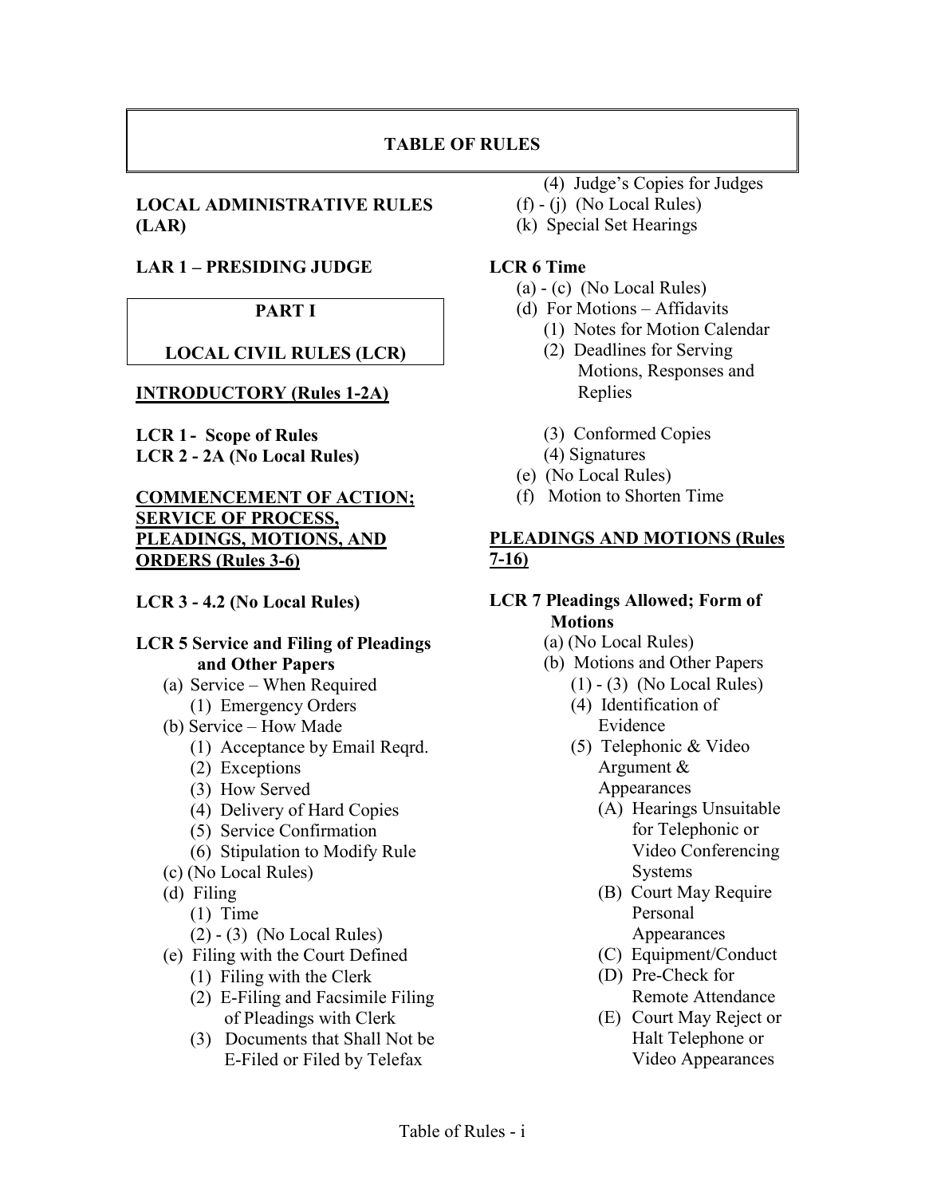# TABLE OF RULES

**LOCAL ADMINISTRATIVE RULES (LAR)**

**LAR 1 – PRESIDING JUDGE**

## PART I

## LOCAL CIVIL RULES (LCR)

**INTRODUCTORY (Rules 1-2A)**

**LCR 1 - Scope of Rules**
**LCR 2 - 2A (No Local Rules)**

**COMMENCEMENT OF ACTION; SERVICE OF PROCESS, PLEADINGS, MOTIONS, AND ORDERS (Rules 3-6)**

**LCR 3 - 4.2 (No Local Rules)**

**LCR 5 Service and Filing of Pleadings and Other Papers**

- (a) Service – When Required
  - (1) Emergency Orders
- (b) Service – How Made
  - (1) Acceptance by Email Reqrd.
  - (2) Exceptions
  - (3) How Served
  - (4) Delivery of Hard Copies
  - (5) Service Confirmation
  - (6) Stipulation to Modify Rule
- (c) (No Local Rules)
- (d) Filing
  - (1) Time
  - (2) - (3) (No Local Rules)
- (e) Filing with the Court Defined
  - (1) Filing with the Clerk
  - (2) E-Filing and Facsimile Filing of Pleadings with Clerk
  - (3) Documents that Shall Not be E-Filed or Filed by Telefax
  - (4) Judge's Copies for Judges
- (f) - (j) (No Local Rules)
- (k) Special Set Hearings

**LCR 6 Time**

- (a) - (c) (No Local Rules)
- (d) For Motions – Affidavits
  - (1) Notes for Motion Calendar
  - (2) Deadlines for Serving Motions, Responses and Replies
  - (3) Conformed Copies
  - (4) Signatures
- (e) (No Local Rules)
- (f) Motion to Shorten Time

**PLEADINGS AND MOTIONS (Rules 7-16)**

**LCR 7 Pleadings Allowed; Form of Motions**

- (a) (No Local Rules)
- (b) Motions and Other Papers
  - (1) - (3) (No Local Rules)
  - (4) Identification of Evidence
  - (5) Telephonic & Video Argument & Appearances
    - (A) Hearings Unsuitable for Telephonic or Video Conferencing Systems
    - (B) Court May Require Personal Appearances
    - (C) Equipment/Conduct
    - (D) Pre-Check for Remote Attendance
    - (E) Court May Reject or Halt Telephone or Video Appearances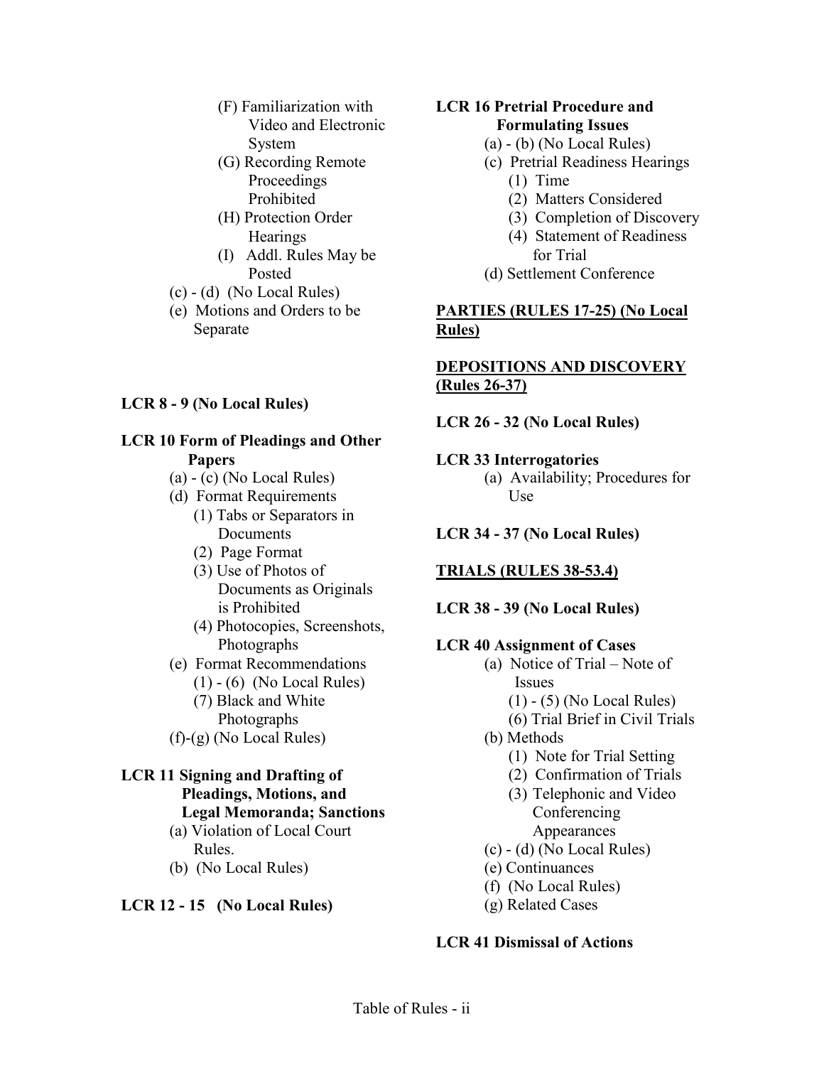- (F) Familiarization with Video and Electronic System
- (G) Recording Remote Proceedings Prohibited
- (H) Protection Order Hearings
- (I) Addl. Rules May be Posted
- (c) - (d) (No Local Rules)
- (e) Motions and Orders to be Separate

**LCR 8 - 9 (No Local Rules)**

**LCR 10 Form of Pleadings and Other Papers**

- (a) - (c) (No Local Rules)
- (d) Format Requirements
  - (1) Tabs or Separators in Documents
  - (2) Page Format
  - (3) Use of Photos of Documents as Originals is Prohibited
  - (4) Photocopies, Screenshots, Photographs
- (e) Format Recommendations
  - (1) - (6) (No Local Rules)
  - (7) Black and White Photographs
- (f)-(g) (No Local Rules)

**LCR 11 Signing and Drafting of Pleadings, Motions, and Legal Memoranda; Sanctions**

- (a) Violation of Local Court Rules.
- (b) (No Local Rules)

**LCR 12 - 15 (No Local Rules)**

**LCR 16 Pretrial Procedure and Formulating Issues**

- (a) - (b) (No Local Rules)
- (c) Pretrial Readiness Hearings
  - (1) Time
  - (2) Matters Considered
  - (3) Completion of Discovery
  - (4) Statement of Readiness for Trial
- (d) Settlement Conference

**<u>PARTIES (RULES 17-25) (No Local Rules)</u>**

**<u>DEPOSITIONS AND DISCOVERY (Rules 26-37)</u>**

**LCR 26 - 32 (No Local Rules)**

**LCR 33 Interrogatories**

- (a) Availability; Procedures for Use

**LCR 34 - 37 (No Local Rules)**

**<u>TRIALS (RULES 38-53.4)</u>**

**LCR 38 - 39 (No Local Rules)**

**LCR 40 Assignment of Cases**

- (a) Notice of Trial – Note of Issues
  - (1) - (5) (No Local Rules)
  - (6) Trial Brief in Civil Trials
- (b) Methods
  - (1) Note for Trial Setting
  - (2) Confirmation of Trials
  - (3) Telephonic and Video Conferencing Appearances
- (c) - (d) (No Local Rules)
- (e) Continuances
- (f) (No Local Rules)
- (g) Related Cases

**LCR 41 Dismissal of Actions**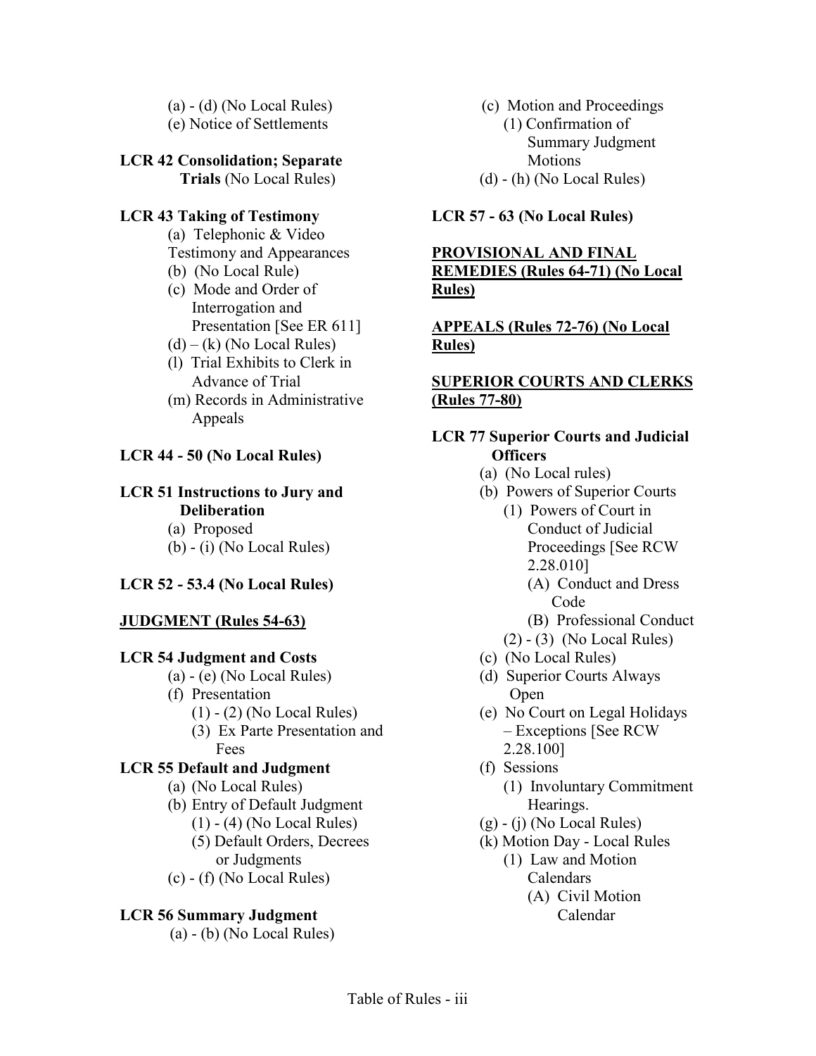(a) - (d) (No Local Rules)
(e) Notice of Settlements

**LCR 42 Consolidation; Separate Trials** (No Local Rules)

**LCR 43 Taking of Testimony**

- (a) Telephonic & Video Testimony and Appearances
- (b) (No Local Rule)
- (c) Mode and Order of Interrogation and Presentation [See ER 611]
- (d) – (k) (No Local Rules)
- (l) Trial Exhibits to Clerk in Advance of Trial
- (m) Records in Administrative Appeals

**LCR 44 - 50 (No Local Rules)**

**LCR 51 Instructions to Jury and Deliberation**

- (a) Proposed
- (b) - (i) (No Local Rules)

**LCR 52 - 53.4 (No Local Rules)**

**JUDGMENT (Rules 54-63)**

**LCR 54 Judgment and Costs**

- (a) - (e) (No Local Rules)
- (f) Presentation
  - (1) - (2) (No Local Rules)
  - (3) Ex Parte Presentation and Fees

**LCR 55 Default and Judgment**

- (a) (No Local Rules)
- (b) Entry of Default Judgment
  - (1) - (4) (No Local Rules)
  - (5) Default Orders, Decrees or Judgments
- (c) - (f) (No Local Rules)

**LCR 56 Summary Judgment**

- (a) - (b) (No Local Rules)
- (c) Motion and Proceedings
  - (1) Confirmation of Summary Judgment Motions
- (d) - (h) (No Local Rules)

**LCR 57 - 63 (No Local Rules)**

**PROVISIONAL AND FINAL REMEDIES (Rules 64-71) (No Local Rules)**

**APPEALS (Rules 72-76) (No Local Rules)**

**SUPERIOR COURTS AND CLERKS (Rules 77-80)**

**LCR 77 Superior Courts and Judicial Officers**

- (a) (No Local rules)
- (b) Powers of Superior Courts
  - (1) Powers of Court in Conduct of Judicial Proceedings [See RCW 2.28.010]
    - (A) Conduct and Dress Code
    - (B) Professional Conduct
  - (2) - (3) (No Local Rules)
- (c) (No Local Rules)
- (d) Superior Courts Always Open
- (e) No Court on Legal Holidays – Exceptions [See RCW 2.28.100]
- (f) Sessions
  - (1) Involuntary Commitment Hearings.
- (g) - (j) (No Local Rules)
- (k) Motion Day - Local Rules
  - (1) Law and Motion Calendars
    - (A) Civil Motion Calendar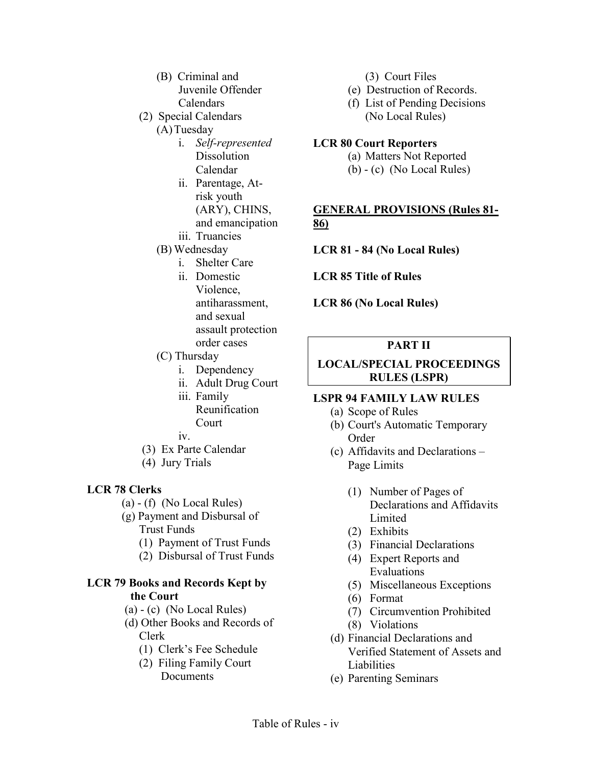- (B) Criminal and Juvenile Offender Calendars
- (2) Special Calendars
  - (A) Tuesday
    - i. *Self-represented* Dissolution Calendar
    - ii. Parentage, At-risk youth (ARY), CHINS, and emancipation
    - iii. Truancies
  - (B) Wednesday
    - i. Shelter Care
    - ii. Domestic Violence, antiharassment, and sexual assault protection order cases
  - (C) Thursday
    - i. Dependency
    - ii. Adult Drug Court
    - iii. Family Reunification Court
    - iv.
- (3) Ex Parte Calendar
- (4) Jury Trials

**LCR 78 Clerks**

- (a) - (f) (No Local Rules)
- (g) Payment and Disbursal of Trust Funds
  - (1) Payment of Trust Funds
  - (2) Disbursal of Trust Funds

**LCR 79 Books and Records Kept by the Court**

- (a) - (c) (No Local Rules)
- (d) Other Books and Records of Clerk
  - (1) Clerk's Fee Schedule
  - (2) Filing Family Court Documents
  - (3) Court Files
- (e) Destruction of Records.
- (f) List of Pending Decisions (No Local Rules)

**LCR 80 Court Reporters**

- (a) Matters Not Reported
- (b) - (c) (No Local Rules)

**<u>GENERAL PROVISIONS (Rules 81-86)</u>**

**LCR 81 - 84 (No Local Rules)**

**LCR 85 Title of Rules**

**LCR 86 (No Local Rules)**

**PART II**

**LOCAL/SPECIAL PROCEEDINGS RULES (LSPR)**

**LSPR 94 FAMILY LAW RULES**

- (a) Scope of Rules
- (b) Court's Automatic Temporary Order
- (c) Affidavits and Declarations – Page Limits
  - (1) Number of Pages of Declarations and Affidavits Limited
  - (2) Exhibits
  - (3) Financial Declarations
  - (4) Expert Reports and Evaluations
  - (5) Miscellaneous Exceptions
  - (6) Format
  - (7) Circumvention Prohibited
  - (8) Violations
- (d) Financial Declarations and Verified Statement of Assets and Liabilities
- (e) Parenting Seminars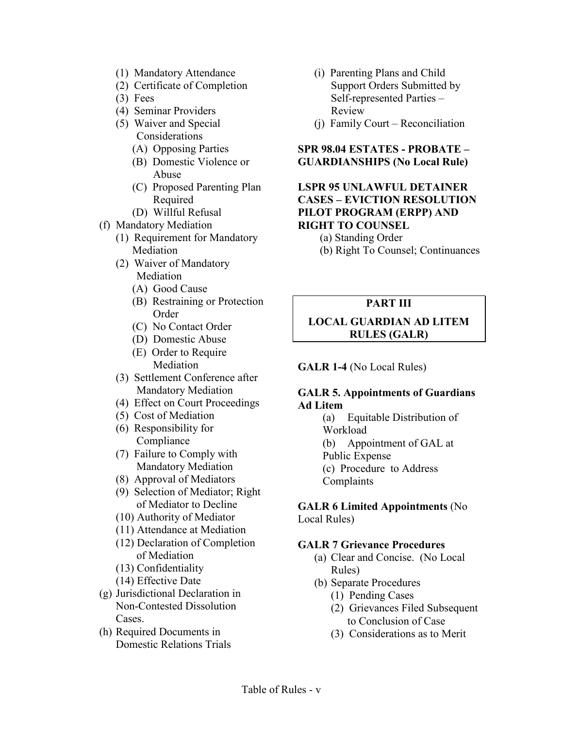- (1) Mandatory Attendance
- (2) Certificate of Completion
- (3) Fees
- (4) Seminar Providers
- (5) Waiver and Special Considerations
  - (A) Opposing Parties
  - (B) Domestic Violence or Abuse
  - (C) Proposed Parenting Plan Required
  - (D) Willful Refusal

(f) Mandatory Mediation
- (1) Requirement for Mandatory Mediation
- (2) Waiver of Mandatory Mediation
  - (A) Good Cause
  - (B) Restraining or Protection Order
  - (C) No Contact Order
  - (D) Domestic Abuse
  - (E) Order to Require Mediation
- (3) Settlement Conference after Mandatory Mediation
- (4) Effect on Court Proceedings
- (5) Cost of Mediation
- (6) Responsibility for Compliance
- (7) Failure to Comply with Mandatory Mediation
- (8) Approval of Mediators
- (9) Selection of Mediator; Right of Mediator to Decline
- (10) Authority of Mediator
- (11) Attendance at Mediation
- (12) Declaration of Completion of Mediation
- (13) Confidentiality
- (14) Effective Date

(g) Jurisdictional Declaration in Non-Contested Dissolution Cases.

(h) Required Documents in Domestic Relations Trials

(i) Parenting Plans and Child Support Orders Submitted by Self-represented Parties – Review

(j) Family Court – Reconciliation

**SPR 98.04 ESTATES - PROBATE – GUARDIANSHIPS (No Local Rule)**

**LSPR 95 UNLAWFUL DETAINER CASES – EVICTION RESOLUTION PILOT PROGRAM (ERPP) AND RIGHT TO COUNSEL**

- (a) Standing Order
- (b) Right To Counsel; Continuances

## PART III

## LOCAL GUARDIAN AD LITEM RULES (GALR)

**GALR 1-4** (No Local Rules)

**GALR 5. Appointments of Guardians Ad Litem**

- (a) Equitable Distribution of Workload
- (b) Appointment of GAL at Public Expense
- (c) Procedure to Address Complaints

**GALR 6 Limited Appointments** (No Local Rules)

**GALR 7 Grievance Procedures**

- (a) Clear and Concise. (No Local Rules)
- (b) Separate Procedures
  - (1) Pending Cases
  - (2) Grievances Filed Subsequent to Conclusion of Case
  - (3) Considerations as to Merit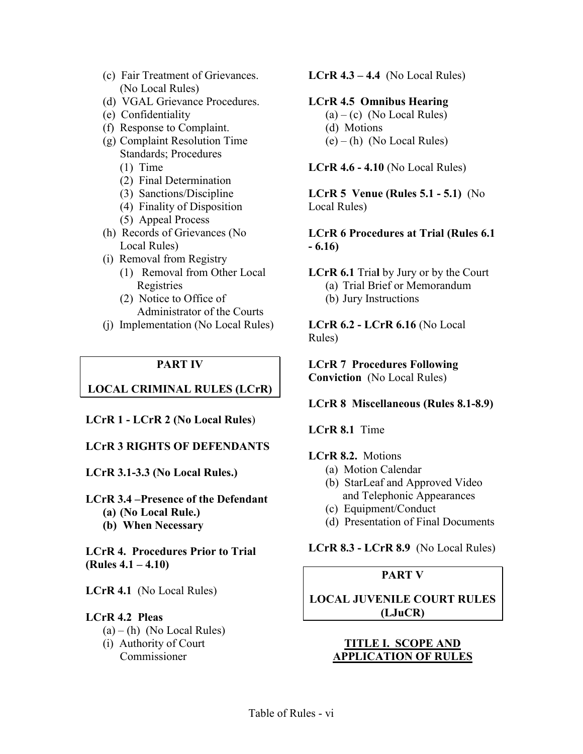- (c) Fair Treatment of Grievances. (No Local Rules)
- (d) VGAL Grievance Procedures.
- (e) Confidentiality
- (f) Response to Complaint.
- (g) Complaint Resolution Time Standards; Procedures
  - (1) Time
  - (2) Final Determination
  - (3) Sanctions/Discipline
  - (4) Finality of Disposition
  - (5) Appeal Process
- (h) Records of Grievances (No Local Rules)
- (i) Removal from Registry
  - (1) Removal from Other Local Registries
  - (2) Notice to Office of Administrator of the Courts
- (j) Implementation (No Local Rules)

## PART IV

## LOCAL CRIMINAL RULES (LCrR)

**LCrR 1 - LCrR 2 (No Local Rules)**

**LCrR 3 RIGHTS OF DEFENDANTS**

**LCrR 3.1-3.3 (No Local Rules.)**

**LCrR 3.4 –Presence of the Defendant**
- **(a) (No Local Rule.)**
- **(b) When Necessary**

**LCrR 4. Procedures Prior to Trial (Rules 4.1 – 4.10)**

**LCrR 4.1** (No Local Rules)

**LCrR 4.2 Pleas**
- (a) – (h) (No Local Rules)
- (i) Authority of Court Commissioner

**LCrR 4.3 – 4.4** (No Local Rules)

**LCrR 4.5 Omnibus Hearing**
- (a) – (c) (No Local Rules)
- (d) Motions
- (e) – (h) (No Local Rules)

**LCrR 4.6 - 4.10** (No Local Rules)

**LCrR 5 Venue (Rules 5.1 - 5.1)** (No Local Rules)

**LCrR 6 Procedures at Trial (Rules 6.1 - 6.16)**

**LCrR 6.1** Trial by Jury or by the Court
- (a) Trial Brief or Memorandum
- (b) Jury Instructions

**LCrR 6.2 - LCrR 6.16** (No Local Rules)

**LCrR 7 Procedures Following Conviction** (No Local Rules)

**LCrR 8 Miscellaneous (Rules 8.1-8.9)**

**LCrR 8.1** Time

**LCrR 8.2.** Motions
- (a) Motion Calendar
- (b) StarLeaf and Approved Video and Telephonic Appearances
- (c) Equipment/Conduct
- (d) Presentation of Final Documents

**LCrR 8.3 - LCrR 8.9** (No Local Rules)

## PART V

## LOCAL JUVENILE COURT RULES (LJuCR)

### TITLE I. SCOPE AND APPLICATION OF RULES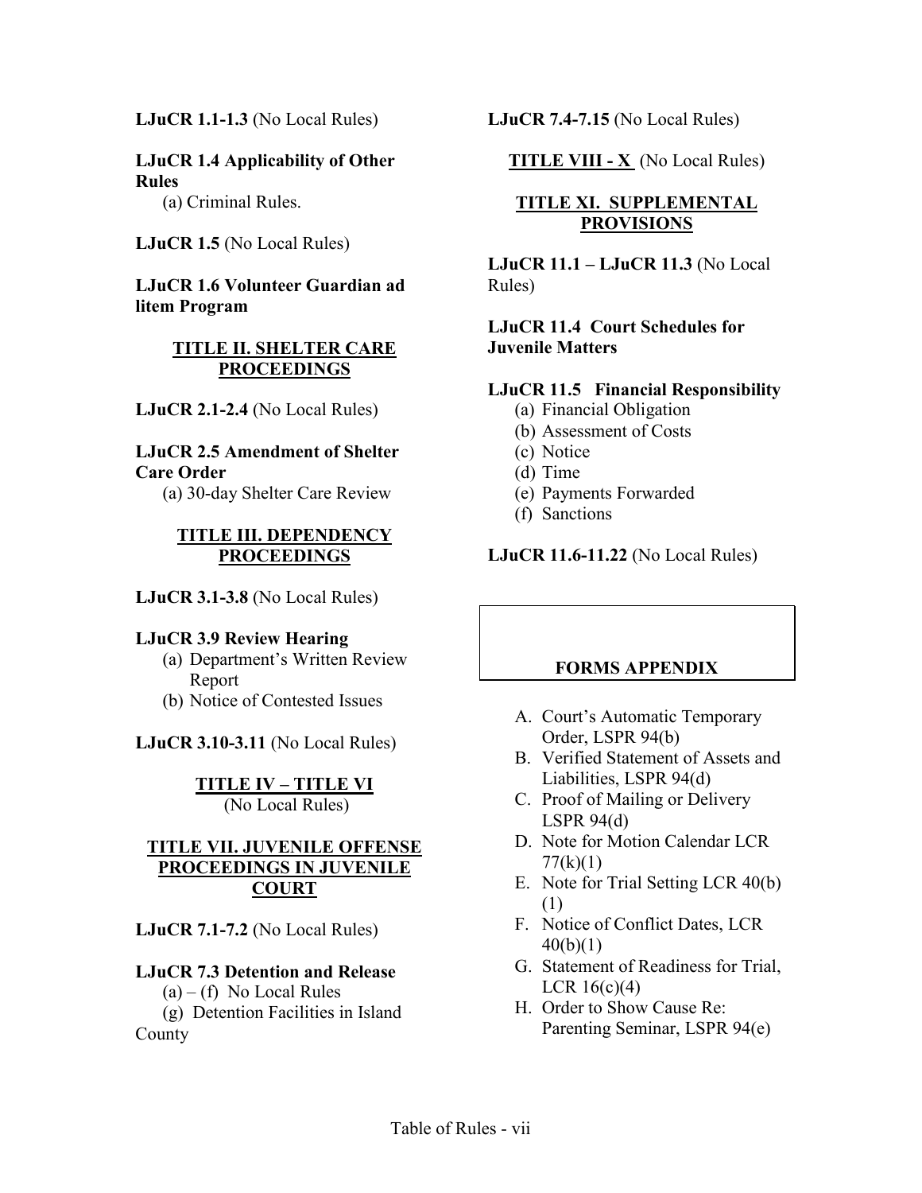**LJuCR 1.1-1.3** (No Local Rules)

**LJuCR 1.4 Applicability of Other Rules**

(a) Criminal Rules.

**LJuCR 1.5** (No Local Rules)

**LJuCR 1.6 Volunteer Guardian ad litem Program**

## TITLE II. SHELTER CARE PROCEEDINGS

**LJuCR 2.1-2.4** (No Local Rules)

**LJuCR 2.5 Amendment of Shelter Care Order**

(a) 30-day Shelter Care Review

## TITLE III. DEPENDENCY PROCEEDINGS

**LJuCR 3.1-3.8** (No Local Rules)

**LJuCR 3.9 Review Hearing**

(a) Department's Written Review Report
(b) Notice of Contested Issues

**LJuCR 3.10-3.11** (No Local Rules)

## TITLE IV – TITLE VI

(No Local Rules)

## TITLE VII. JUVENILE OFFENSE PROCEEDINGS IN JUVENILE COURT

**LJuCR 7.1-7.2** (No Local Rules)

**LJuCR 7.3 Detention and Release**

(a) – (f) No Local Rules
(g) Detention Facilities in Island County

**LJuCR 7.4-7.15** (No Local Rules)

## TITLE VIII - X (No Local Rules)

## TITLE XI. SUPPLEMENTAL PROVISIONS

**LJuCR 11.1 – LJuCR 11.3** (No Local Rules)

**LJuCR 11.4 Court Schedules for Juvenile Matters**

**LJuCR 11.5 Financial Responsibility**

(a) Financial Obligation
(b) Assessment of Costs
(c) Notice
(d) Time
(e) Payments Forwarded
(f) Sanctions

**LJuCR 11.6-11.22** (No Local Rules)

## FORMS APPENDIX

A. Court's Automatic Temporary Order, LSPR 94(b)
B. Verified Statement of Assets and Liabilities, LSPR 94(d)
C. Proof of Mailing or Delivery LSPR 94(d)
D. Note for Motion Calendar LCR 77(k)(1)
E. Note for Trial Setting LCR 40(b)(1)
F. Notice of Conflict Dates, LCR 40(b)(1)
G. Statement of Readiness for Trial, LCR 16(c)(4)
H. Order to Show Cause Re: Parenting Seminar, LSPR 94(e)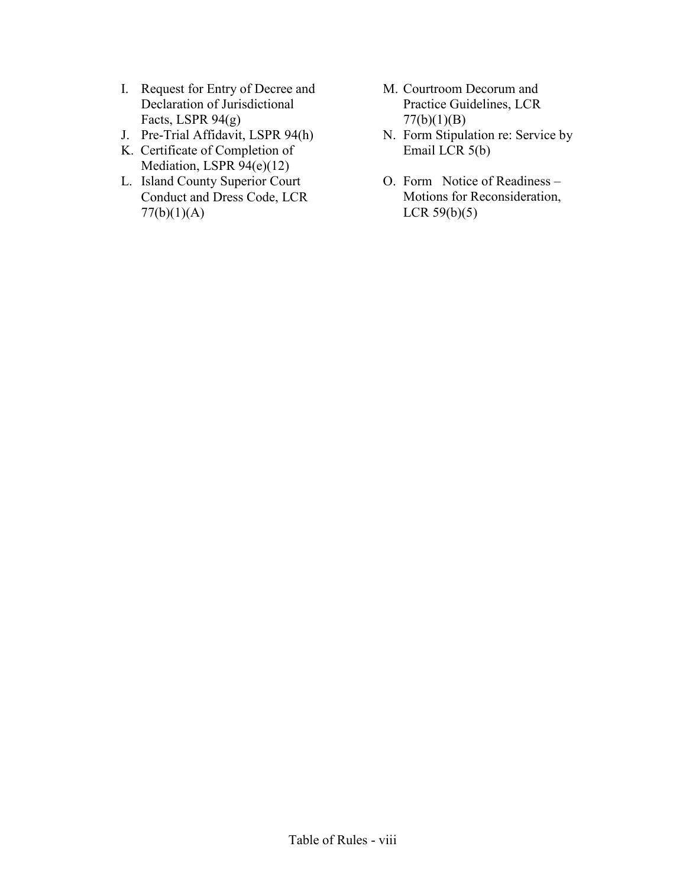I. Request for Entry of Decree and Declaration of Jurisdictional Facts, LSPR 94(g)
J. Pre-Trial Affidavit, LSPR 94(h)
K. Certificate of Completion of Mediation, LSPR 94(e)(12)
L. Island County Superior Court Conduct and Dress Code, LCR 77(b)(1)(A)
M. Courtroom Decorum and Practice Guidelines, LCR 77(b)(1)(B)
N. Form Stipulation re: Service by Email LCR 5(b)
O. Form Notice of Readiness – Motions for Reconsideration, LCR 59(b)(5)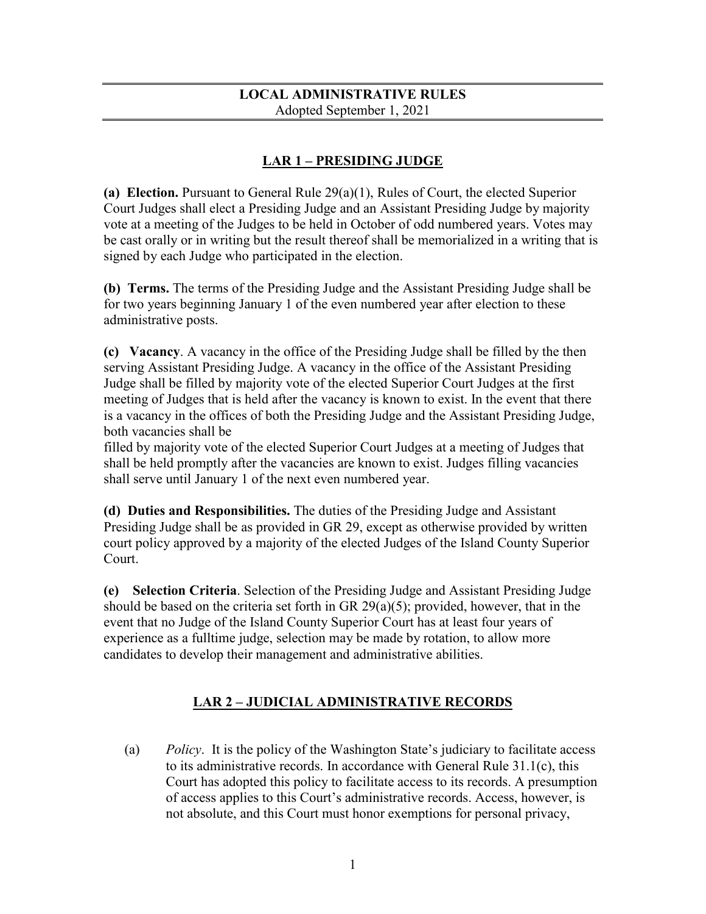**LOCAL ADMINISTRATIVE RULES**
Adopted September 1, 2021

## LAR 1 – PRESIDING JUDGE

**(a) Election.** Pursuant to General Rule 29(a)(1), Rules of Court, the elected Superior Court Judges shall elect a Presiding Judge and an Assistant Presiding Judge by majority vote at a meeting of the Judges to be held in October of odd numbered years. Votes may be cast orally or in writing but the result thereof shall be memorialized in a writing that is signed by each Judge who participated in the election.

**(b) Terms.** The terms of the Presiding Judge and the Assistant Presiding Judge shall be for two years beginning January 1 of the even numbered year after election to these administrative posts.

**(c) Vacancy**. A vacancy in the office of the Presiding Judge shall be filled by the then serving Assistant Presiding Judge. A vacancy in the office of the Assistant Presiding Judge shall be filled by majority vote of the elected Superior Court Judges at the first meeting of Judges that is held after the vacancy is known to exist. In the event that there is a vacancy in the offices of both the Presiding Judge and the Assistant Presiding Judge, both vacancies shall be filled by majority vote of the elected Superior Court Judges at a meeting of Judges that shall be held promptly after the vacancies are known to exist. Judges filling vacancies shall serve until January 1 of the next even numbered year.

**(d) Duties and Responsibilities.** The duties of the Presiding Judge and Assistant Presiding Judge shall be as provided in GR 29, except as otherwise provided by written court policy approved by a majority of the elected Judges of the Island County Superior Court.

**(e) Selection Criteria**. Selection of the Presiding Judge and Assistant Presiding Judge should be based on the criteria set forth in GR 29(a)(5); provided, however, that in the event that no Judge of the Island County Superior Court has at least four years of experience as a fulltime judge, selection may be made by rotation, to allow more candidates to develop their management and administrative abilities.

## LAR 2 – JUDICIAL ADMINISTRATIVE RECORDS

(a) *Policy*. It is the policy of the Washington State's judiciary to facilitate access to its administrative records. In accordance with General Rule 31.1(c), this Court has adopted this policy to facilitate access to its records. A presumption of access applies to this Court's administrative records. Access, however, is not absolute, and this Court must honor exemptions for personal privacy,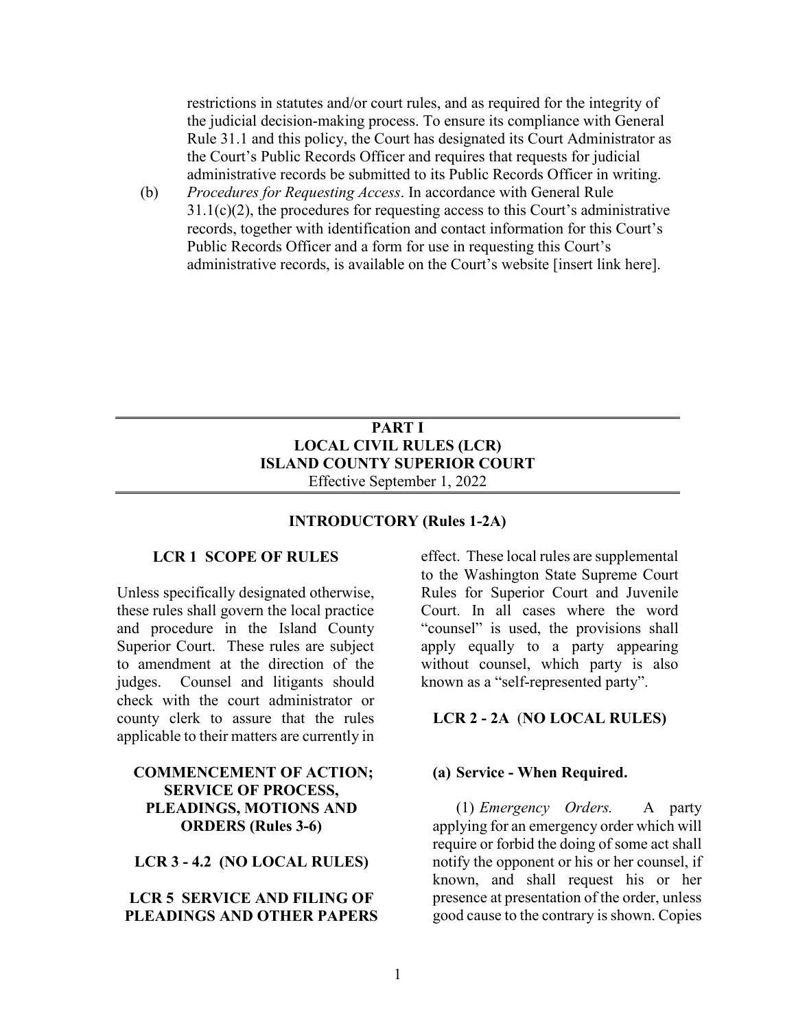restrictions in statutes and/or court rules, and as required for the integrity of the judicial decision-making process. To ensure its compliance with General Rule 31.1 and this policy, the Court has designated its Court Administrator as the Court's Public Records Officer and requires that requests for judicial administrative records be submitted to its Public Records Officer in writing.

(b) *Procedures for Requesting Access*. In accordance with General Rule 31.1(c)(2), the procedures for requesting access to this Court's administrative records, together with identification and contact information for this Court's Public Records Officer and a form for use in requesting this Court's administrative records, is available on the Court's website [insert link here].

---

# PART I
# LOCAL CIVIL RULES (LCR)
# ISLAND COUNTY SUPERIOR COURT

Effective September 1, 2022

---

## INTRODUCTORY (Rules 1-2A)

### LCR 1 SCOPE OF RULES

Unless specifically designated otherwise, these rules shall govern the local practice and procedure in the Island County Superior Court. These rules are subject to amendment at the direction of the judges. Counsel and litigants should check with the court administrator or county clerk to assure that the rules applicable to their matters are currently in effect. These local rules are supplemental to the Washington State Supreme Court Rules for Superior Court and Juvenile Court. In all cases where the word "counsel" is used, the provisions shall apply equally to a party appearing without counsel, which party is also known as a "self-represented party".

### LCR 2 - 2A (NO LOCAL RULES)

## COMMENCEMENT OF ACTION; SERVICE OF PROCESS, PLEADINGS, MOTIONS AND ORDERS (Rules 3-6)

### LCR 3 - 4.2 (NO LOCAL RULES)

### LCR 5 SERVICE AND FILING OF PLEADINGS AND OTHER PAPERS

**(a) Service - When Required.**

(1) *Emergency Orders.* A party applying for an emergency order which will require or forbid the doing of some act shall notify the opponent or his or her counsel, if known, and shall request his or her presence at presentation of the order, unless good cause to the contrary is shown. Copies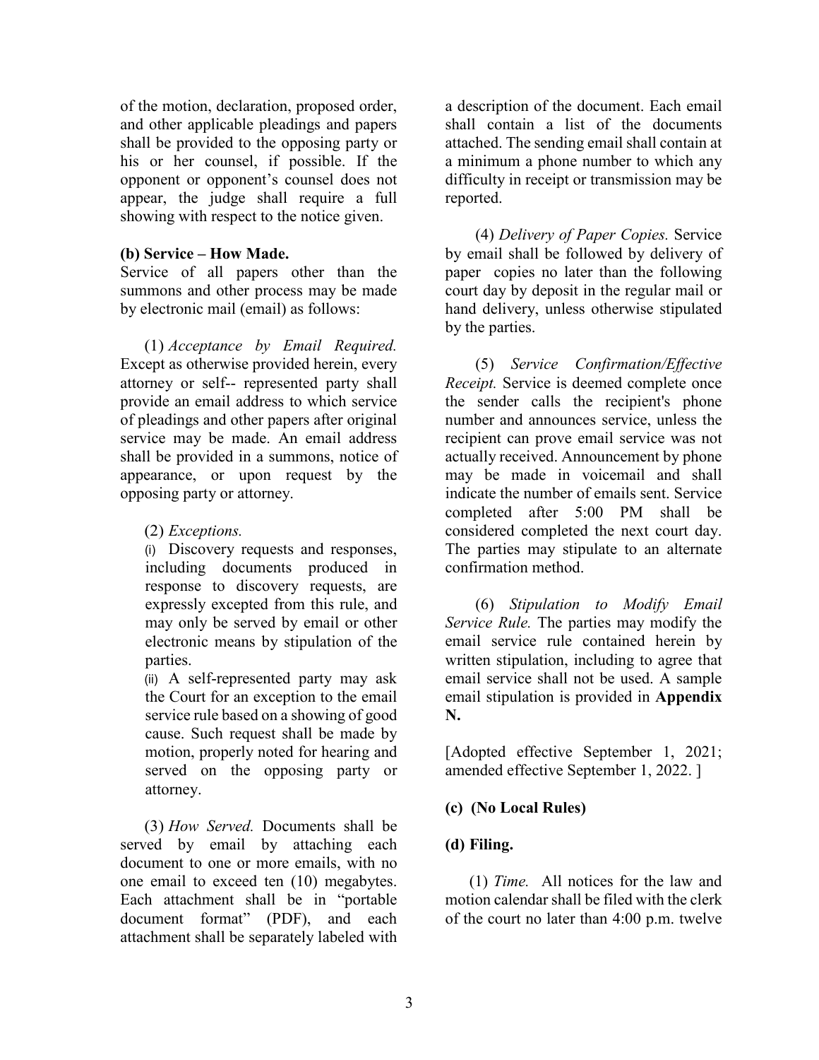of the motion, declaration, proposed order, and other applicable pleadings and papers shall be provided to the opposing party or his or her counsel, if possible. If the opponent or opponent's counsel does not appear, the judge shall require a full showing with respect to the notice given.

**(b) Service – How Made.**

Service of all papers other than the summons and other process may be made by electronic mail (email) as follows:

(1) *Acceptance by Email Required.* Except as otherwise provided herein, every attorney or self-- represented party shall provide an email address to which service of pleadings and other papers after original service may be made. An email address shall be provided in a summons, notice of appearance, or upon request by the opposing party or attorney.

(2) *Exceptions.*

(i) Discovery requests and responses, including documents produced in response to discovery requests, are expressly excepted from this rule, and may only be served by email or other electronic means by stipulation of the parties.

(ii) A self-represented party may ask the Court for an exception to the email service rule based on a showing of good cause. Such request shall be made by motion, properly noted for hearing and served on the opposing party or attorney.

(3) *How Served.* Documents shall be served by email by attaching each document to one or more emails, with no one email to exceed ten (10) megabytes. Each attachment shall be in "portable document format" (PDF), and each attachment shall be separately labeled with a description of the document. Each email shall contain a list of the documents attached. The sending email shall contain at a minimum a phone number to which any difficulty in receipt or transmission may be reported.

(4) *Delivery of Paper Copies.* Service by email shall be followed by delivery of paper copies no later than the following court day by deposit in the regular mail or hand delivery, unless otherwise stipulated by the parties.

(5) *Service Confirmation/Effective Receipt.* Service is deemed complete once the sender calls the recipient's phone number and announces service, unless the recipient can prove email service was not actually received. Announcement by phone may be made in voicemail and shall indicate the number of emails sent. Service completed after 5:00 PM shall be considered completed the next court day. The parties may stipulate to an alternate confirmation method.

(6) *Stipulation to Modify Email Service Rule.* The parties may modify the email service rule contained herein by written stipulation, including to agree that email service shall not be used. A sample email stipulation is provided in **Appendix N.**

[Adopted effective September 1, 2021; amended effective September 1, 2022. ]

**(c) (No Local Rules)**

**(d) Filing.**

(1) *Time.* All notices for the law and motion calendar shall be filed with the clerk of the court no later than 4:00 p.m. twelve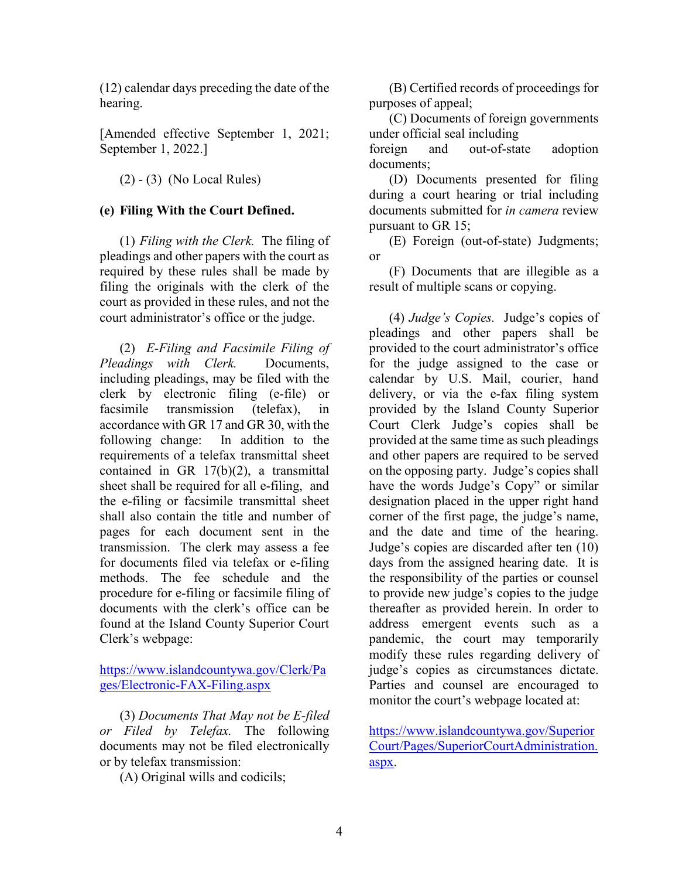(12) calendar days preceding the date of the hearing.

[Amended effective September 1, 2021; September 1, 2022.]

(2) - (3) (No Local Rules)

**(e) Filing With the Court Defined.**

(1) *Filing with the Clerk.* The filing of pleadings and other papers with the court as required by these rules shall be made by filing the originals with the clerk of the court as provided in these rules, and not the court administrator's office or the judge.

(2) *E-Filing and Facsimile Filing of Pleadings with Clerk.* Documents, including pleadings, may be filed with the clerk by electronic filing (e-file) or facsimile transmission (telefax), in accordance with GR 17 and GR 30, with the following change: In addition to the requirements of a telefax transmittal sheet contained in GR 17(b)(2), a transmittal sheet shall be required for all e-filing, and the e-filing or facsimile transmittal sheet shall also contain the title and number of pages for each document sent in the transmission. The clerk may assess a fee for documents filed via telefax or e-filing methods. The fee schedule and the procedure for e-filing or facsimile filing of documents with the clerk's office can be found at the Island County Superior Court Clerk's webpage:

https://www.islandcountywa.gov/Clerk/Pages/Electronic-FAX-Filing.aspx

(3) *Documents That May not be E-filed or Filed by Telefax.* The following documents may not be filed electronically or by telefax transmission:

(A) Original wills and codicils;

(B) Certified records of proceedings for purposes of appeal;

(C) Documents of foreign governments under official seal including foreign and out-of-state adoption documents;

(D) Documents presented for filing during a court hearing or trial including documents submitted for *in camera* review pursuant to GR 15;

(E) Foreign (out-of-state) Judgments; or

(F) Documents that are illegible as a result of multiple scans or copying.

(4) *Judge's Copies.* Judge's copies of pleadings and other papers shall be provided to the court administrator's office for the judge assigned to the case or calendar by U.S. Mail, courier, hand delivery, or via the e-fax filing system provided by the Island County Superior Court Clerk Judge's copies shall be provided at the same time as such pleadings and other papers are required to be served on the opposing party. Judge's copies shall have the words Judge's Copy" or similar designation placed in the upper right hand corner of the first page, the judge's name, and the date and time of the hearing. Judge's copies are discarded after ten (10) days from the assigned hearing date. It is the responsibility of the parties or counsel to provide new judge's copies to the judge thereafter as provided herein. In order to address emergent events such as a pandemic, the court may temporarily modify these rules regarding delivery of judge's copies as circumstances dictate. Parties and counsel are encouraged to monitor the court's webpage located at:

https://www.islandcountywa.gov/SuperiorCourt/Pages/SuperiorCourtAdministration.aspx.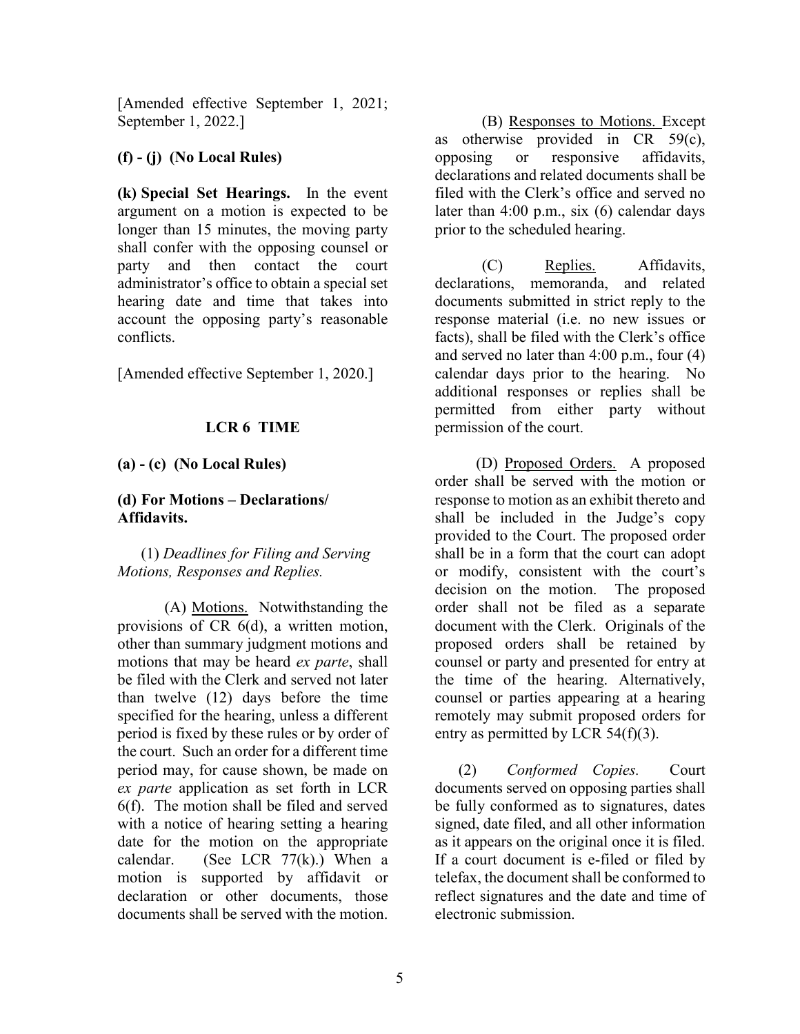[Amended effective September 1, 2021; September 1, 2022.]

**(f) - (j) (No Local Rules)**

**(k) Special Set Hearings.** In the event argument on a motion is expected to be longer than 15 minutes, the moving party shall confer with the opposing counsel or party and then contact the court administrator's office to obtain a special set hearing date and time that takes into account the opposing party's reasonable conflicts.

[Amended effective September 1, 2020.]

## LCR 6 TIME

**(a) - (c) (No Local Rules)**

**(d) For Motions – Declarations/ Affidavits.**

(1) *Deadlines for Filing and Serving Motions, Responses and Replies.*

(A) Motions. Notwithstanding the provisions of CR 6(d), a written motion, other than summary judgment motions and motions that may be heard *ex parte*, shall be filed with the Clerk and served not later than twelve (12) days before the time specified for the hearing, unless a different period is fixed by these rules or by order of the court. Such an order for a different time period may, for cause shown, be made on *ex parte* application as set forth in LCR 6(f). The motion shall be filed and served with a notice of hearing setting a hearing date for the motion on the appropriate calendar. (See LCR 77(k).) When a motion is supported by affidavit or declaration or other documents, those documents shall be served with the motion.

(B) Responses to Motions. Except as otherwise provided in CR 59(c), opposing or responsive affidavits, declarations and related documents shall be filed with the Clerk's office and served no later than 4:00 p.m., six (6) calendar days prior to the scheduled hearing.

(C) Replies. Affidavits, declarations, memoranda, and related documents submitted in strict reply to the response material (i.e. no new issues or facts), shall be filed with the Clerk's office and served no later than 4:00 p.m., four (4) calendar days prior to the hearing. No additional responses or replies shall be permitted from either party without permission of the court.

(D) Proposed Orders. A proposed order shall be served with the motion or response to motion as an exhibit thereto and shall be included in the Judge's copy provided to the Court. The proposed order shall be in a form that the court can adopt or modify, consistent with the court's decision on the motion. The proposed order shall not be filed as a separate document with the Clerk. Originals of the proposed orders shall be retained by counsel or party and presented for entry at the time of the hearing. Alternatively, counsel or parties appearing at a hearing remotely may submit proposed orders for entry as permitted by LCR 54(f)(3).

(2) *Conformed Copies.* Court documents served on opposing parties shall be fully conformed as to signatures, dates signed, date filed, and all other information as it appears on the original once it is filed. If a court document is e-filed or filed by telefax, the document shall be conformed to reflect signatures and the date and time of electronic submission.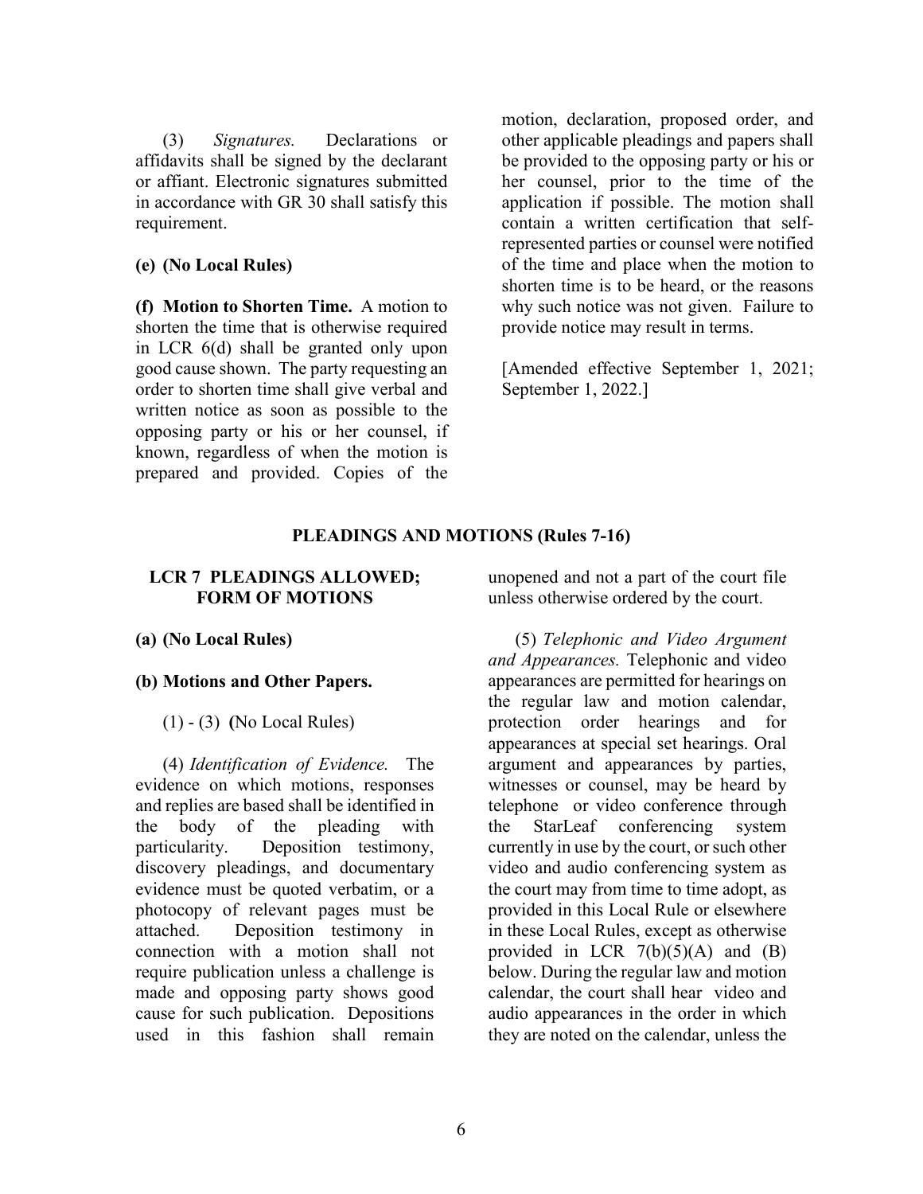(3) *Signatures.* Declarations or affidavits shall be signed by the declarant or affiant. Electronic signatures submitted in accordance with GR 30 shall satisfy this requirement.

**(e) (No Local Rules)**

**(f) Motion to Shorten Time.** A motion to shorten the time that is otherwise required in LCR 6(d) shall be granted only upon good cause shown. The party requesting an order to shorten time shall give verbal and written notice as soon as possible to the opposing party or his or her counsel, if known, regardless of when the motion is prepared and provided. Copies of the motion, declaration, proposed order, and other applicable pleadings and papers shall be provided to the opposing party or his or her counsel, prior to the time of the application if possible. The motion shall contain a written certification that self-represented parties or counsel were notified of the time and place when the motion to shorten time is to be heard, or the reasons why such notice was not given. Failure to provide notice may result in terms.

[Amended effective September 1, 2021; September 1, 2022.]

## PLEADINGS AND MOTIONS (Rules 7-16)

### LCR 7 PLEADINGS ALLOWED; FORM OF MOTIONS

**(a) (No Local Rules)**

**(b) Motions and Other Papers.**

(1) - (3) (No Local Rules)

(4) *Identification of Evidence.* The evidence on which motions, responses and replies are based shall be identified in the body of the pleading with particularity. Deposition testimony, discovery pleadings, and documentary evidence must be quoted verbatim, or a photocopy of relevant pages must be attached. Deposition testimony in connection with a motion shall not require publication unless a challenge is made and opposing party shows good cause for such publication. Depositions used in this fashion shall remain unopened and not a part of the court file unless otherwise ordered by the court.

(5) *Telephonic and Video Argument and Appearances.* Telephonic and video appearances are permitted for hearings on the regular law and motion calendar, protection order hearings and for appearances at special set hearings. Oral argument and appearances by parties, witnesses or counsel, may be heard by telephone or video conference through the StarLeaf conferencing system currently in use by the court, or such other video and audio conferencing system as the court may from time to time adopt, as provided in this Local Rule or elsewhere in these Local Rules, except as otherwise provided in LCR 7(b)(5)(A) and (B) below. During the regular law and motion calendar, the court shall hear video and audio appearances in the order in which they are noted on the calendar, unless the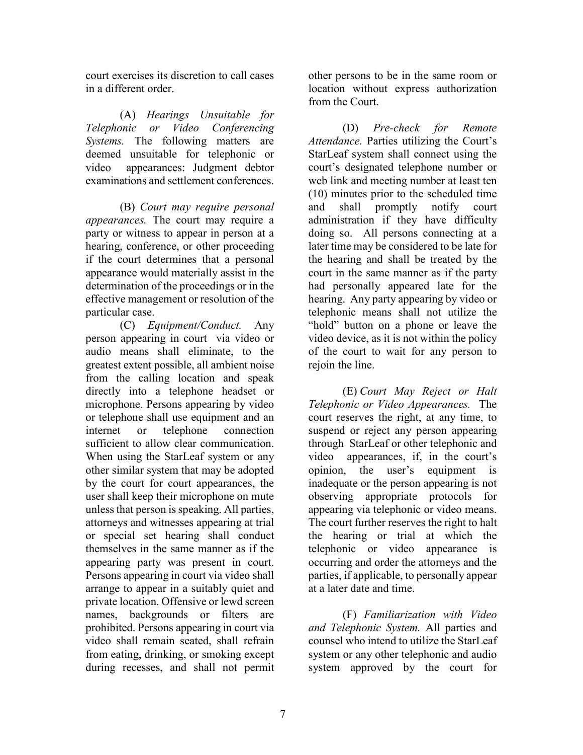court exercises its discretion to call cases in a different order.

(A) *Hearings Unsuitable for Telephonic or Video Conferencing Systems.* The following matters are deemed unsuitable for telephonic or video appearances: Judgment debtor examinations and settlement conferences.

(B) *Court may require personal appearances.* The court may require a party or witness to appear in person at a hearing, conference, or other proceeding if the court determines that a personal appearance would materially assist in the determination of the proceedings or in the effective management or resolution of the particular case.

(C) *Equipment/Conduct.* Any person appearing in court via video or audio means shall eliminate, to the greatest extent possible, all ambient noise from the calling location and speak directly into a telephone headset or microphone. Persons appearing by video or telephone shall use equipment and an internet or telephone connection sufficient to allow clear communication. When using the StarLeaf system or any other similar system that may be adopted by the court for court appearances, the user shall keep their microphone on mute unless that person is speaking. All parties, attorneys and witnesses appearing at trial or special set hearing shall conduct themselves in the same manner as if the appearing party was present in court. Persons appearing in court via video shall arrange to appear in a suitably quiet and private location. Offensive or lewd screen names, backgrounds or filters are prohibited. Persons appearing in court via video shall remain seated, shall refrain from eating, drinking, or smoking except during recesses, and shall not permit other persons to be in the same room or location without express authorization from the Court.

(D) *Pre-check for Remote Attendance.* Parties utilizing the Court's StarLeaf system shall connect using the court's designated telephone number or web link and meeting number at least ten (10) minutes prior to the scheduled time and shall promptly notify court administration if they have difficulty doing so. All persons connecting at a later time may be considered to be late for the hearing and shall be treated by the court in the same manner as if the party had personally appeared late for the hearing. Any party appearing by video or telephonic means shall not utilize the "hold" button on a phone or leave the video device, as it is not within the policy of the court to wait for any person to rejoin the line.

(E) *Court May Reject or Halt Telephonic or Video Appearances.* The court reserves the right, at any time, to suspend or reject any person appearing through StarLeaf or other telephonic and video appearances, if, in the court's opinion, the user's equipment is inadequate or the person appearing is not observing appropriate protocols for appearing via telephonic or video means. The court further reserves the right to halt the hearing or trial at which the telephonic or video appearance is occurring and order the attorneys and the parties, if applicable, to personally appear at a later date and time.

(F) *Familiarization with Video and Telephonic System.* All parties and counsel who intend to utilize the StarLeaf system or any other telephonic and audio system approved by the court for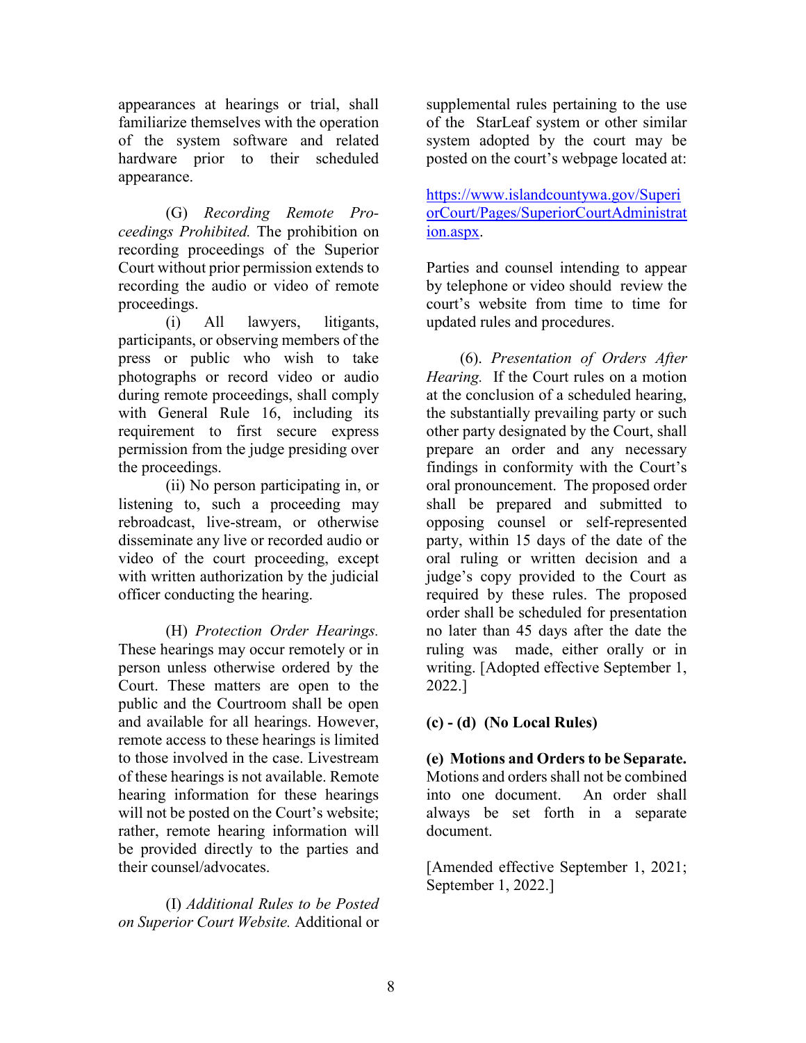appearances at hearings or trial, shall familiarize themselves with the operation of the system software and related hardware prior to their scheduled appearance.

(G) *Recording Remote Proceedings Prohibited.* The prohibition on recording proceedings of the Superior Court without prior permission extends to recording the audio or video of remote proceedings.

(i) All lawyers, litigants, participants, or observing members of the press or public who wish to take photographs or record video or audio during remote proceedings, shall comply with General Rule 16, including its requirement to first secure express permission from the judge presiding over the proceedings.

(ii) No person participating in, or listening to, such a proceeding may rebroadcast, live-stream, or otherwise disseminate any live or recorded audio or video of the court proceeding, except with written authorization by the judicial officer conducting the hearing.

(H) *Protection Order Hearings.* These hearings may occur remotely or in person unless otherwise ordered by the Court. These matters are open to the public and the Courtroom shall be open and available for all hearings. However, remote access to these hearings is limited to those involved in the case. Livestream of these hearings is not available. Remote hearing information for these hearings will not be posted on the Court's website; rather, remote hearing information will be provided directly to the parties and their counsel/advocates.

(I) *Additional Rules to be Posted on Superior Court Website.* Additional or supplemental rules pertaining to the use of the StarLeaf system or other similar system adopted by the court may be posted on the court's webpage located at:

https://www.islandcountywa.gov/SuperiorCourt/Pages/SuperiorCourtAdministration.aspx.

Parties and counsel intending to appear by telephone or video should review the court's website from time to time for updated rules and procedures.

(6). *Presentation of Orders After Hearing.* If the Court rules on a motion at the conclusion of a scheduled hearing, the substantially prevailing party or such other party designated by the Court, shall prepare an order and any necessary findings in conformity with the Court's oral pronouncement. The proposed order shall be prepared and submitted to opposing counsel or self-represented party, within 15 days of the date of the oral ruling or written decision and a judge's copy provided to the Court as required by these rules. The proposed order shall be scheduled for presentation no later than 45 days after the date the ruling was made, either orally or in writing. [Adopted effective September 1, 2022.]

**(c) - (d) (No Local Rules)**

**(e) Motions and Orders to be Separate.** Motions and orders shall not be combined into one document. An order shall always be set forth in a separate document.

[Amended effective September 1, 2021; September 1, 2022.]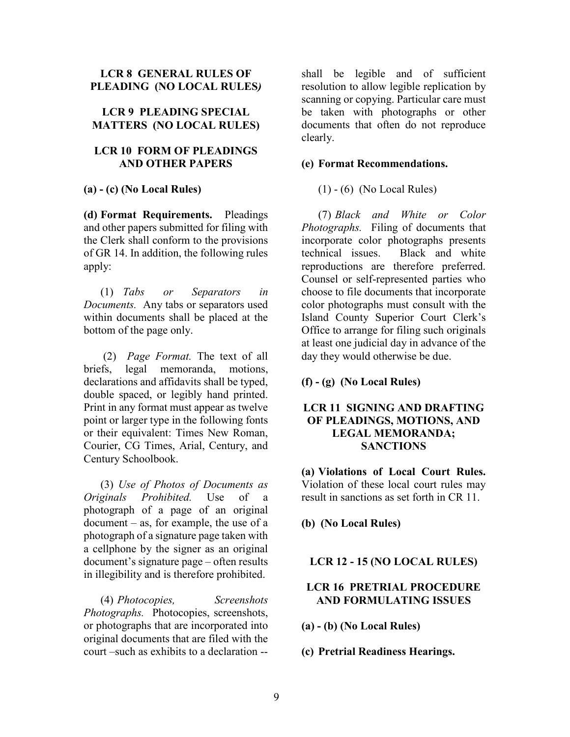## LCR 8 GENERAL RULES OF PLEADING (NO LOCAL RULES*)*

## LCR 9 PLEADING SPECIAL MATTERS (NO LOCAL RULES)

## LCR 10 FORM OF PLEADINGS AND OTHER PAPERS

**(a) - (c) (No Local Rules)**

**(d) Format Requirements.** Pleadings and other papers submitted for filing with the Clerk shall conform to the provisions of GR 14. In addition, the following rules apply:

(1) *Tabs or Separators in Documents.* Any tabs or separators used within documents shall be placed at the bottom of the page only.

(2) *Page Format.* The text of all briefs, legal memoranda, motions, declarations and affidavits shall be typed, double spaced, or legibly hand printed. Print in any format must appear as twelve point or larger type in the following fonts or their equivalent: Times New Roman, Courier, CG Times, Arial, Century, and Century Schoolbook.

(3) *Use of Photos of Documents as Originals Prohibited.* Use of a photograph of a page of an original document – as, for example, the use of a photograph of a signature page taken with a cellphone by the signer as an original document's signature page – often results in illegibility and is therefore prohibited.

(4) *Photocopies, Screenshots Photographs.* Photocopies, screenshots, or photographs that are incorporated into original documents that are filed with the court –such as exhibits to a declaration -- shall be legible and of sufficient resolution to allow legible replication by scanning or copying. Particular care must be taken with photographs or other documents that often do not reproduce clearly.

**(e) Format Recommendations.**

(1) - (6) (No Local Rules)

(7) *Black and White or Color Photographs.* Filing of documents that incorporate color photographs presents technical issues. Black and white reproductions are therefore preferred. Counsel or self-represented parties who choose to file documents that incorporate color photographs must consult with the Island County Superior Court Clerk's Office to arrange for filing such originals at least one judicial day in advance of the day they would otherwise be due.

**(f) - (g) (No Local Rules)**

## LCR 11 SIGNING AND DRAFTING OF PLEADINGS, MOTIONS, AND LEGAL MEMORANDA; SANCTIONS

**(a) Violations of Local Court Rules.** Violation of these local court rules may result in sanctions as set forth in CR 11.

**(b) (No Local Rules)**

## LCR 12 - 15 (NO LOCAL RULES)

## LCR 16 PRETRIAL PROCEDURE AND FORMULATING ISSUES

**(a) - (b) (No Local Rules)**

**(c) Pretrial Readiness Hearings.**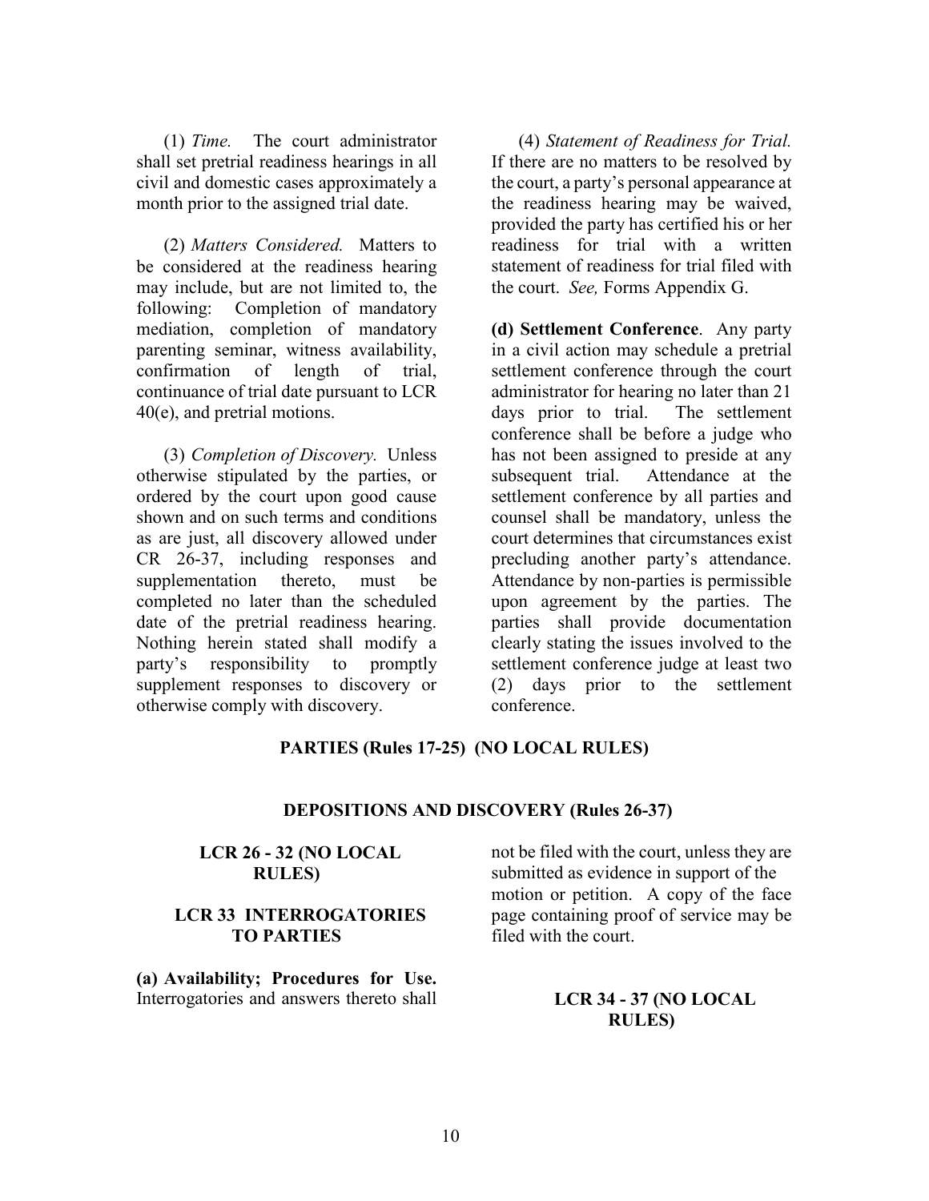(1) *Time.* The court administrator shall set pretrial readiness hearings in all civil and domestic cases approximately a month prior to the assigned trial date.

(2) *Matters Considered.* Matters to be considered at the readiness hearing may include, but are not limited to, the following: Completion of mandatory mediation, completion of mandatory parenting seminar, witness availability, confirmation of length of trial, continuance of trial date pursuant to LCR 40(e), and pretrial motions.

(3) *Completion of Discovery.* Unless otherwise stipulated by the parties, or ordered by the court upon good cause shown and on such terms and conditions as are just, all discovery allowed under CR 26-37, including responses and supplementation thereto, must be completed no later than the scheduled date of the pretrial readiness hearing. Nothing herein stated shall modify a party's responsibility to promptly supplement responses to discovery or otherwise comply with discovery.

(4) *Statement of Readiness for Trial.* If there are no matters to be resolved by the court, a party's personal appearance at the readiness hearing may be waived, provided the party has certified his or her readiness for trial with a written statement of readiness for trial filed with the court. *See,* Forms Appendix G.

**(d) Settlement Conference**. Any party in a civil action may schedule a pretrial settlement conference through the court administrator for hearing no later than 21 days prior to trial. The settlement conference shall be before a judge who has not been assigned to preside at any subsequent trial. Attendance at the settlement conference by all parties and counsel shall be mandatory, unless the court determines that circumstances exist precluding another party's attendance. Attendance by non-parties is permissible upon agreement by the parties. The parties shall provide documentation clearly stating the issues involved to the settlement conference judge at least two (2) days prior to the settlement conference.

## PARTIES (Rules 17-25) (NO LOCAL RULES)

## DEPOSITIONS AND DISCOVERY (Rules 26-37)

### LCR 26 - 32 (NO LOCAL RULES)

### LCR 33 INTERROGATORIES TO PARTIES

**(a) Availability; Procedures for Use.** Interrogatories and answers thereto shall not be filed with the court, unless they are submitted as evidence in support of the motion or petition. A copy of the face page containing proof of service may be filed with the court.

### LCR 34 - 37 (NO LOCAL RULES)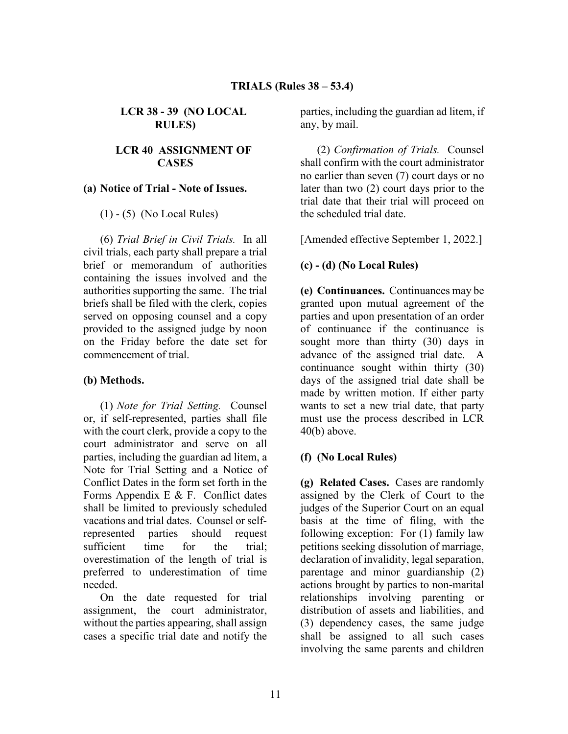## TRIALS (Rules 38 – 53.4)

### LCR 38 - 39 (NO LOCAL RULES)

### LCR 40 ASSIGNMENT OF CASES

**(a) Notice of Trial - Note of Issues.**

(1) - (5) (No Local Rules)

(6) *Trial Brief in Civil Trials.* In all civil trials, each party shall prepare a trial brief or memorandum of authorities containing the issues involved and the authorities supporting the same. The trial briefs shall be filed with the clerk, copies served on opposing counsel and a copy provided to the assigned judge by noon on the Friday before the date set for commencement of trial.

**(b) Methods.**

(1) *Note for Trial Setting.* Counsel or, if self-represented, parties shall file with the court clerk, provide a copy to the court administrator and serve on all parties, including the guardian ad litem, a Note for Trial Setting and a Notice of Conflict Dates in the form set forth in the Forms Appendix E & F. Conflict dates shall be limited to previously scheduled vacations and trial dates. Counsel or self-represented parties should request sufficient time for the trial; overestimation of the length of trial is preferred to underestimation of time needed.

On the date requested for trial assignment, the court administrator, without the parties appearing, shall assign cases a specific trial date and notify the parties, including the guardian ad litem, if any, by mail.

(2) *Confirmation of Trials.* Counsel shall confirm with the court administrator no earlier than seven (7) court days or no later than two (2) court days prior to the trial date that their trial will proceed on the scheduled trial date.

[Amended effective September 1, 2022.]

**(c) - (d) (No Local Rules)**

**(e) Continuances.** Continuances may be granted upon mutual agreement of the parties and upon presentation of an order of continuance if the continuance is sought more than thirty (30) days in advance of the assigned trial date. A continuance sought within thirty (30) days of the assigned trial date shall be made by written motion. If either party wants to set a new trial date, that party must use the process described in LCR 40(b) above.

**(f) (No Local Rules)**

**(g) Related Cases.** Cases are randomly assigned by the Clerk of Court to the judges of the Superior Court on an equal basis at the time of filing, with the following exception: For (1) family law petitions seeking dissolution of marriage, declaration of invalidity, legal separation, parentage and minor guardianship (2) actions brought by parties to non-marital relationships involving parenting or distribution of assets and liabilities, and (3) dependency cases, the same judge shall be assigned to all such cases involving the same parents and children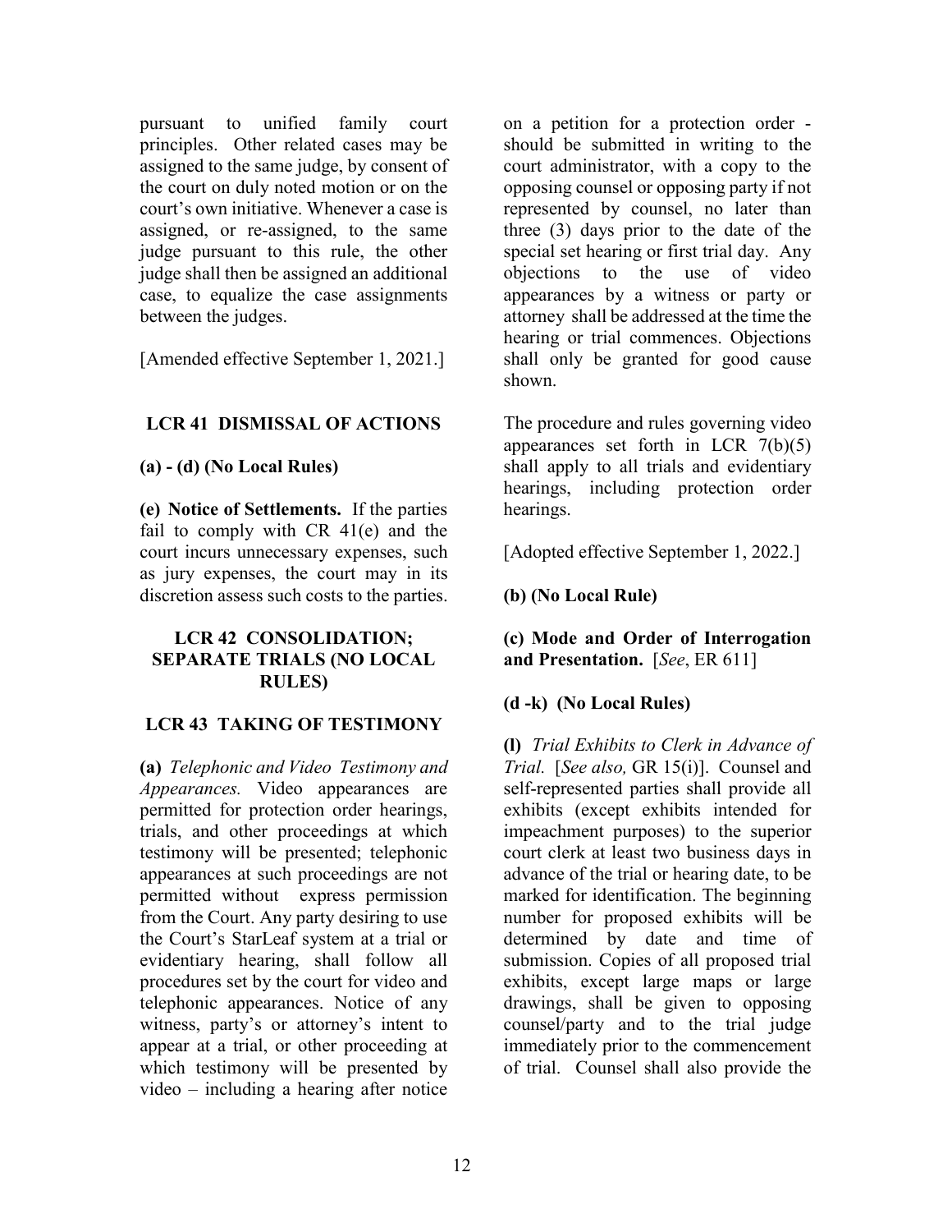pursuant to unified family court principles. Other related cases may be assigned to the same judge, by consent of the court on duly noted motion or on the court's own initiative. Whenever a case is assigned, or re-assigned, to the same judge pursuant to this rule, the other judge shall then be assigned an additional case, to equalize the case assignments between the judges.

[Amended effective September 1, 2021.]

## LCR 41 DISMISSAL OF ACTIONS

**(a) - (d) (No Local Rules)**

**(e) Notice of Settlements.** If the parties fail to comply with CR 41(e) and the court incurs unnecessary expenses, such as jury expenses, the court may in its discretion assess such costs to the parties.

## LCR 42 CONSOLIDATION; SEPARATE TRIALS (NO LOCAL RULES)

## LCR 43 TAKING OF TESTIMONY

**(a)** *Telephonic and Video Testimony and Appearances.* Video appearances are permitted for protection order hearings, trials, and other proceedings at which testimony will be presented; telephonic appearances at such proceedings are not permitted without express permission from the Court. Any party desiring to use the Court's StarLeaf system at a trial or evidentiary hearing, shall follow all procedures set by the court for video and telephonic appearances. Notice of any witness, party's or attorney's intent to appear at a trial, or other proceeding at which testimony will be presented by video – including a hearing after notice on a petition for a protection order - should be submitted in writing to the court administrator, with a copy to the opposing counsel or opposing party if not represented by counsel, no later than three (3) days prior to the date of the special set hearing or first trial day. Any objections to the use of video appearances by a witness or party or attorney shall be addressed at the time the hearing or trial commences. Objections shall only be granted for good cause shown.

The procedure and rules governing video appearances set forth in LCR 7(b)(5) shall apply to all trials and evidentiary hearings, including protection order hearings.

[Adopted effective September 1, 2022.]

**(b) (No Local Rule)**

**(c) Mode and Order of Interrogation and Presentation.** [*See*, ER 611]

**(d -k) (No Local Rules)**

**(l)** *Trial Exhibits to Clerk in Advance of Trial.* [*See also,* GR 15(i)]. Counsel and self-represented parties shall provide all exhibits (except exhibits intended for impeachment purposes) to the superior court clerk at least two business days in advance of the trial or hearing date, to be marked for identification. The beginning number for proposed exhibits will be determined by date and time of submission. Copies of all proposed trial exhibits, except large maps or large drawings, shall be given to opposing counsel/party and to the trial judge immediately prior to the commencement of trial. Counsel shall also provide the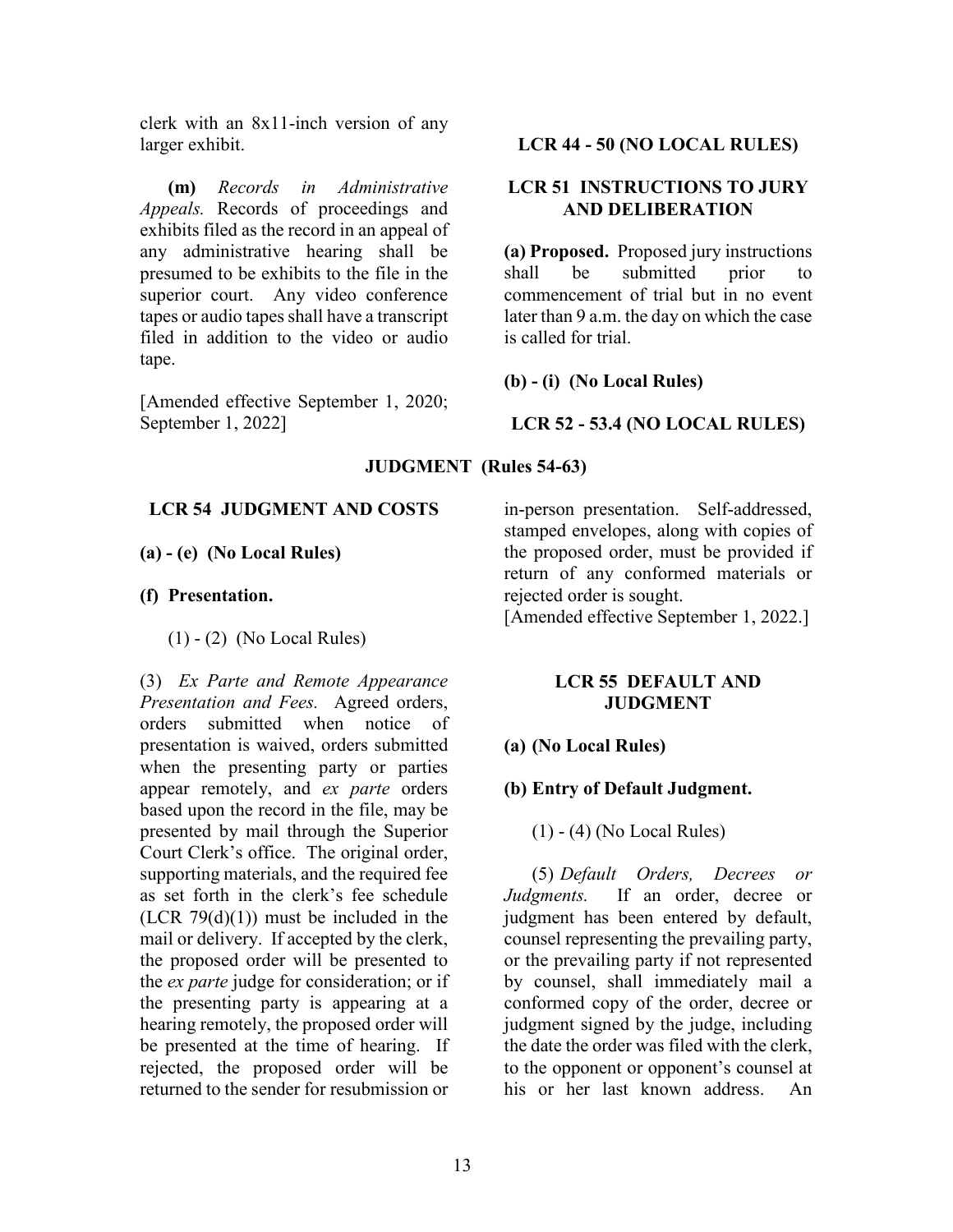clerk with an 8x11-inch version of any larger exhibit.

**(m)** *Records in Administrative Appeals.* Records of proceedings and exhibits filed as the record in an appeal of any administrative hearing shall be presumed to be exhibits to the file in the superior court. Any video conference tapes or audio tapes shall have a transcript filed in addition to the video or audio tape.

[Amended effective September 1, 2020; September 1, 2022]

### LCR 44 - 50 (NO LOCAL RULES)

### LCR 51 INSTRUCTIONS TO JURY AND DELIBERATION

**(a) Proposed.** Proposed jury instructions shall be submitted prior to commencement of trial but in no event later than 9 a.m. the day on which the case is called for trial.

**(b) - (i) (No Local Rules)**

### LCR 52 - 53.4 (NO LOCAL RULES)

## JUDGMENT (Rules 54-63)

### LCR 54 JUDGMENT AND COSTS

**(a) - (e) (No Local Rules)**

**(f) Presentation.**

(1) - (2) (No Local Rules)

(3) *Ex Parte and Remote Appearance Presentation and Fees.* Agreed orders, orders submitted when notice of presentation is waived, orders submitted when the presenting party or parties appear remotely, and *ex parte* orders based upon the record in the file, may be presented by mail through the Superior Court Clerk's office. The original order, supporting materials, and the required fee as set forth in the clerk's fee schedule (LCR 79(d)(1)) must be included in the mail or delivery. If accepted by the clerk, the proposed order will be presented to the *ex parte* judge for consideration; or if the presenting party is appearing at a hearing remotely, the proposed order will be presented at the time of hearing. If rejected, the proposed order will be returned to the sender for resubmission or in-person presentation. Self-addressed, stamped envelopes, along with copies of the proposed order, must be provided if return of any conformed materials or rejected order is sought.

[Amended effective September 1, 2022.]

### LCR 55 DEFAULT AND JUDGMENT

**(a) (No Local Rules)**

**(b) Entry of Default Judgment.**

(1) - (4) (No Local Rules)

(5) *Default Orders, Decrees or Judgments.* If an order, decree or judgment has been entered by default, counsel representing the prevailing party, or the prevailing party if not represented by counsel, shall immediately mail a conformed copy of the order, decree or judgment signed by the judge, including the date the order was filed with the clerk, to the opponent or opponent's counsel at his or her last known address. An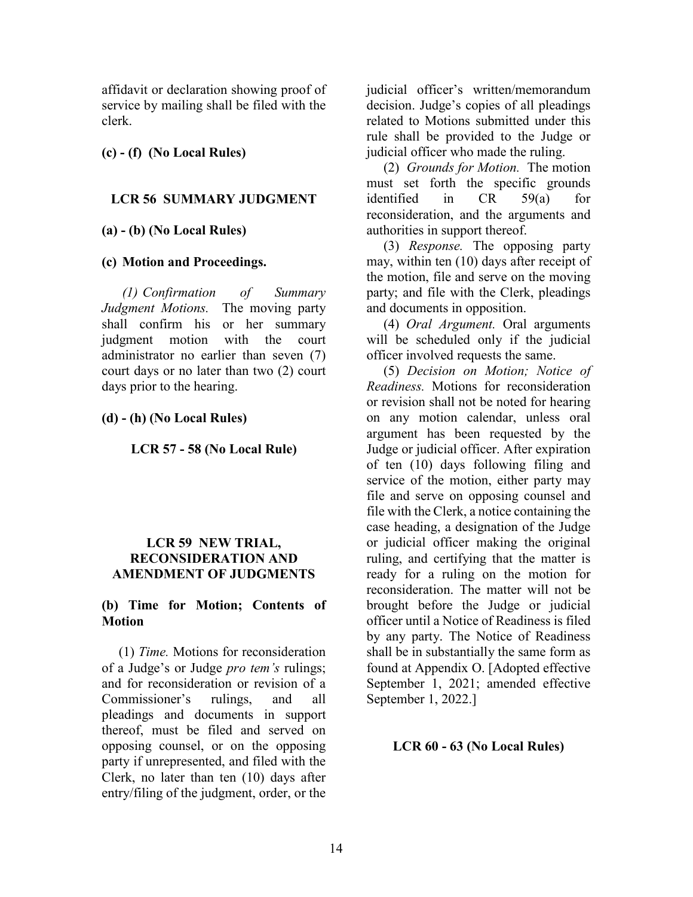affidavit or declaration showing proof of service by mailing shall be filed with the clerk.

**(c) - (f) (No Local Rules)**

## LCR 56 SUMMARY JUDGMENT

**(a) - (b) (No Local Rules)**

**(c) Motion and Proceedings.**

*(1) Confirmation of Summary Judgment Motions.* The moving party shall confirm his or her summary judgment motion with the court administrator no earlier than seven (7) court days or no later than two (2) court days prior to the hearing.

**(d) - (h) (No Local Rules)**

## LCR 57 - 58 (No Local Rule)

## LCR 59 NEW TRIAL, RECONSIDERATION AND AMENDMENT OF JUDGMENTS

**(b) Time for Motion; Contents of Motion**

(1) *Time.* Motions for reconsideration of a Judge's or Judge *pro tem's* rulings; and for reconsideration or revision of a Commissioner's rulings, and all pleadings and documents in support thereof, must be filed and served on opposing counsel, or on the opposing party if unrepresented, and filed with the Clerk, no later than ten (10) days after entry/filing of the judgment, order, or the judicial officer's written/memorandum decision. Judge's copies of all pleadings related to Motions submitted under this rule shall be provided to the Judge or judicial officer who made the ruling.

(2) *Grounds for Motion.* The motion must set forth the specific grounds identified in CR 59(a) for reconsideration, and the arguments and authorities in support thereof.

(3) *Response.* The opposing party may, within ten (10) days after receipt of the motion, file and serve on the moving party; and file with the Clerk, pleadings and documents in opposition.

(4) *Oral Argument.* Oral arguments will be scheduled only if the judicial officer involved requests the same.

(5) *Decision on Motion; Notice of Readiness.* Motions for reconsideration or revision shall not be noted for hearing on any motion calendar, unless oral argument has been requested by the Judge or judicial officer. After expiration of ten (10) days following filing and service of the motion, either party may file and serve on opposing counsel and file with the Clerk, a notice containing the case heading, a designation of the Judge or judicial officer making the original ruling, and certifying that the matter is ready for a ruling on the motion for reconsideration. The matter will not be brought before the Judge or judicial officer until a Notice of Readiness is filed by any party. The Notice of Readiness shall be in substantially the same form as found at Appendix O. [Adopted effective September 1, 2021; amended effective September 1, 2022.]

## LCR 60 - 63 (No Local Rules)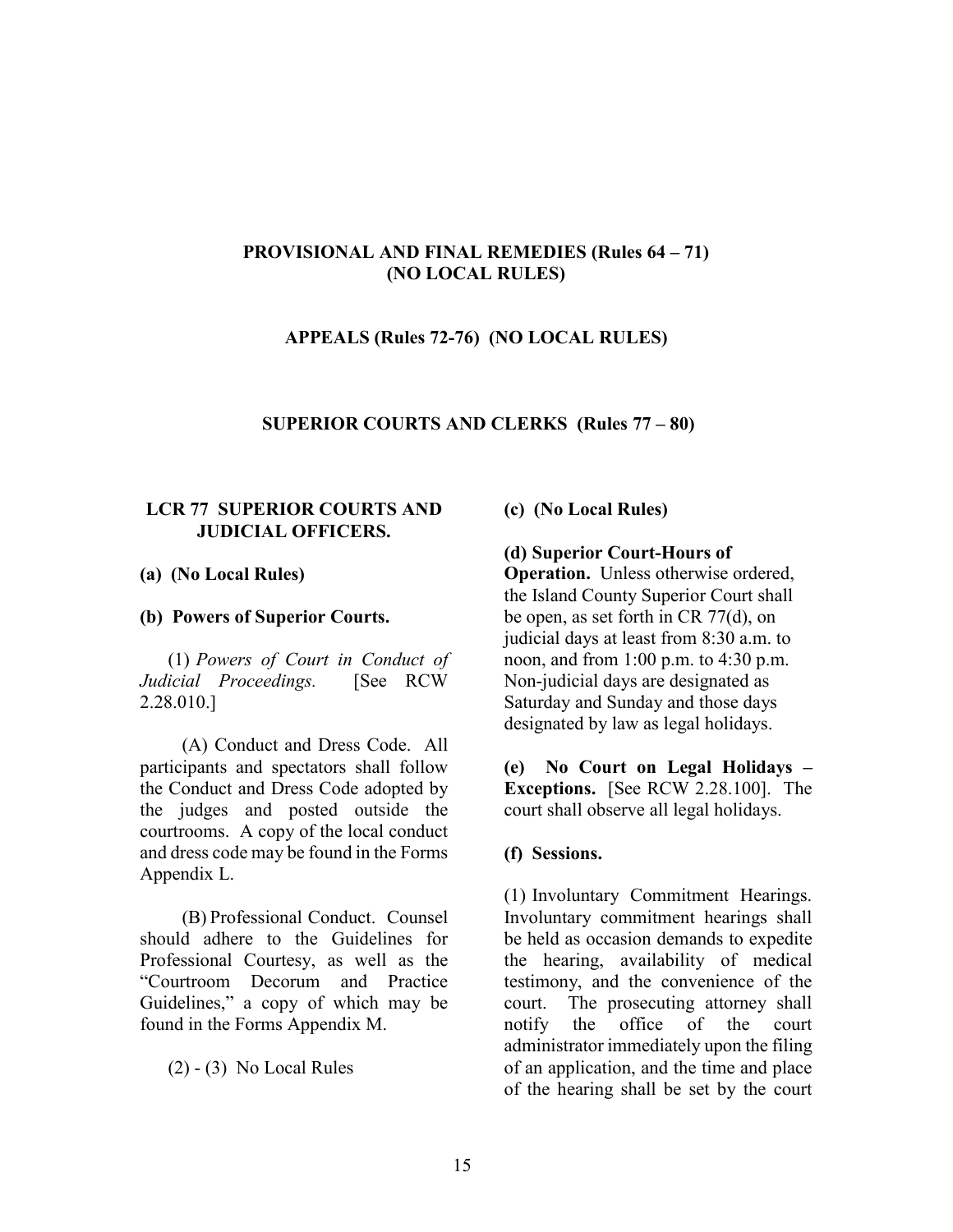## PROVISIONAL AND FINAL REMEDIES (Rules 64 – 71) (NO LOCAL RULES)

## APPEALS (Rules 72-76) (NO LOCAL RULES)

## SUPERIOR COURTS AND CLERKS (Rules 77 – 80)

### LCR 77 SUPERIOR COURTS AND JUDICIAL OFFICERS.

**(a) (No Local Rules)**

**(b) Powers of Superior Courts.**

(1) *Powers of Court in Conduct of Judicial Proceedings.* [See RCW 2.28.010.]

(A) Conduct and Dress Code. All participants and spectators shall follow the Conduct and Dress Code adopted by the judges and posted outside the courtrooms. A copy of the local conduct and dress code may be found in the Forms Appendix L.

(B) Professional Conduct. Counsel should adhere to the Guidelines for Professional Courtesy, as well as the "Courtroom Decorum and Practice Guidelines," a copy of which may be found in the Forms Appendix M.

(2) - (3) No Local Rules

**(c) (No Local Rules)**

**(d) Superior Court-Hours of Operation.** Unless otherwise ordered, the Island County Superior Court shall be open, as set forth in CR 77(d), on judicial days at least from 8:30 a.m. to noon, and from 1:00 p.m. to 4:30 p.m. Non-judicial days are designated as Saturday and Sunday and those days designated by law as legal holidays.

**(e) No Court on Legal Holidays – Exceptions.** [See RCW 2.28.100]. The court shall observe all legal holidays.

**(f) Sessions.**

(1) Involuntary Commitment Hearings. Involuntary commitment hearings shall be held as occasion demands to expedite the hearing, availability of medical testimony, and the convenience of the court. The prosecuting attorney shall notify the office of the court administrator immediately upon the filing of an application, and the time and place of the hearing shall be set by the court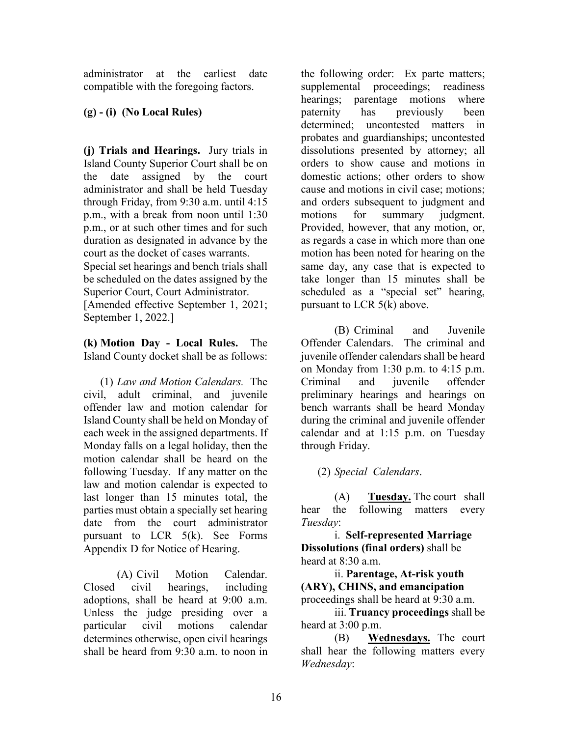administrator at the earliest date compatible with the foregoing factors.

**(g) - (i) (No Local Rules)**

**(j) Trials and Hearings.** Jury trials in Island County Superior Court shall be on the date assigned by the court administrator and shall be held Tuesday through Friday, from 9:30 a.m. until 4:15 p.m., with a break from noon until 1:30 p.m., or at such other times and for such duration as designated in advance by the court as the docket of cases warrants. Special set hearings and bench trials shall be scheduled on the dates assigned by the Superior Court, Court Administrator.
[Amended effective September 1, 2021; September 1, 2022.]

**(k) Motion Day - Local Rules.** The Island County docket shall be as follows:

(1) *Law and Motion Calendars.* The civil, adult criminal, and juvenile offender law and motion calendar for Island County shall be held on Monday of each week in the assigned departments. If Monday falls on a legal holiday, then the motion calendar shall be heard on the following Tuesday. If any matter on the law and motion calendar is expected to last longer than 15 minutes total, the parties must obtain a specially set hearing date from the court administrator pursuant to LCR 5(k). See Forms Appendix D for Notice of Hearing.

(A) Civil Motion Calendar. Closed civil hearings, including adoptions, shall be heard at 9:00 a.m. Unless the judge presiding over a particular civil motions calendar determines otherwise, open civil hearings shall be heard from 9:30 a.m. to noon in the following order: Ex parte matters; supplemental proceedings; readiness hearings; parentage motions where paternity has previously been determined; uncontested matters in probates and guardianships; uncontested dissolutions presented by attorney; all orders to show cause and motions in domestic actions; other orders to show cause and motions in civil case; motions; and orders subsequent to judgment and motions for summary judgment. Provided, however, that any motion, or, as regards a case in which more than one motion has been noted for hearing on the same day, any case that is expected to take longer than 15 minutes shall be scheduled as a "special set" hearing, pursuant to LCR 5(k) above.

(B) Criminal and Juvenile Offender Calendars. The criminal and juvenile offender calendars shall be heard on Monday from 1:30 p.m. to 4:15 p.m. Criminal and juvenile offender preliminary hearings and hearings on bench warrants shall be heard Monday during the criminal and juvenile offender calendar and at 1:15 p.m. on Tuesday through Friday.

(2) *Special Calendars*.

(A) **Tuesday.** The court shall hear the following matters every *Tuesday*:

i. **Self-represented Marriage Dissolutions (final orders)** shall be heard at 8:30 a.m.

ii. **Parentage, At-risk youth (ARY), CHINS, and emancipation** proceedings shall be heard at 9:30 a.m.

iii. **Truancy proceedings** shall be heard at 3:00 p.m.

(B) **Wednesdays.** The court shall hear the following matters every *Wednesday*: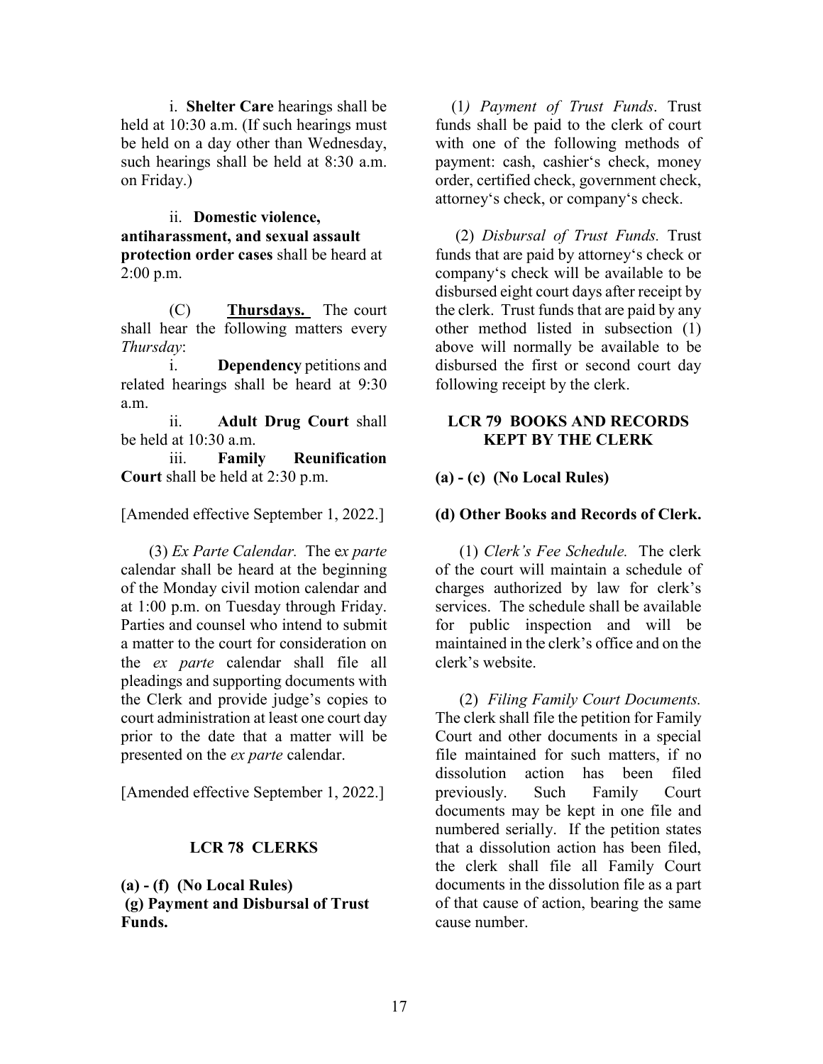i. **Shelter Care** hearings shall be held at 10:30 a.m. (If such hearings must be held on a day other than Wednesday, such hearings shall be held at 8:30 a.m. on Friday.)

ii. **Domestic violence, antiharassment, and sexual assault protection order cases** shall be heard at 2:00 p.m.

(C) **Thursdays.** The court shall hear the following matters every *Thursday*:

i. **Dependency** petitions and related hearings shall be heard at 9:30 a.m.

ii. **Adult Drug Court** shall be held at 10:30 a.m.

iii. **Family Reunification Court** shall be held at 2:30 p.m.

[Amended effective September 1, 2022.]

(3) *Ex Parte Calendar.* The e*x parte* calendar shall be heard at the beginning of the Monday civil motion calendar and at 1:00 p.m. on Tuesday through Friday. Parties and counsel who intend to submit a matter to the court for consideration on the *ex parte* calendar shall file all pleadings and supporting documents with the Clerk and provide judge's copies to court administration at least one court day prior to the date that a matter will be presented on the *ex parte* calendar.

[Amended effective September 1, 2022.]

## LCR 78 CLERKS

**(a) - (f) (No Local Rules)**

**(g) Payment and Disbursal of Trust Funds.**

(1*) Payment of Trust Funds*. Trust funds shall be paid to the clerk of court with one of the following methods of payment: cash, cashier's check, money order, certified check, government check, attorney's check, or company's check.

(2) *Disbursal of Trust Funds.* Trust funds that are paid by attorney's check or company's check will be available to be disbursed eight court days after receipt by the clerk. Trust funds that are paid by any other method listed in subsection (1) above will normally be available to be disbursed the first or second court day following receipt by the clerk.

## LCR 79 BOOKS AND RECORDS KEPT BY THE CLERK

**(a) - (c) (No Local Rules)**

**(d) Other Books and Records of Clerk.**

(1) *Clerk's Fee Schedule.* The clerk of the court will maintain a schedule of charges authorized by law for clerk's services. The schedule shall be available for public inspection and will be maintained in the clerk's office and on the clerk's website.

(2) *Filing Family Court Documents.* The clerk shall file the petition for Family Court and other documents in a special file maintained for such matters, if no dissolution action has been filed previously. Such Family Court documents may be kept in one file and numbered serially. If the petition states that a dissolution action has been filed, the clerk shall file all Family Court documents in the dissolution file as a part of that cause of action, bearing the same cause number.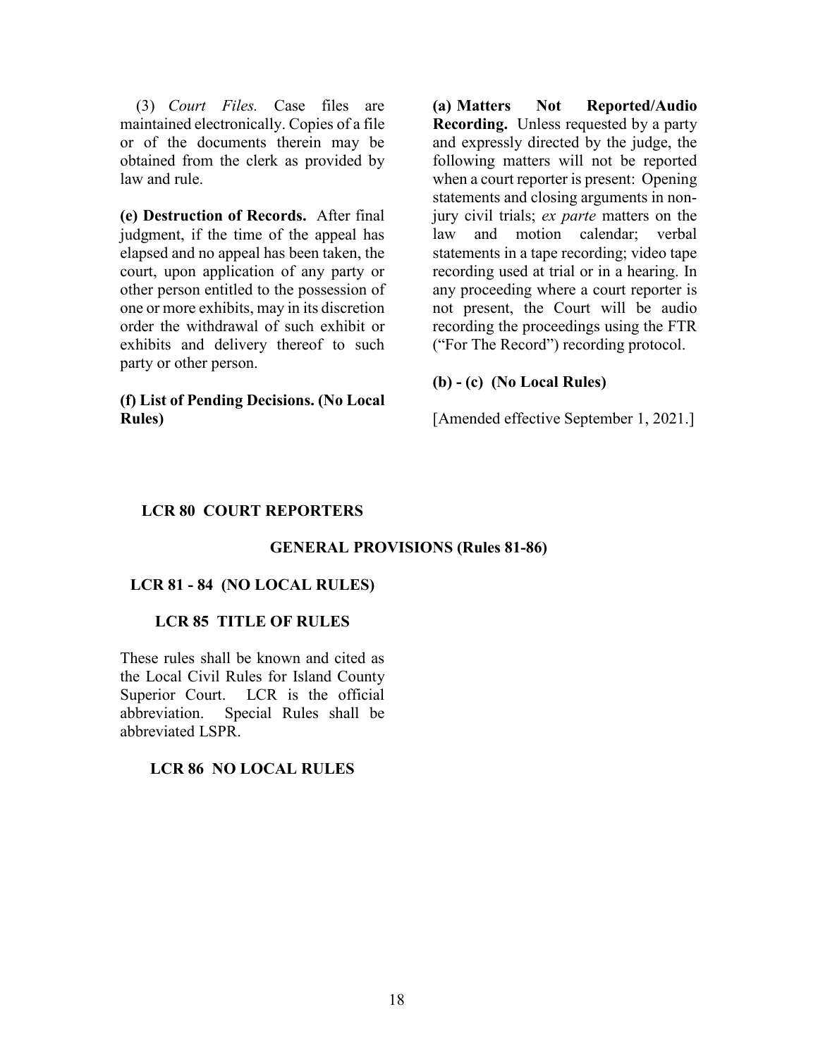(3) *Court Files.* Case files are maintained electronically. Copies of a file or of the documents therein may be obtained from the clerk as provided by law and rule.

**(e) Destruction of Records.** After final judgment, if the time of the appeal has elapsed and no appeal has been taken, the court, upon application of any party or other person entitled to the possession of one or more exhibits, may in its discretion order the withdrawal of such exhibit or exhibits and delivery thereof to such party or other person.

**(f) List of Pending Decisions. (No Local Rules)**

**(a) Matters Not Reported/Audio Recording.** Unless requested by a party and expressly directed by the judge, the following matters will not be reported when a court reporter is present: Opening statements and closing arguments in non-jury civil trials; *ex parte* matters on the law and motion calendar; verbal statements in a tape recording; video tape recording used at trial or in a hearing. In any proceeding where a court reporter is not present, the Court will be audio recording the proceedings using the FTR ("For The Record") recording protocol.

**(b) - (c) (No Local Rules)**

[Amended effective September 1, 2021.]

## LCR 80 COURT REPORTERS

## GENERAL PROVISIONS (Rules 81-86)

## LCR 81 - 84 (NO LOCAL RULES)

## LCR 85 TITLE OF RULES

These rules shall be known and cited as the Local Civil Rules for Island County Superior Court. LCR is the official abbreviation. Special Rules shall be abbreviated LSPR.

## LCR 86 NO LOCAL RULES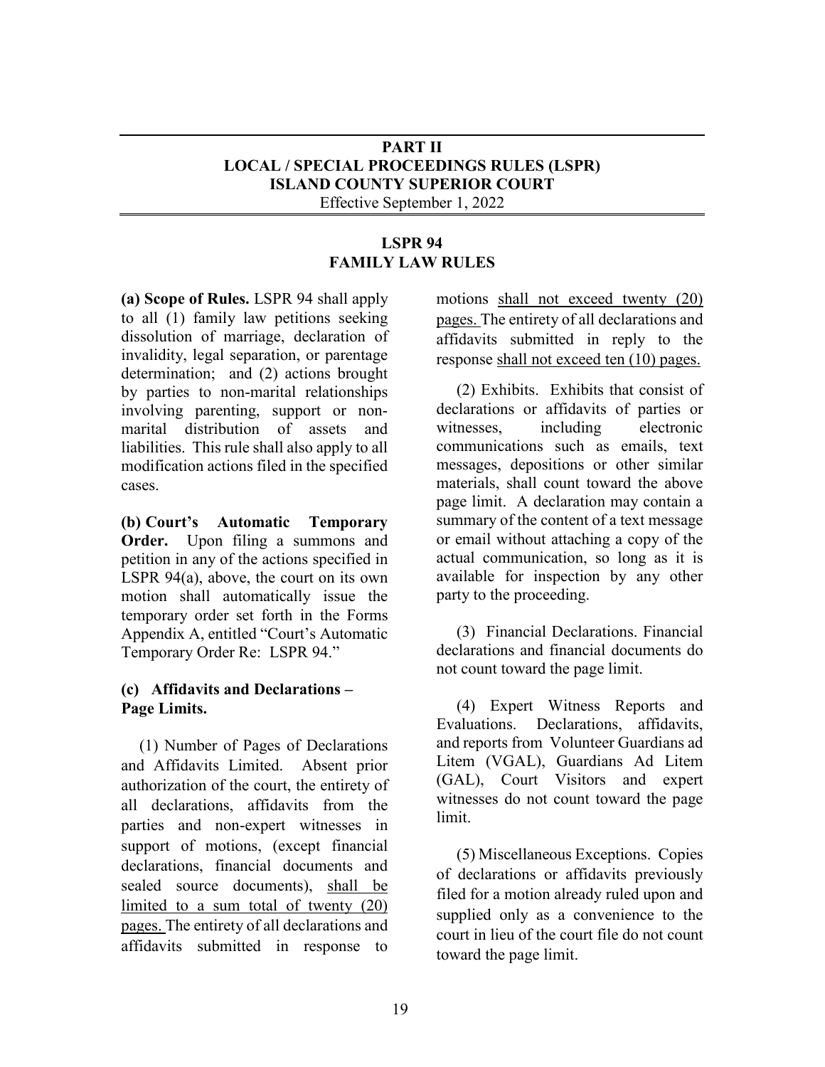## PART II
## LOCAL / SPECIAL PROCEEDINGS RULES (LSPR)
## ISLAND COUNTY SUPERIOR COURT

Effective September 1, 2022

### LSPR 94
### FAMILY LAW RULES

**(a) Scope of Rules.** LSPR 94 shall apply to all (1) family law petitions seeking dissolution of marriage, declaration of invalidity, legal separation, or parentage determination; and (2) actions brought by parties to non-marital relationships involving parenting, support or non-marital distribution of assets and liabilities. This rule shall also apply to all modification actions filed in the specified cases.

**(b) Court's Automatic Temporary Order.** Upon filing a summons and petition in any of the actions specified in LSPR 94(a), above, the court on its own motion shall automatically issue the temporary order set forth in the Forms Appendix A, entitled "Court's Automatic Temporary Order Re: LSPR 94."

**(c) Affidavits and Declarations – Page Limits.**

(1) Number of Pages of Declarations and Affidavits Limited. Absent prior authorization of the court, the entirety of all declarations, affidavits from the parties and non-expert witnesses in support of motions, (except financial declarations, financial documents and sealed source documents), <u>shall be limited to a sum total of twenty (20) pages.</u> The entirety of all declarations and affidavits submitted in response to motions <u>shall not exceed twenty (20) pages.</u> The entirety of all declarations and affidavits submitted in reply to the response <u>shall not exceed ten (10) pages.</u>

(2) Exhibits. Exhibits that consist of declarations or affidavits of parties or witnesses, including electronic communications such as emails, text messages, depositions or other similar materials, shall count toward the above page limit. A declaration may contain a summary of the content of a text message or email without attaching a copy of the actual communication, so long as it is available for inspection by any other party to the proceeding.

(3) Financial Declarations. Financial declarations and financial documents do not count toward the page limit.

(4) Expert Witness Reports and Evaluations. Declarations, affidavits, and reports from Volunteer Guardians ad Litem (VGAL), Guardians Ad Litem (GAL), Court Visitors and expert witnesses do not count toward the page limit.

(5) Miscellaneous Exceptions. Copies of declarations or affidavits previously filed for a motion already ruled upon and supplied only as a convenience to the court in lieu of the court file do not count toward the page limit.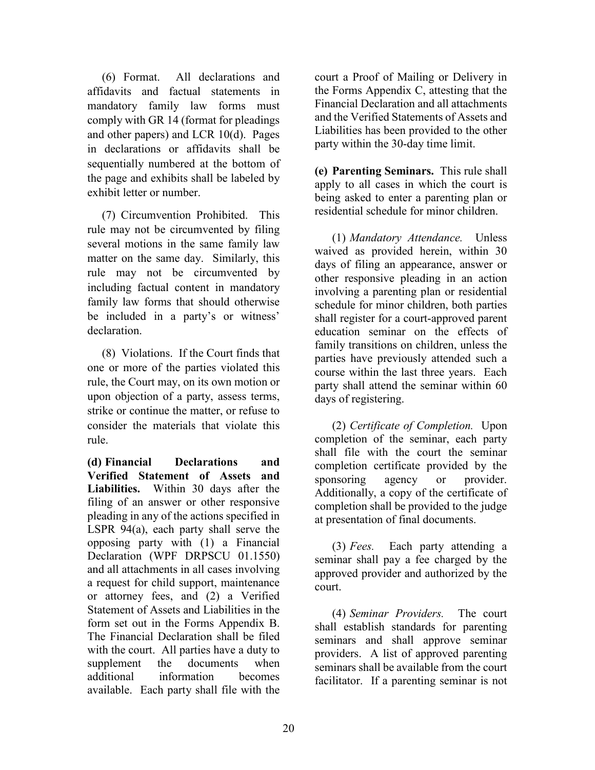(6) Format. All declarations and affidavits and factual statements in mandatory family law forms must comply with GR 14 (format for pleadings and other papers) and LCR 10(d). Pages in declarations or affidavits shall be sequentially numbered at the bottom of the page and exhibits shall be labeled by exhibit letter or number.

(7) Circumvention Prohibited. This rule may not be circumvented by filing several motions in the same family law matter on the same day. Similarly, this rule may not be circumvented by including factual content in mandatory family law forms that should otherwise be included in a party's or witness' declaration.

(8) Violations. If the Court finds that one or more of the parties violated this rule, the Court may, on its own motion or upon objection of a party, assess terms, strike or continue the matter, or refuse to consider the materials that violate this rule.

**(d) Financial Declarations and Verified Statement of Assets and Liabilities.** Within 30 days after the filing of an answer or other responsive pleading in any of the actions specified in LSPR 94(a), each party shall serve the opposing party with (1) a Financial Declaration (WPF DRPSCU 01.1550) and all attachments in all cases involving a request for child support, maintenance or attorney fees, and (2) a Verified Statement of Assets and Liabilities in the form set out in the Forms Appendix B. The Financial Declaration shall be filed with the court. All parties have a duty to supplement the documents when additional information becomes available. Each party shall file with the court a Proof of Mailing or Delivery in the Forms Appendix C, attesting that the Financial Declaration and all attachments and the Verified Statements of Assets and Liabilities has been provided to the other party within the 30-day time limit.

**(e) Parenting Seminars.** This rule shall apply to all cases in which the court is being asked to enter a parenting plan or residential schedule for minor children.

(1) *Mandatory Attendance.* Unless waived as provided herein, within 30 days of filing an appearance, answer or other responsive pleading in an action involving a parenting plan or residential schedule for minor children, both parties shall register for a court-approved parent education seminar on the effects of family transitions on children, unless the parties have previously attended such a course within the last three years. Each party shall attend the seminar within 60 days of registering.

(2) *Certificate of Completion.* Upon completion of the seminar, each party shall file with the court the seminar completion certificate provided by the sponsoring agency or provider. Additionally, a copy of the certificate of completion shall be provided to the judge at presentation of final documents.

(3) *Fees.* Each party attending a seminar shall pay a fee charged by the approved provider and authorized by the court.

(4) *Seminar Providers.* The court shall establish standards for parenting seminars and shall approve seminar providers. A list of approved parenting seminars shall be available from the court facilitator. If a parenting seminar is not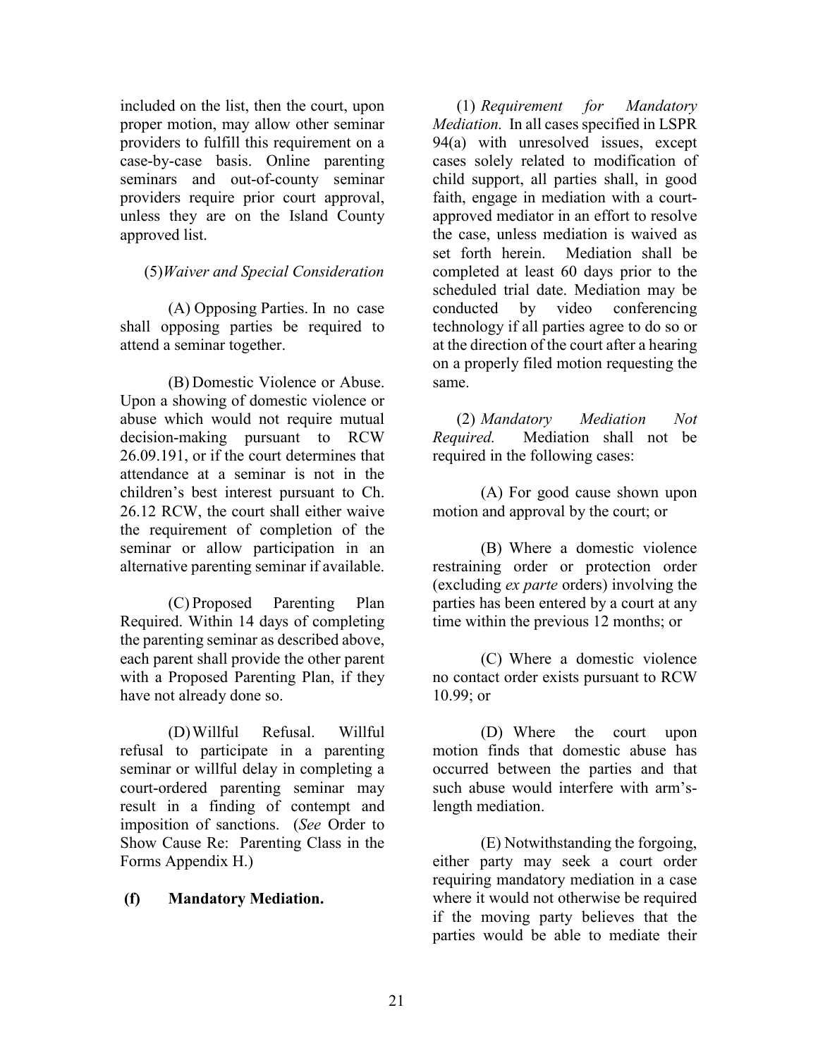included on the list, then the court, upon proper motion, may allow other seminar providers to fulfill this requirement on a case-by-case basis. Online parenting seminars and out-of-county seminar providers require prior court approval, unless they are on the Island County approved list.

(5) *Waiver and Special Consideration*

(A) Opposing Parties. In no case shall opposing parties be required to attend a seminar together.

(B) Domestic Violence or Abuse. Upon a showing of domestic violence or abuse which would not require mutual decision-making pursuant to RCW 26.09.191, or if the court determines that attendance at a seminar is not in the children's best interest pursuant to Ch. 26.12 RCW, the court shall either waive the requirement of completion of the seminar or allow participation in an alternative parenting seminar if available.

(C) Proposed Parenting Plan Required. Within 14 days of completing the parenting seminar as described above, each parent shall provide the other parent with a Proposed Parenting Plan, if they have not already done so.

(D) Willful Refusal. Willful refusal to participate in a parenting seminar or willful delay in completing a court-ordered parenting seminar may result in a finding of contempt and imposition of sanctions. (*See* Order to Show Cause Re: Parenting Class in the Forms Appendix H.)

**(f) Mandatory Mediation.**

(1) *Requirement for Mandatory Mediation.* In all cases specified in LSPR 94(a) with unresolved issues, except cases solely related to modification of child support, all parties shall, in good faith, engage in mediation with a court-approved mediator in an effort to resolve the case, unless mediation is waived as set forth herein. Mediation shall be completed at least 60 days prior to the scheduled trial date. Mediation may be conducted by video conferencing technology if all parties agree to do so or at the direction of the court after a hearing on a properly filed motion requesting the same.

(2) *Mandatory Mediation Not Required.* Mediation shall not be required in the following cases:

(A) For good cause shown upon motion and approval by the court; or

(B) Where a domestic violence restraining order or protection order (excluding *ex parte* orders) involving the parties has been entered by a court at any time within the previous 12 months; or

(C) Where a domestic violence no contact order exists pursuant to RCW 10.99; or

(D) Where the court upon motion finds that domestic abuse has occurred between the parties and that such abuse would interfere with arm's-length mediation.

(E) Notwithstanding the forgoing, either party may seek a court order requiring mandatory mediation in a case where it would not otherwise be required if the moving party believes that the parties would be able to mediate their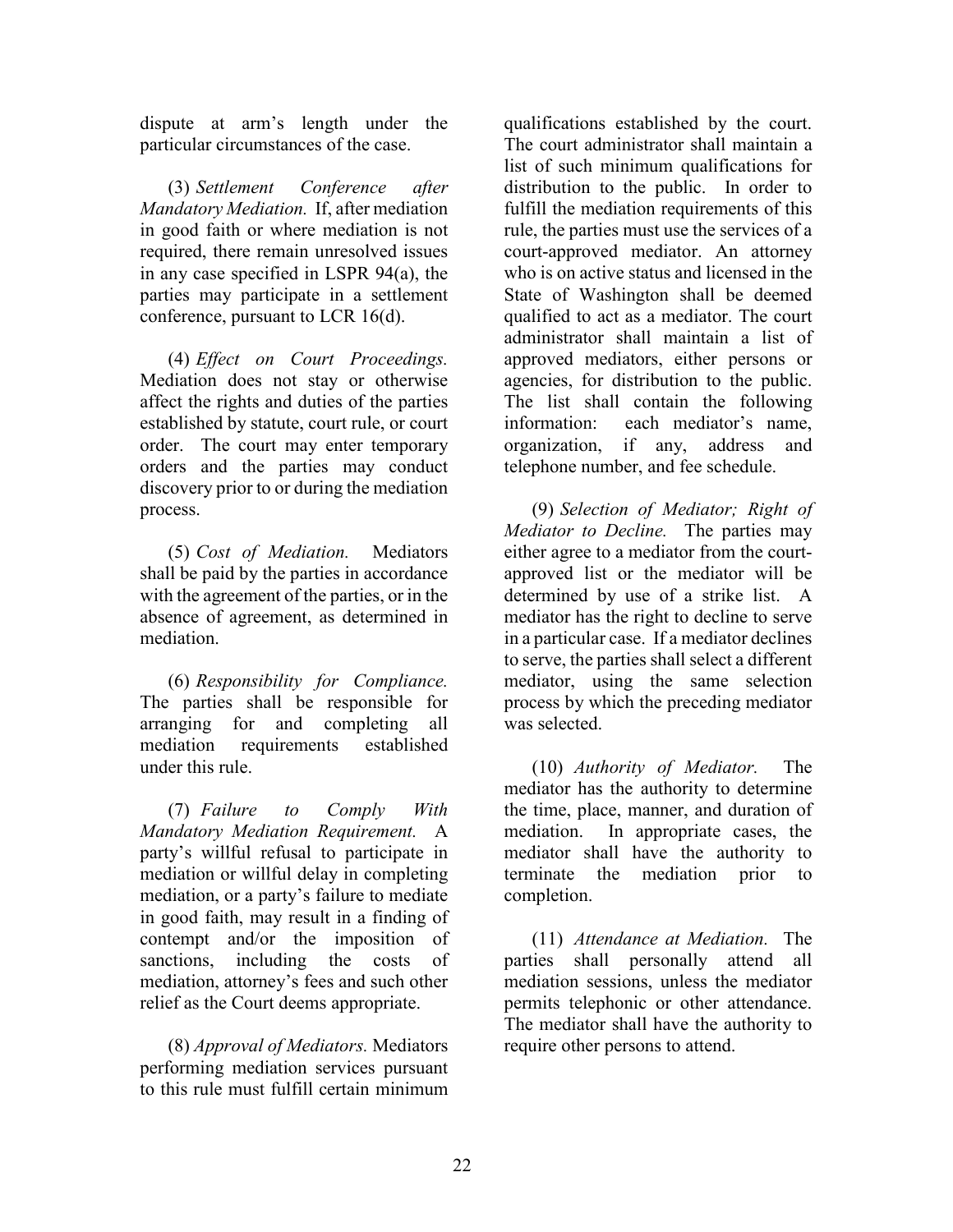dispute at arm's length under the particular circumstances of the case.

(3) *Settlement Conference after Mandatory Mediation.* If, after mediation in good faith or where mediation is not required, there remain unresolved issues in any case specified in LSPR 94(a), the parties may participate in a settlement conference, pursuant to LCR 16(d).

(4) *Effect on Court Proceedings.* Mediation does not stay or otherwise affect the rights and duties of the parties established by statute, court rule, or court order. The court may enter temporary orders and the parties may conduct discovery prior to or during the mediation process.

(5) *Cost of Mediation.* Mediators shall be paid by the parties in accordance with the agreement of the parties, or in the absence of agreement, as determined in mediation.

(6) *Responsibility for Compliance.* The parties shall be responsible for arranging for and completing all mediation requirements established under this rule.

(7) *Failure to Comply With Mandatory Mediation Requirement.* A party's willful refusal to participate in mediation or willful delay in completing mediation, or a party's failure to mediate in good faith, may result in a finding of contempt and/or the imposition of sanctions, including the costs of mediation, attorney's fees and such other relief as the Court deems appropriate.

(8) *Approval of Mediators.* Mediators performing mediation services pursuant to this rule must fulfill certain minimum qualifications established by the court. The court administrator shall maintain a list of such minimum qualifications for distribution to the public. In order to fulfill the mediation requirements of this rule, the parties must use the services of a court-approved mediator. An attorney who is on active status and licensed in the State of Washington shall be deemed qualified to act as a mediator. The court administrator shall maintain a list of approved mediators, either persons or agencies, for distribution to the public. The list shall contain the following information: each mediator's name, organization, if any, address and telephone number, and fee schedule.

(9) *Selection of Mediator; Right of Mediator to Decline.* The parties may either agree to a mediator from the court-approved list or the mediator will be determined by use of a strike list. A mediator has the right to decline to serve in a particular case. If a mediator declines to serve, the parties shall select a different mediator, using the same selection process by which the preceding mediator was selected.

(10) *Authority of Mediator.* The mediator has the authority to determine the time, place, manner, and duration of mediation. In appropriate cases, the mediator shall have the authority to terminate the mediation prior to completion.

(11) *Attendance at Mediation.* The parties shall personally attend all mediation sessions, unless the mediator permits telephonic or other attendance. The mediator shall have the authority to require other persons to attend.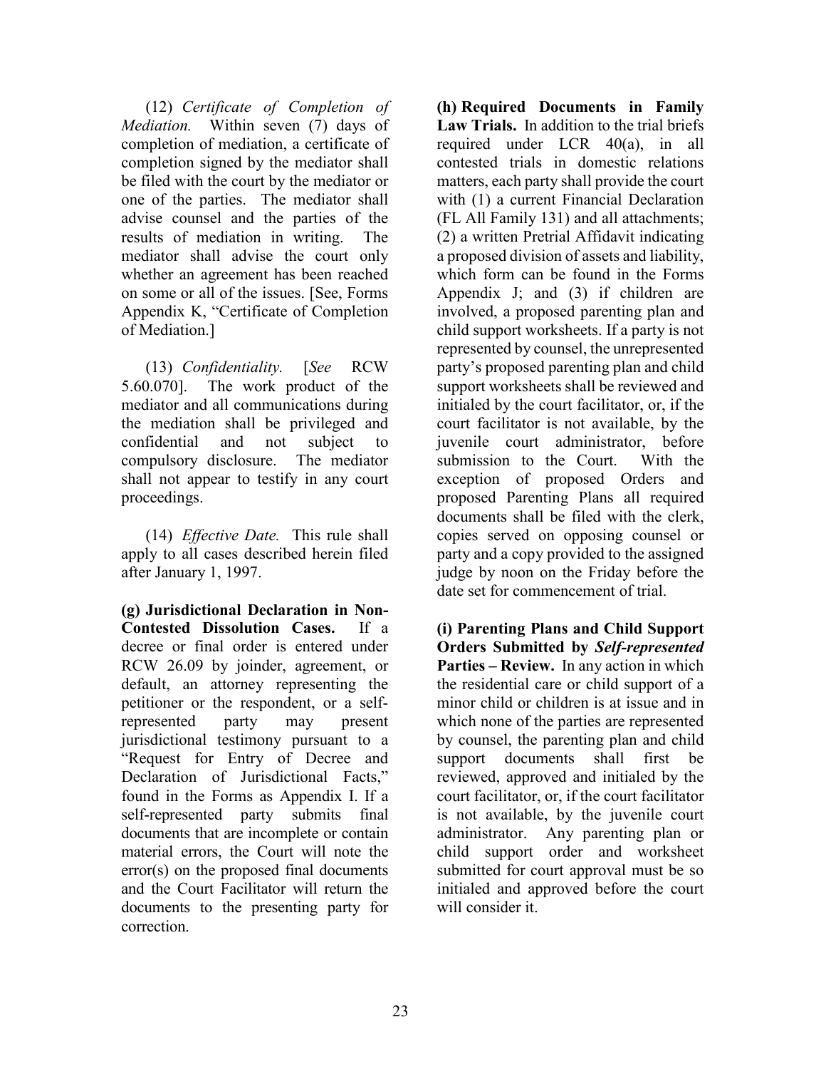(12) *Certificate of Completion of Mediation.* Within seven (7) days of completion of mediation, a certificate of completion signed by the mediator shall be filed with the court by the mediator or one of the parties. The mediator shall advise counsel and the parties of the results of mediation in writing. The mediator shall advise the court only whether an agreement has been reached on some or all of the issues. [See, Forms Appendix K, "Certificate of Completion of Mediation.]

(13) *Confidentiality.* [*See* RCW 5.60.070]. The work product of the mediator and all communications during the mediation shall be privileged and confidential and not subject to compulsory disclosure. The mediator shall not appear to testify in any court proceedings.

(14) *Effective Date.* This rule shall apply to all cases described herein filed after January 1, 1997.

**(g) Jurisdictional Declaration in Non-Contested Dissolution Cases.** If a decree or final order is entered under RCW 26.09 by joinder, agreement, or default, an attorney representing the petitioner or the respondent, or a self-represented party may present jurisdictional testimony pursuant to a "Request for Entry of Decree and Declaration of Jurisdictional Facts," found in the Forms as Appendix I. If a self-represented party submits final documents that are incomplete or contain material errors, the Court will note the error(s) on the proposed final documents and the Court Facilitator will return the documents to the presenting party for correction.

**(h) Required Documents in Family Law Trials.** In addition to the trial briefs required under LCR 40(a), in all contested trials in domestic relations matters, each party shall provide the court with (1) a current Financial Declaration (FL All Family 131) and all attachments; (2) a written Pretrial Affidavit indicating a proposed division of assets and liability, which form can be found in the Forms Appendix J; and (3) if children are involved, a proposed parenting plan and child support worksheets. If a party is not represented by counsel, the unrepresented party's proposed parenting plan and child support worksheets shall be reviewed and initialed by the court facilitator, or, if the court facilitator is not available, by the juvenile court administrator, before submission to the Court. With the exception of proposed Orders and proposed Parenting Plans all required documents shall be filed with the clerk, copies served on opposing counsel or party and a copy provided to the assigned judge by noon on the Friday before the date set for commencement of trial.

**(i) Parenting Plans and Child Support Orders Submitted by *Self-represented* Parties – Review.** In any action in which the residential care or child support of a minor child or children is at issue and in which none of the parties are represented by counsel, the parenting plan and child support documents shall first be reviewed, approved and initialed by the court facilitator, or, if the court facilitator is not available, by the juvenile court administrator. Any parenting plan or child support order and worksheet submitted for court approval must be so initialed and approved before the court will consider it.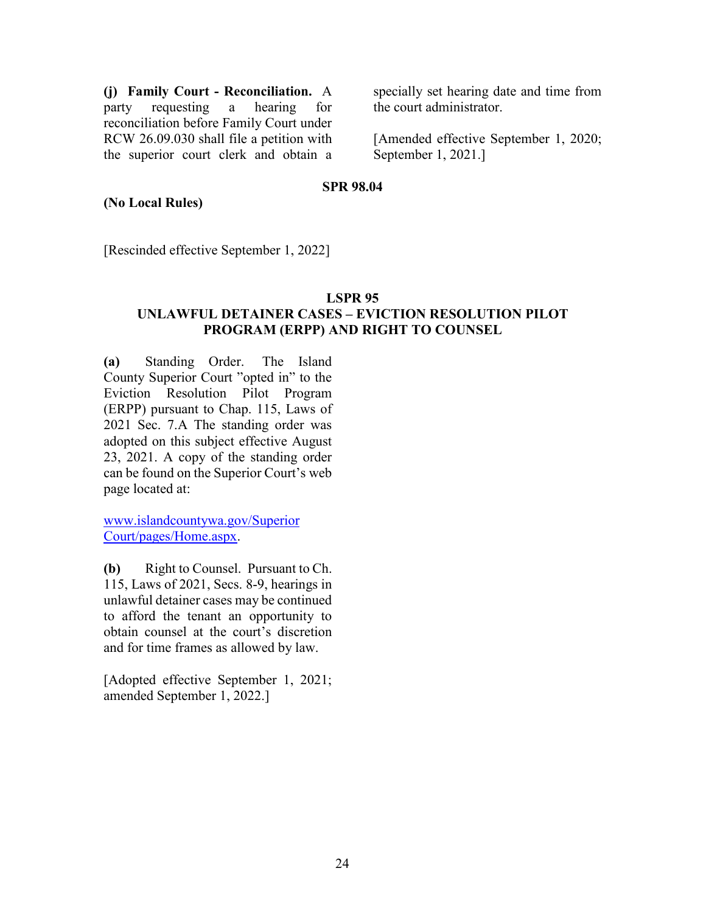**(j) Family Court - Reconciliation.** A party requesting a hearing for reconciliation before Family Court under RCW 26.09.030 shall file a petition with the superior court clerk and obtain a specially set hearing date and time from the court administrator.

[Amended effective September 1, 2020; September 1, 2021.]

## SPR 98.04

**(No Local Rules)**

[Rescinded effective September 1, 2022]

## LSPR 95
## UNLAWFUL DETAINER CASES – EVICTION RESOLUTION PILOT PROGRAM (ERPP) AND RIGHT TO COUNSEL

**(a)** Standing Order. The Island County Superior Court "opted in" to the Eviction Resolution Pilot Program (ERPP) pursuant to Chap. 115, Laws of 2021 Sec. 7.A The standing order was adopted on this subject effective August 23, 2021. A copy of the standing order can be found on the Superior Court's web page located at:

[www.islandcountywa.gov/Superior Court/pages/Home.aspx](www.islandcountywa.gov/SuperiorCourt/pages/Home.aspx).

**(b)** Right to Counsel. Pursuant to Ch. 115, Laws of 2021, Secs. 8-9, hearings in unlawful detainer cases may be continued to afford the tenant an opportunity to obtain counsel at the court's discretion and for time frames as allowed by law.

[Adopted effective September 1, 2021; amended September 1, 2022.]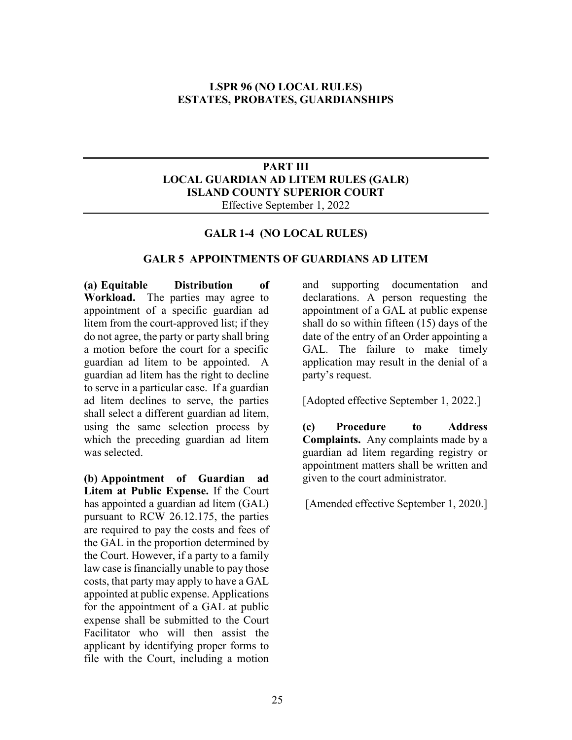## LSPR 96 (NO LOCAL RULES)
## ESTATES, PROBATES, GUARDIANSHIPS

# PART III
# LOCAL GUARDIAN AD LITEM RULES (GALR)
# ISLAND COUNTY SUPERIOR COURT

Effective September 1, 2022

### GALR 1-4 (NO LOCAL RULES)

### GALR 5 APPOINTMENTS OF GUARDIANS AD LITEM

**(a) Equitable Distribution of Workload.** The parties may agree to appointment of a specific guardian ad litem from the court-approved list; if they do not agree, the party or party shall bring a motion before the court for a specific guardian ad litem to be appointed. A guardian ad litem has the right to decline to serve in a particular case. If a guardian ad litem declines to serve, the parties shall select a different guardian ad litem, using the same selection process by which the preceding guardian ad litem was selected.

**(b) Appointment of Guardian ad Litem at Public Expense.** If the Court has appointed a guardian ad litem (GAL) pursuant to RCW 26.12.175, the parties are required to pay the costs and fees of the GAL in the proportion determined by the Court. However, if a party to a family law case is financially unable to pay those costs, that party may apply to have a GAL appointed at public expense. Applications for the appointment of a GAL at public expense shall be submitted to the Court Facilitator who will then assist the applicant by identifying proper forms to file with the Court, including a motion and supporting documentation and declarations. A person requesting the appointment of a GAL at public expense shall do so within fifteen (15) days of the date of the entry of an Order appointing a GAL. The failure to make timely application may result in the denial of a party's request.

[Adopted effective September 1, 2022.]

**(c) Procedure to Address Complaints.** Any complaints made by a guardian ad litem regarding registry or appointment matters shall be written and given to the court administrator.

[Amended effective September 1, 2020.]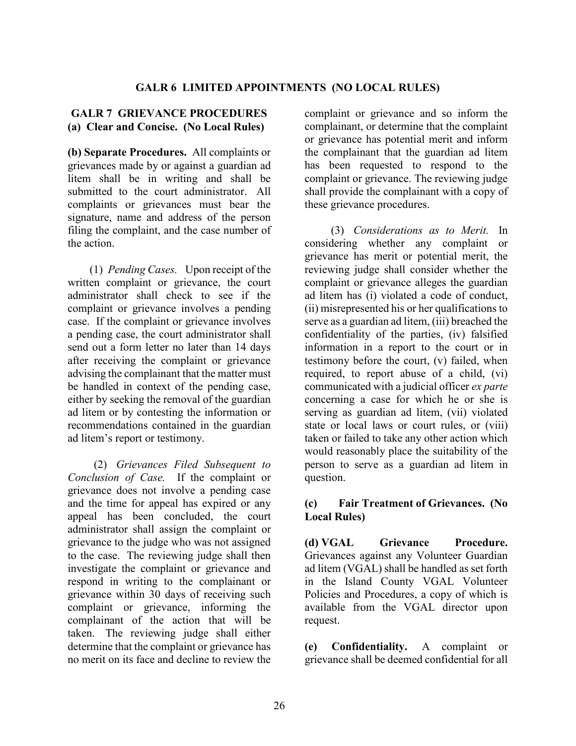## GALR 6 LIMITED APPOINTMENTS (NO LOCAL RULES)

## GALR 7 GRIEVANCE PROCEDURES

**(a) Clear and Concise. (No Local Rules)**

**(b) Separate Procedures.** All complaints or grievances made by or against a guardian ad litem shall be in writing and shall be submitted to the court administrator. All complaints or grievances must bear the signature, name and address of the person filing the complaint, and the case number of the action.

(1) *Pending Cases.* Upon receipt of the written complaint or grievance, the court administrator shall check to see if the complaint or grievance involves a pending case. If the complaint or grievance involves a pending case, the court administrator shall send out a form letter no later than 14 days after receiving the complaint or grievance advising the complainant that the matter must be handled in context of the pending case, either by seeking the removal of the guardian ad litem or by contesting the information or recommendations contained in the guardian ad litem's report or testimony.

(2) *Grievances Filed Subsequent to Conclusion of Case.* If the complaint or grievance does not involve a pending case and the time for appeal has expired or any appeal has been concluded, the court administrator shall assign the complaint or grievance to the judge who was not assigned to the case. The reviewing judge shall then investigate the complaint or grievance and respond in writing to the complainant or grievance within 30 days of receiving such complaint or grievance, informing the complainant of the action that will be taken. The reviewing judge shall either determine that the complaint or grievance has no merit on its face and decline to review the complaint or grievance and so inform the complainant, or determine that the complaint or grievance has potential merit and inform the complainant that the guardian ad litem has been requested to respond to the complaint or grievance. The reviewing judge shall provide the complainant with a copy of these grievance procedures.

(3) *Considerations as to Merit.* In considering whether any complaint or grievance has merit or potential merit, the reviewing judge shall consider whether the complaint or grievance alleges the guardian ad litem has (i) violated a code of conduct, (ii) misrepresented his or her qualifications to serve as a guardian ad litem, (iii) breached the confidentiality of the parties, (iv) falsified information in a report to the court or in testimony before the court, (v) failed, when required, to report abuse of a child, (vi) communicated with a judicial officer *ex parte* concerning a case for which he or she is serving as guardian ad litem, (vii) violated state or local laws or court rules, or (viii) taken or failed to take any other action which would reasonably place the suitability of the person to serve as a guardian ad litem in question.

**(c) Fair Treatment of Grievances. (No Local Rules)**

**(d) VGAL Grievance Procedure.** Grievances against any Volunteer Guardian ad litem (VGAL) shall be handled as set forth in the Island County VGAL Volunteer Policies and Procedures, a copy of which is available from the VGAL director upon request.

**(e) Confidentiality.** A complaint or grievance shall be deemed confidential for all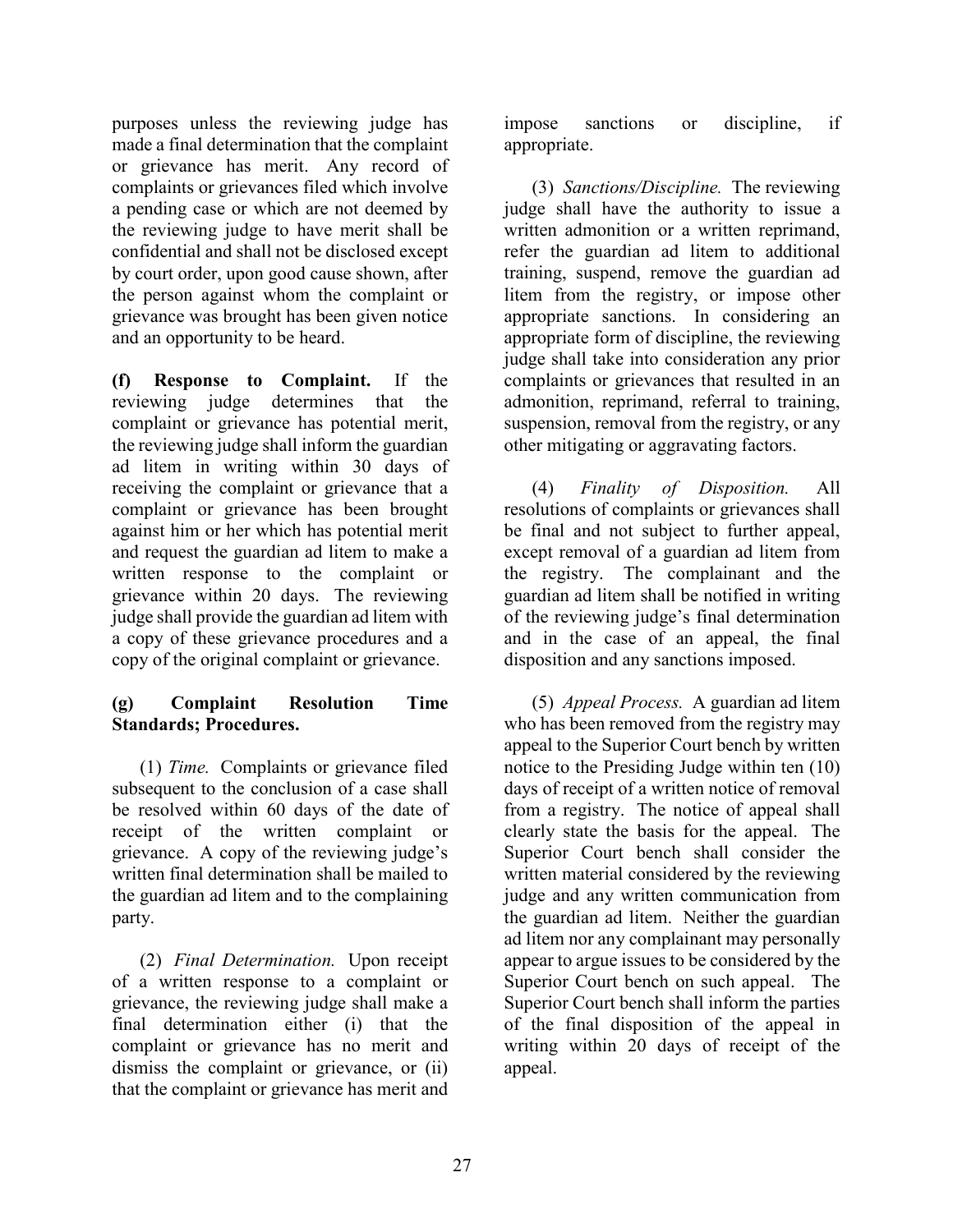purposes unless the reviewing judge has made a final determination that the complaint or grievance has merit. Any record of complaints or grievances filed which involve a pending case or which are not deemed by the reviewing judge to have merit shall be confidential and shall not be disclosed except by court order, upon good cause shown, after the person against whom the complaint or grievance was brought has been given notice and an opportunity to be heard.

**(f) Response to Complaint.** If the reviewing judge determines that the complaint or grievance has potential merit, the reviewing judge shall inform the guardian ad litem in writing within 30 days of receiving the complaint or grievance that a complaint or grievance has been brought against him or her which has potential merit and request the guardian ad litem to make a written response to the complaint or grievance within 20 days. The reviewing judge shall provide the guardian ad litem with a copy of these grievance procedures and a copy of the original complaint or grievance.

**(g) Complaint Resolution Time Standards; Procedures.**

(1) *Time.* Complaints or grievance filed subsequent to the conclusion of a case shall be resolved within 60 days of the date of receipt of the written complaint or grievance. A copy of the reviewing judge's written final determination shall be mailed to the guardian ad litem and to the complaining party.

(2) *Final Determination.* Upon receipt of a written response to a complaint or grievance, the reviewing judge shall make a final determination either (i) that the complaint or grievance has no merit and dismiss the complaint or grievance, or (ii) that the complaint or grievance has merit and impose sanctions or discipline, if appropriate.

(3) *Sanctions/Discipline.* The reviewing judge shall have the authority to issue a written admonition or a written reprimand, refer the guardian ad litem to additional training, suspend, remove the guardian ad litem from the registry, or impose other appropriate sanctions. In considering an appropriate form of discipline, the reviewing judge shall take into consideration any prior complaints or grievances that resulted in an admonition, reprimand, referral to training, suspension, removal from the registry, or any other mitigating or aggravating factors.

(4) *Finality of Disposition.* All resolutions of complaints or grievances shall be final and not subject to further appeal, except removal of a guardian ad litem from the registry. The complainant and the guardian ad litem shall be notified in writing of the reviewing judge's final determination and in the case of an appeal, the final disposition and any sanctions imposed.

(5) *Appeal Process.* A guardian ad litem who has been removed from the registry may appeal to the Superior Court bench by written notice to the Presiding Judge within ten (10) days of receipt of a written notice of removal from a registry. The notice of appeal shall clearly state the basis for the appeal. The Superior Court bench shall consider the written material considered by the reviewing judge and any written communication from the guardian ad litem. Neither the guardian ad litem nor any complainant may personally appear to argue issues to be considered by the Superior Court bench on such appeal. The Superior Court bench shall inform the parties of the final disposition of the appeal in writing within 20 days of receipt of the appeal.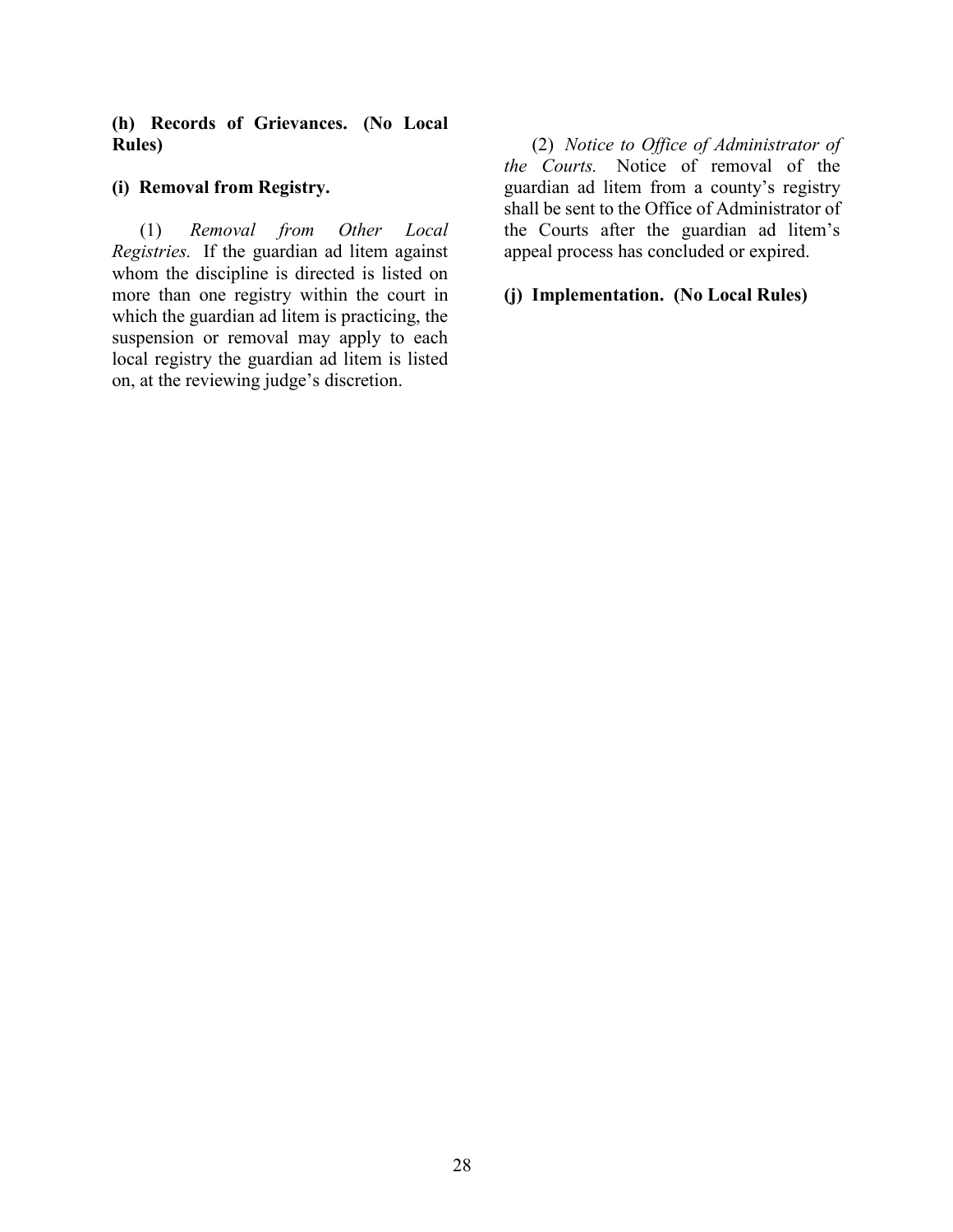**(h) Records of Grievances. (No Local Rules)**

**(i) Removal from Registry.**

(1) *Removal from Other Local Registries.* If the guardian ad litem against whom the discipline is directed is listed on more than one registry within the court in which the guardian ad litem is practicing, the suspension or removal may apply to each local registry the guardian ad litem is listed on, at the reviewing judge's discretion.

(2) *Notice to Office of Administrator of the Courts.* Notice of removal of the guardian ad litem from a county's registry shall be sent to the Office of Administrator of the Courts after the guardian ad litem's appeal process has concluded or expired.

**(j) Implementation. (No Local Rules)**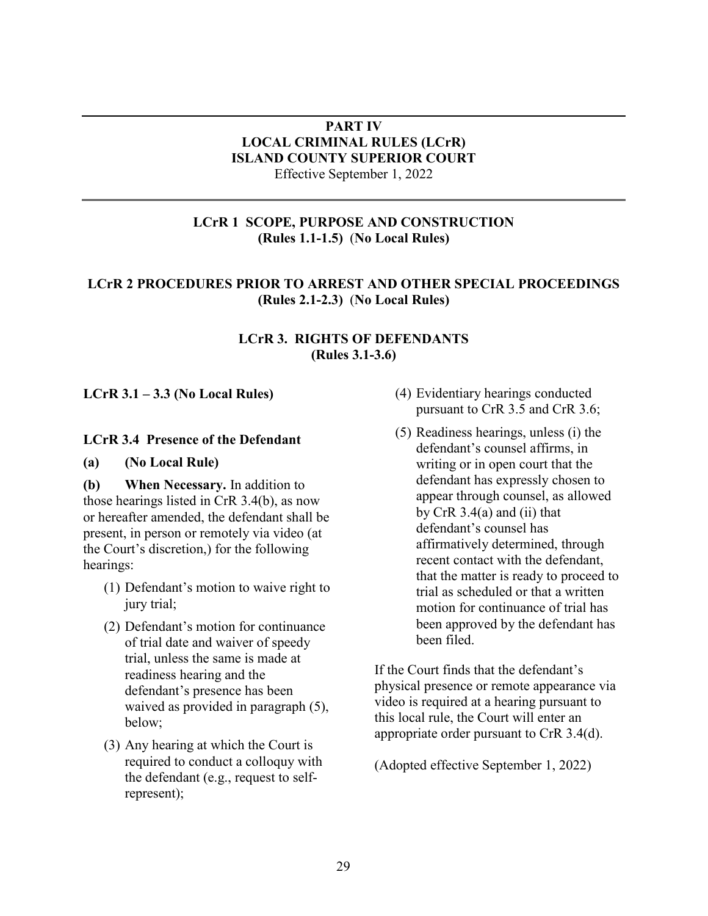# PART IV
# LOCAL CRIMINAL RULES (LCrR)
# ISLAND COUNTY SUPERIOR COURT

Effective September 1, 2022

## LCrR 1 SCOPE, PURPOSE AND CONSTRUCTION (Rules 1.1-1.5) (No Local Rules)

## LCrR 2 PROCEDURES PRIOR TO ARREST AND OTHER SPECIAL PROCEEDINGS (Rules 2.1-2.3) (No Local Rules)

## LCrR 3. RIGHTS OF DEFENDANTS (Rules 3.1-3.6)

### LCrR 3.1 – 3.3 (No Local Rules)

### LCrR 3.4 Presence of the Defendant

**(a) (No Local Rule)**

**(b) When Necessary.** In addition to those hearings listed in CrR 3.4(b), as now or hereafter amended, the defendant shall be present, in person or remotely via video (at the Court's discretion,) for the following hearings:

(1) Defendant's motion to waive right to jury trial;

(2) Defendant's motion for continuance of trial date and waiver of speedy trial, unless the same is made at readiness hearing and the defendant's presence has been waived as provided in paragraph (5), below;

(3) Any hearing at which the Court is required to conduct a colloquy with the defendant (e.g., request to self-represent);

(4) Evidentiary hearings conducted pursuant to CrR 3.5 and CrR 3.6;

(5) Readiness hearings, unless (i) the defendant's counsel affirms, in writing or in open court that the defendant has expressly chosen to appear through counsel, as allowed by CrR 3.4(a) and (ii) that defendant's counsel has affirmatively determined, through recent contact with the defendant, that the matter is ready to proceed to trial as scheduled or that a written motion for continuance of trial has been approved by the defendant has been filed.

If the Court finds that the defendant's physical presence or remote appearance via video is required at a hearing pursuant to this local rule, the Court will enter an appropriate order pursuant to CrR 3.4(d).

(Adopted effective September 1, 2022)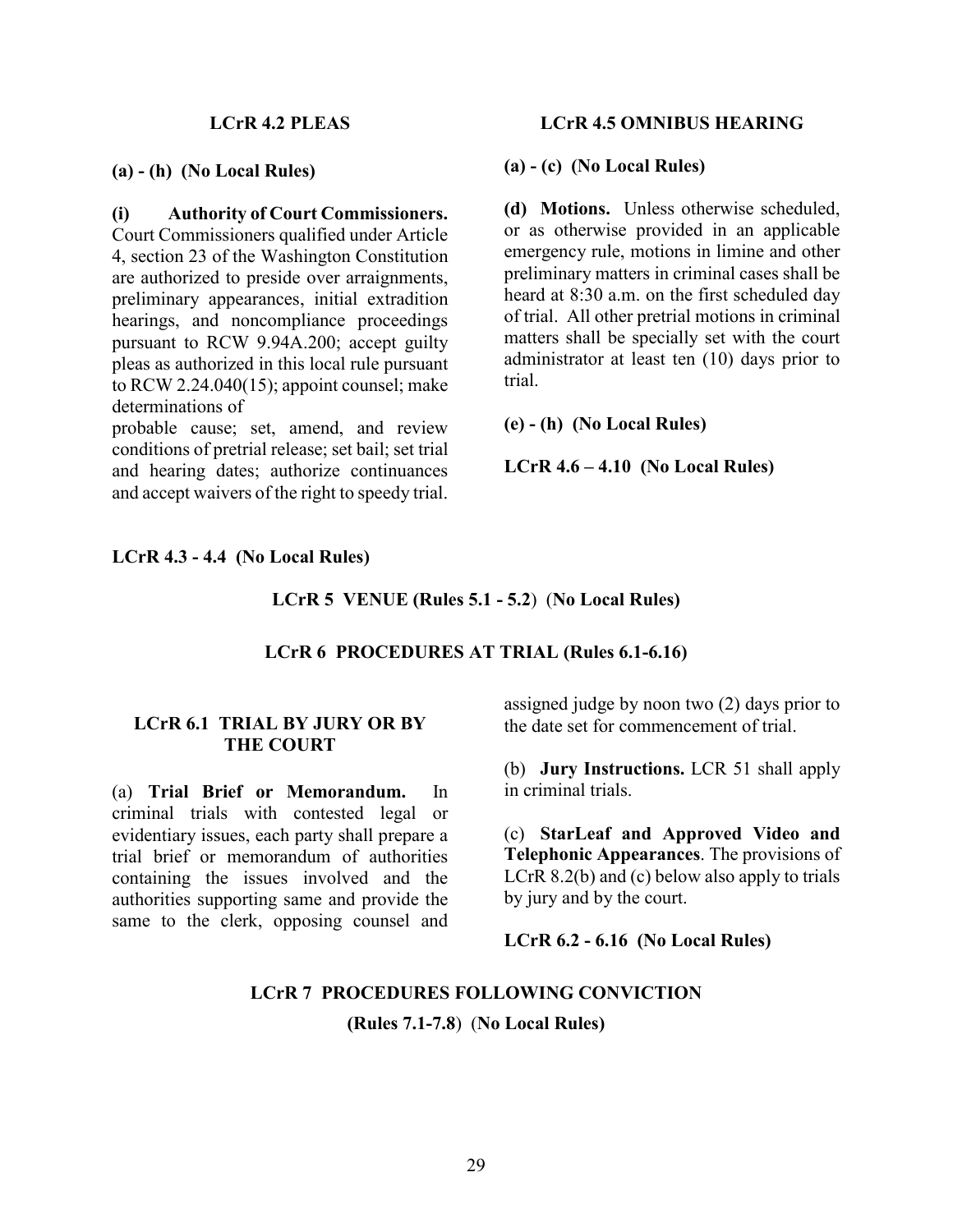### LCrR 4.2 PLEAS

**(a) - (h) (No Local Rules)**

**(i) Authority of Court Commissioners.** Court Commissioners qualified under Article 4, section 23 of the Washington Constitution are authorized to preside over arraignments, preliminary appearances, initial extradition hearings, and noncompliance proceedings pursuant to RCW 9.94A.200; accept guilty pleas as authorized in this local rule pursuant to RCW 2.24.040(15); appoint counsel; make determinations of probable cause; set, amend, and review conditions of pretrial release; set bail; set trial and hearing dates; authorize continuances and accept waivers of the right to speedy trial.

### LCrR 4.5 OMNIBUS HEARING

**(a) - (c) (No Local Rules)**

**(d) Motions.** Unless otherwise scheduled, or as otherwise provided in an applicable emergency rule, motions in limine and other preliminary matters in criminal cases shall be heard at 8:30 a.m. on the first scheduled day of trial. All other pretrial motions in criminal matters shall be specially set with the court administrator at least ten (10) days prior to trial.

**(e) - (h) (No Local Rules)**

**LCrR 4.6 – 4.10 (No Local Rules)**

**LCrR 4.3 - 4.4 (No Local Rules)**

## LCrR 5 VENUE (Rules 5.1 - 5.2) (No Local Rules)

## LCrR 6 PROCEDURES AT TRIAL (Rules 6.1-6.16)

### LCrR 6.1 TRIAL BY JURY OR BY THE COURT

(a) **Trial Brief or Memorandum.** In criminal trials with contested legal or evidentiary issues, each party shall prepare a trial brief or memorandum of authorities containing the issues involved and the authorities supporting same and provide the same to the clerk, opposing counsel and assigned judge by noon two (2) days prior to the date set for commencement of trial.

(b) **Jury Instructions.** LCR 51 shall apply in criminal trials.

(c) **StarLeaf and Approved Video and Telephonic Appearances**. The provisions of LCrR 8.2(b) and (c) below also apply to trials by jury and by the court.

**LCrR 6.2 - 6.16 (No Local Rules)**

## LCrR 7 PROCEDURES FOLLOWING CONVICTION (Rules 7.1-7.8) (No Local Rules)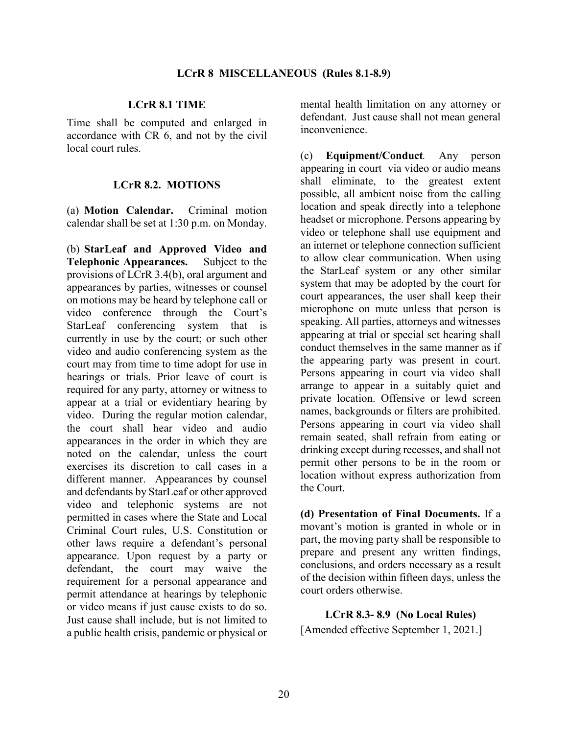# LCrR 8 MISCELLANEOUS (Rules 8.1-8.9)

## LCrR 8.1 TIME

Time shall be computed and enlarged in accordance with CR 6, and not by the civil local court rules.

## LCrR 8.2. MOTIONS

(a) **Motion Calendar.** Criminal motion calendar shall be set at 1:30 p.m. on Monday.

(b) **StarLeaf and Approved Video and Telephonic Appearances.** Subject to the provisions of LCrR 3.4(b), oral argument and appearances by parties, witnesses or counsel on motions may be heard by telephone call or video conference through the Court's StarLeaf conferencing system that is currently in use by the court; or such other video and audio conferencing system as the court may from time to time adopt for use in hearings or trials. Prior leave of court is required for any party, attorney or witness to appear at a trial or evidentiary hearing by video. During the regular motion calendar, the court shall hear video and audio appearances in the order in which they are noted on the calendar, unless the court exercises its discretion to call cases in a different manner. Appearances by counsel and defendants by StarLeaf or other approved video and telephonic systems are not permitted in cases where the State and Local Criminal Court rules, U.S. Constitution or other laws require a defendant's personal appearance. Upon request by a party or defendant, the court may waive the requirement for a personal appearance and permit attendance at hearings by telephonic or video means if just cause exists to do so. Just cause shall include, but is not limited to a public health crisis, pandemic or physical or mental health limitation on any attorney or defendant. Just cause shall not mean general inconvenience.

(c) **Equipment/Conduct**. Any person appearing in court via video or audio means shall eliminate, to the greatest extent possible, all ambient noise from the calling location and speak directly into a telephone headset or microphone. Persons appearing by video or telephone shall use equipment and an internet or telephone connection sufficient to allow clear communication. When using the StarLeaf system or any other similar system that may be adopted by the court for court appearances, the user shall keep their microphone on mute unless that person is speaking. All parties, attorneys and witnesses appearing at trial or special set hearing shall conduct themselves in the same manner as if the appearing party was present in court. Persons appearing in court via video shall arrange to appear in a suitably quiet and private location. Offensive or lewd screen names, backgrounds or filters are prohibited. Persons appearing in court via video shall remain seated, shall refrain from eating or drinking except during recesses, and shall not permit other persons to be in the room or location without express authorization from the Court.

**(d) Presentation of Final Documents.** If a movant's motion is granted in whole or in part, the moving party shall be responsible to prepare and present any written findings, conclusions, and orders necessary as a result of the decision within fifteen days, unless the court orders otherwise.

## LCrR 8.3- 8.9 (No Local Rules)

[Amended effective September 1, 2021.]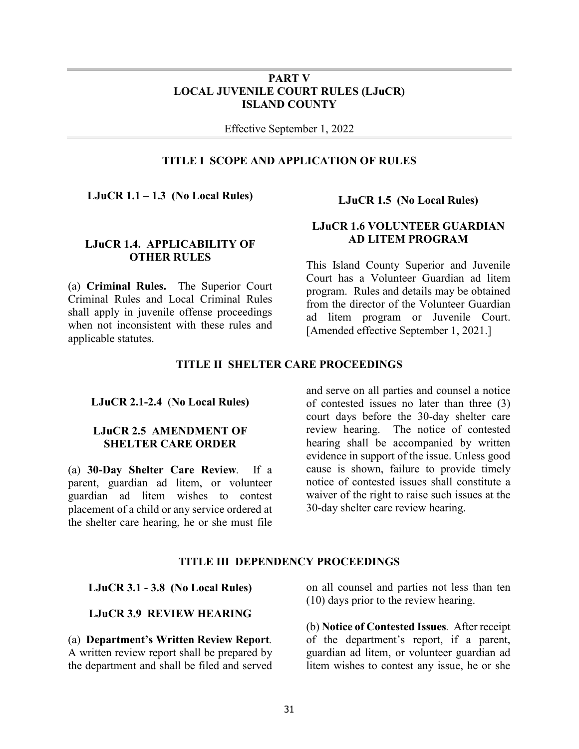# PART V
# LOCAL JUVENILE COURT RULES (LJuCR)
# ISLAND COUNTY

Effective September 1, 2022

## TITLE I SCOPE AND APPLICATION OF RULES

### LJuCR 1.1 – 1.3 (No Local Rules)

### LJuCR 1.4. APPLICABILITY OF OTHER RULES

(a) **Criminal Rules.** The Superior Court Criminal Rules and Local Criminal Rules shall apply in juvenile offense proceedings when not inconsistent with these rules and applicable statutes.

### LJuCR 1.5 (No Local Rules)

### LJuCR 1.6 VOLUNTEER GUARDIAN AD LITEM PROGRAM

This Island County Superior and Juvenile Court has a Volunteer Guardian ad litem program. Rules and details may be obtained from the director of the Volunteer Guardian ad litem program or Juvenile Court. [Amended effective September 1, 2021.]

## TITLE II SHELTER CARE PROCEEDINGS

### LJuCR 2.1-2.4 (No Local Rules)

### LJuCR 2.5 AMENDMENT OF SHELTER CARE ORDER

(a) **30-Day Shelter Care Review**. If a parent, guardian ad litem, or volunteer guardian ad litem wishes to contest placement of a child or any service ordered at the shelter care hearing, he or she must file and serve on all parties and counsel a notice of contested issues no later than three (3) court days before the 30-day shelter care review hearing. The notice of contested hearing shall be accompanied by written evidence in support of the issue. Unless good cause is shown, failure to provide timely notice of contested issues shall constitute a waiver of the right to raise such issues at the 30-day shelter care review hearing.

## TITLE III DEPENDENCY PROCEEDINGS

### LJuCR 3.1 - 3.8 (No Local Rules)

### LJuCR 3.9 REVIEW HEARING

(a) **Department's Written Review Report**. A written review report shall be prepared by the department and shall be filed and served on all counsel and parties not less than ten (10) days prior to the review hearing.

(b) **Notice of Contested Issues**. After receipt of the department's report, if a parent, guardian ad litem, or volunteer guardian ad litem wishes to contest any issue, he or she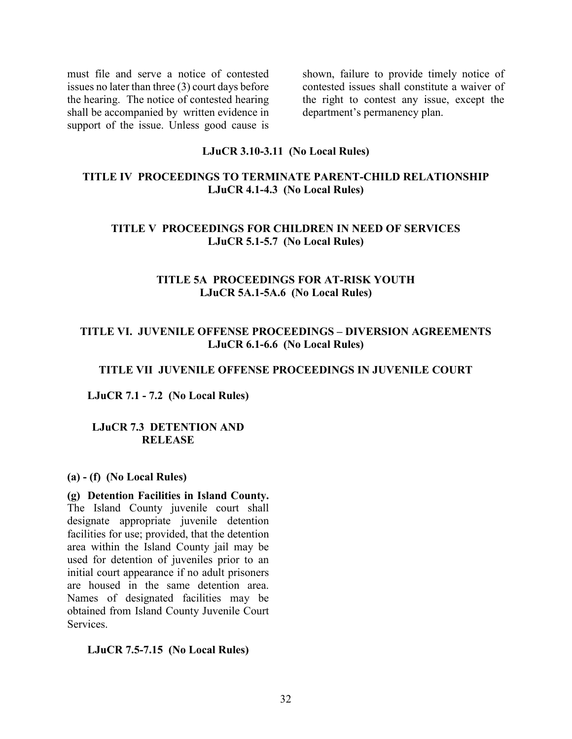must file and serve a notice of contested issues no later than three (3) court days before the hearing. The notice of contested hearing shall be accompanied by written evidence in support of the issue. Unless good cause is shown, failure to provide timely notice of contested issues shall constitute a waiver of the right to contest any issue, except the department's permanency plan.

**LJuCR 3.10-3.11 (No Local Rules)**

## TITLE IV PROCEEDINGS TO TERMINATE PARENT-CHILD RELATIONSHIP

**LJuCR 4.1-4.3 (No Local Rules)**

## TITLE V PROCEEDINGS FOR CHILDREN IN NEED OF SERVICES

**LJuCR 5.1-5.7 (No Local Rules)**

## TITLE 5A PROCEEDINGS FOR AT-RISK YOUTH

**LJuCR 5A.1-5A.6 (No Local Rules)**

## TITLE VI. JUVENILE OFFENSE PROCEEDINGS – DIVERSION AGREEMENTS

**LJuCR 6.1-6.6 (No Local Rules)**

## TITLE VII JUVENILE OFFENSE PROCEEDINGS IN JUVENILE COURT

**LJuCR 7.1 - 7.2 (No Local Rules)**

### LJuCR 7.3 DETENTION AND RELEASE

**(a) - (f) (No Local Rules)**

**(g) Detention Facilities in Island County.** The Island County juvenile court shall designate appropriate juvenile detention facilities for use; provided, that the detention area within the Island County jail may be used for detention of juveniles prior to an initial court appearance if no adult prisoners are housed in the same detention area. Names of designated facilities may be obtained from Island County Juvenile Court Services.

**LJuCR 7.5-7.15 (No Local Rules)**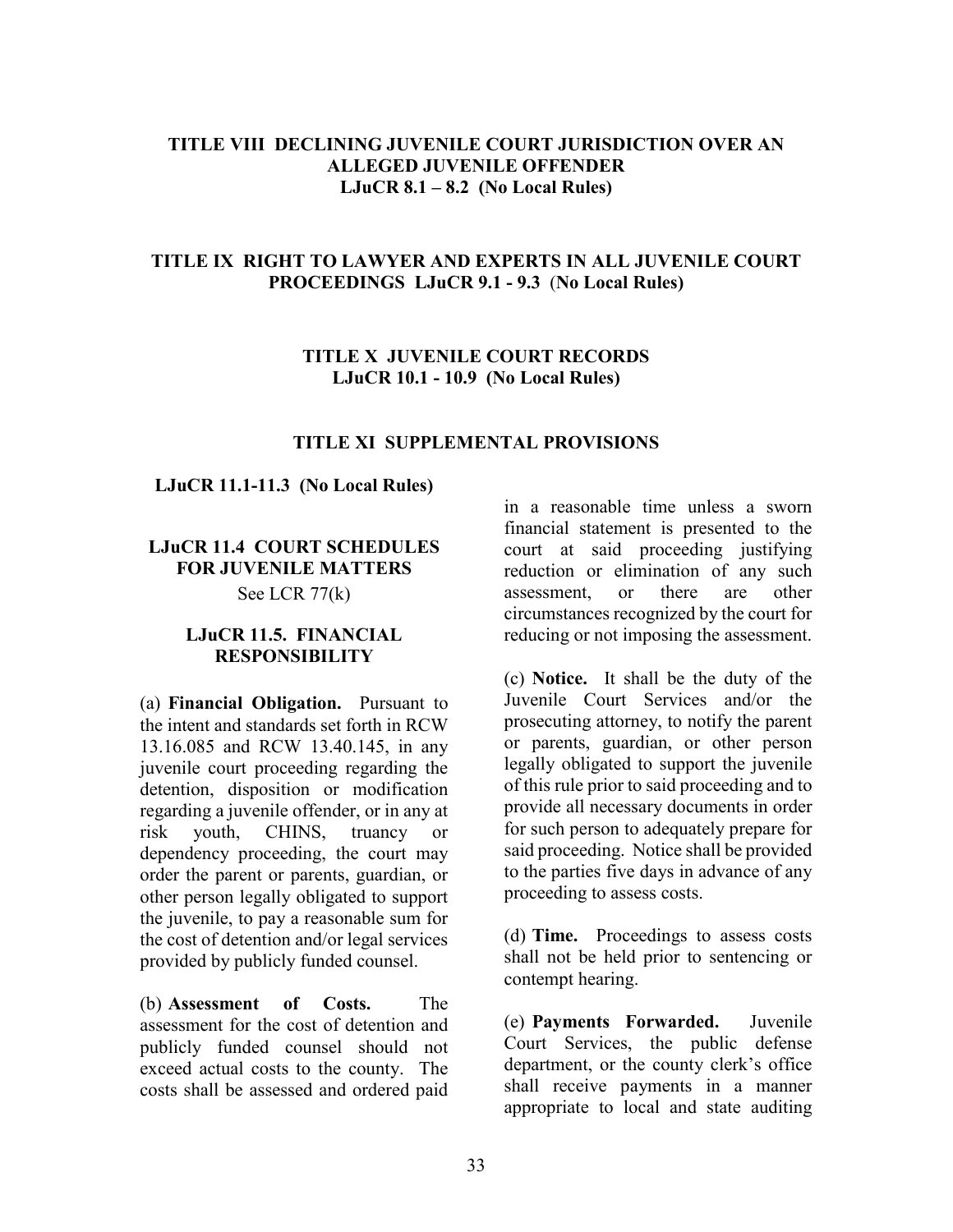## TITLE VIII DECLINING JUVENILE COURT JURISDICTION OVER AN ALLEGED JUVENILE OFFENDER
## LJuCR 8.1 – 8.2 (No Local Rules)

## TITLE IX RIGHT TO LAWYER AND EXPERTS IN ALL JUVENILE COURT PROCEEDINGS LJuCR 9.1 - 9.3 (No Local Rules)

## TITLE X JUVENILE COURT RECORDS
## LJuCR 10.1 - 10.9 (No Local Rules)

## TITLE XI SUPPLEMENTAL PROVISIONS

**LJuCR 11.1-11.3 (No Local Rules)**

### LJuCR 11.4 COURT SCHEDULES FOR JUVENILE MATTERS

See LCR 77(k)

### LJuCR 11.5. FINANCIAL RESPONSIBILITY

(a) **Financial Obligation.** Pursuant to the intent and standards set forth in RCW 13.16.085 and RCW 13.40.145, in any juvenile court proceeding regarding the detention, disposition or modification regarding a juvenile offender, or in any at risk youth, CHINS, truancy or dependency proceeding, the court may order the parent or parents, guardian, or other person legally obligated to support the juvenile, to pay a reasonable sum for the cost of detention and/or legal services provided by publicly funded counsel.

(b) **Assessment of Costs.** The assessment for the cost of detention and publicly funded counsel should not exceed actual costs to the county. The costs shall be assessed and ordered paid in a reasonable time unless a sworn financial statement is presented to the court at said proceeding justifying reduction or elimination of any such assessment, or there are other circumstances recognized by the court for reducing or not imposing the assessment.

(c) **Notice.** It shall be the duty of the Juvenile Court Services and/or the prosecuting attorney, to notify the parent or parents, guardian, or other person legally obligated to support the juvenile of this rule prior to said proceeding and to provide all necessary documents in order for such person to adequately prepare for said proceeding. Notice shall be provided to the parties five days in advance of any proceeding to assess costs.

(d) **Time.** Proceedings to assess costs shall not be held prior to sentencing or contempt hearing.

(e) **Payments Forwarded.** Juvenile Court Services, the public defense department, or the county clerk's office shall receive payments in a manner appropriate to local and state auditing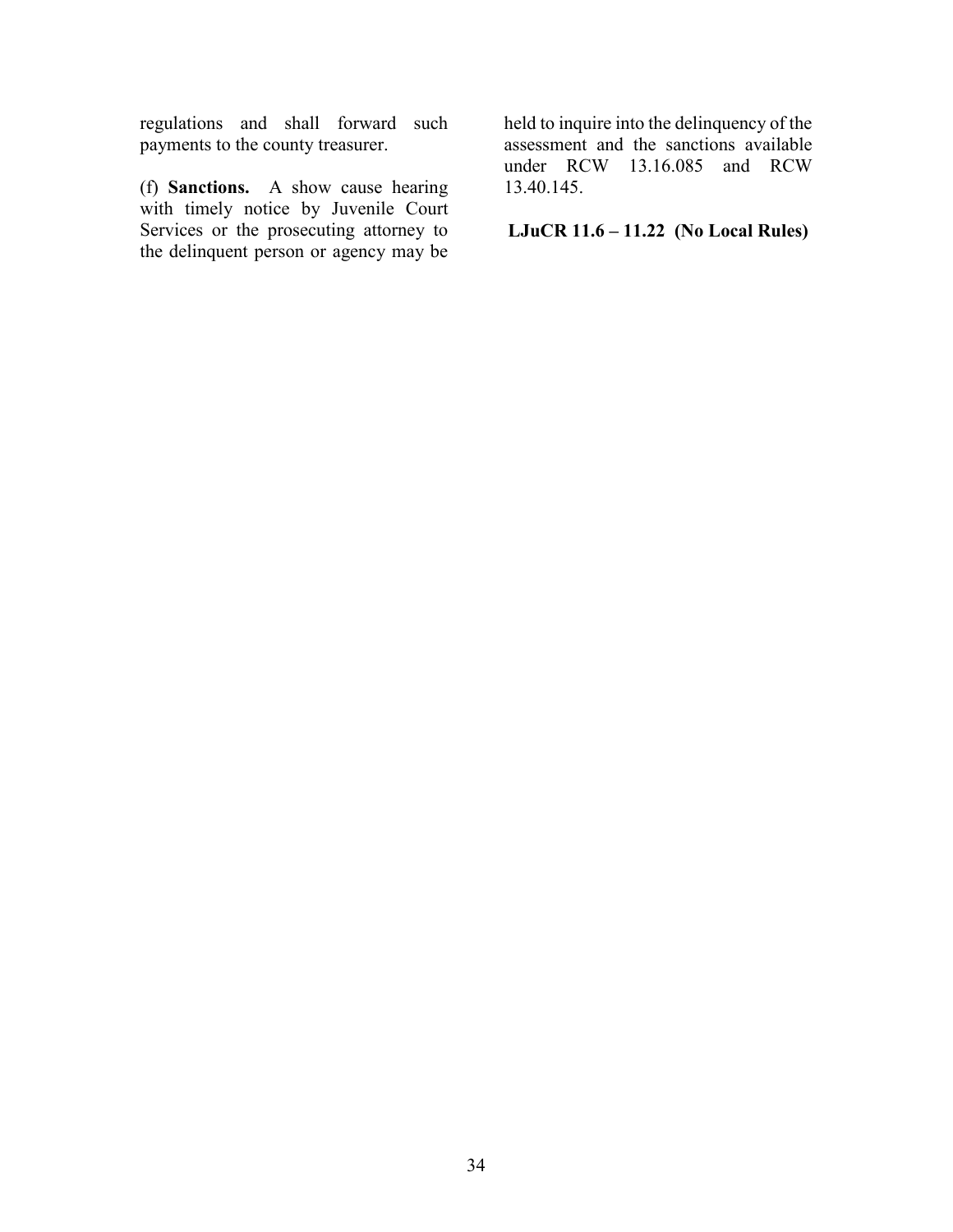regulations and shall forward such payments to the county treasurer.

(f) **Sanctions.** A show cause hearing with timely notice by Juvenile Court Services or the prosecuting attorney to the delinquent person or agency may be held to inquire into the delinquency of the assessment and the sanctions available under RCW 13.16.085 and RCW 13.40.145.

**LJuCR 11.6 – 11.22 (No Local Rules)**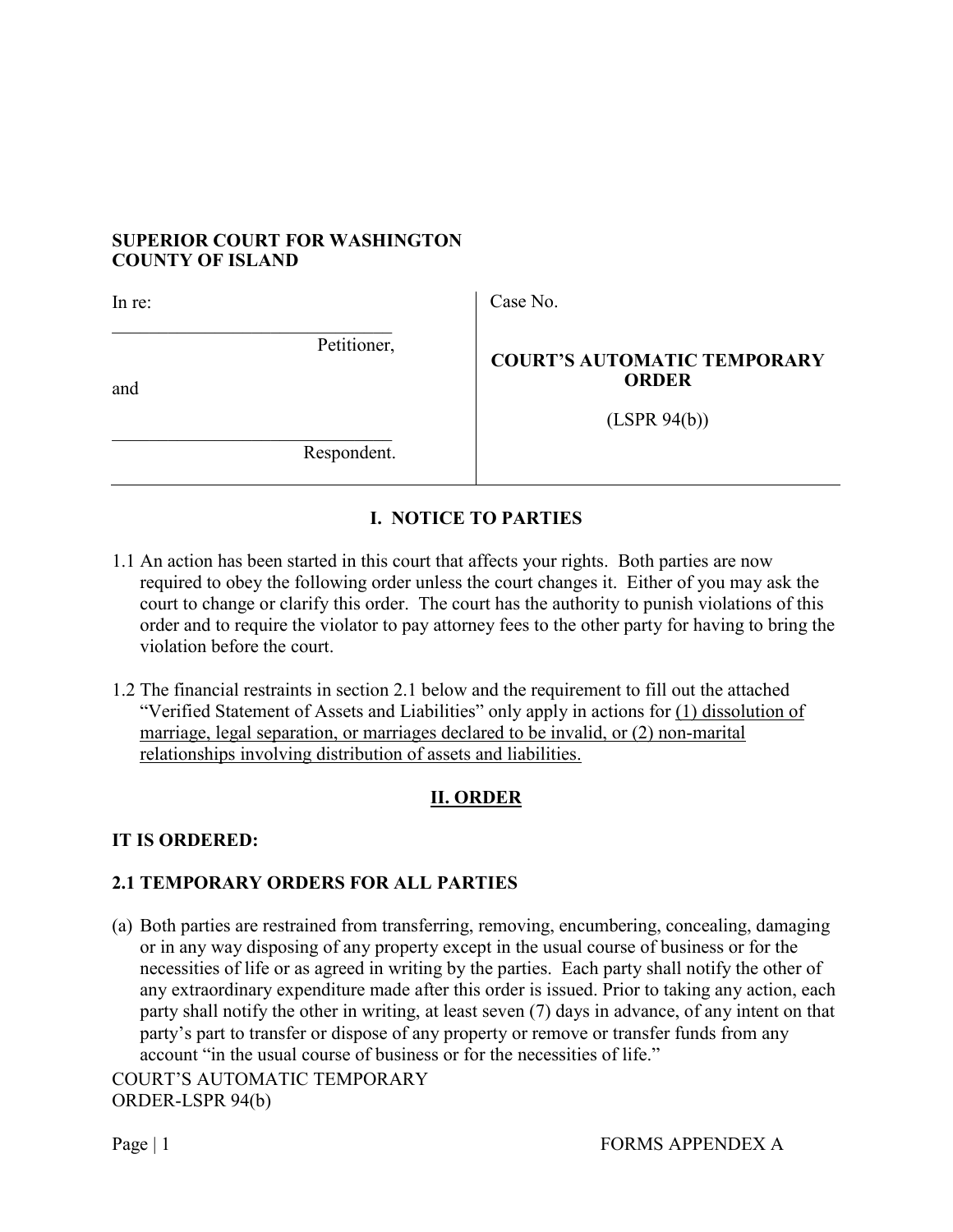**SUPERIOR COURT FOR WASHINGTON**
**COUNTY OF ISLAND**

| | |
|---|---|
| In re:<br><br>\_\_\_\_\_\_\_\_\_\_\_\_\_\_\_\_\_\_\_\_\_\_\_\_\_\_\_\_\_\_ Petitioner,<br><br>and<br><br>\_\_\_\_\_\_\_\_\_\_\_\_\_\_\_\_\_\_\_\_\_\_\_\_\_\_\_\_\_\_ Respondent. | Case No.<br><br>**COURT'S AUTOMATIC TEMPORARY ORDER**<br><br>(LSPR 94(b)) |

## I. NOTICE TO PARTIES

1.1 An action has been started in this court that affects your rights. Both parties are now required to obey the following order unless the court changes it. Either of you may ask the court to change or clarify this order. The court has the authority to punish violations of this order and to require the violator to pay attorney fees to the other party for having to bring the violation before the court.

1.2 The financial restraints in section 2.1 below and the requirement to fill out the attached "Verified Statement of Assets and Liabilities" only apply in actions for <u>(1) dissolution of marriage, legal separation, or marriages declared to be invalid, or (2) non-marital relationships involving distribution of assets and liabilities.</u>

## <u>II. ORDER</u>

**IT IS ORDERED:**

### 2.1 TEMPORARY ORDERS FOR ALL PARTIES

(a) Both parties are restrained from transferring, removing, encumbering, concealing, damaging or in any way disposing of any property except in the usual course of business or for the necessities of life or as agreed in writing by the parties. Each party shall notify the other of any extraordinary expenditure made after this order is issued. Prior to taking any action, each party shall notify the other in writing, at least seven (7) days in advance, of any intent on that party's part to transfer or dispose of any property or remove or transfer funds from any account "in the usual course of business or for the necessities of life."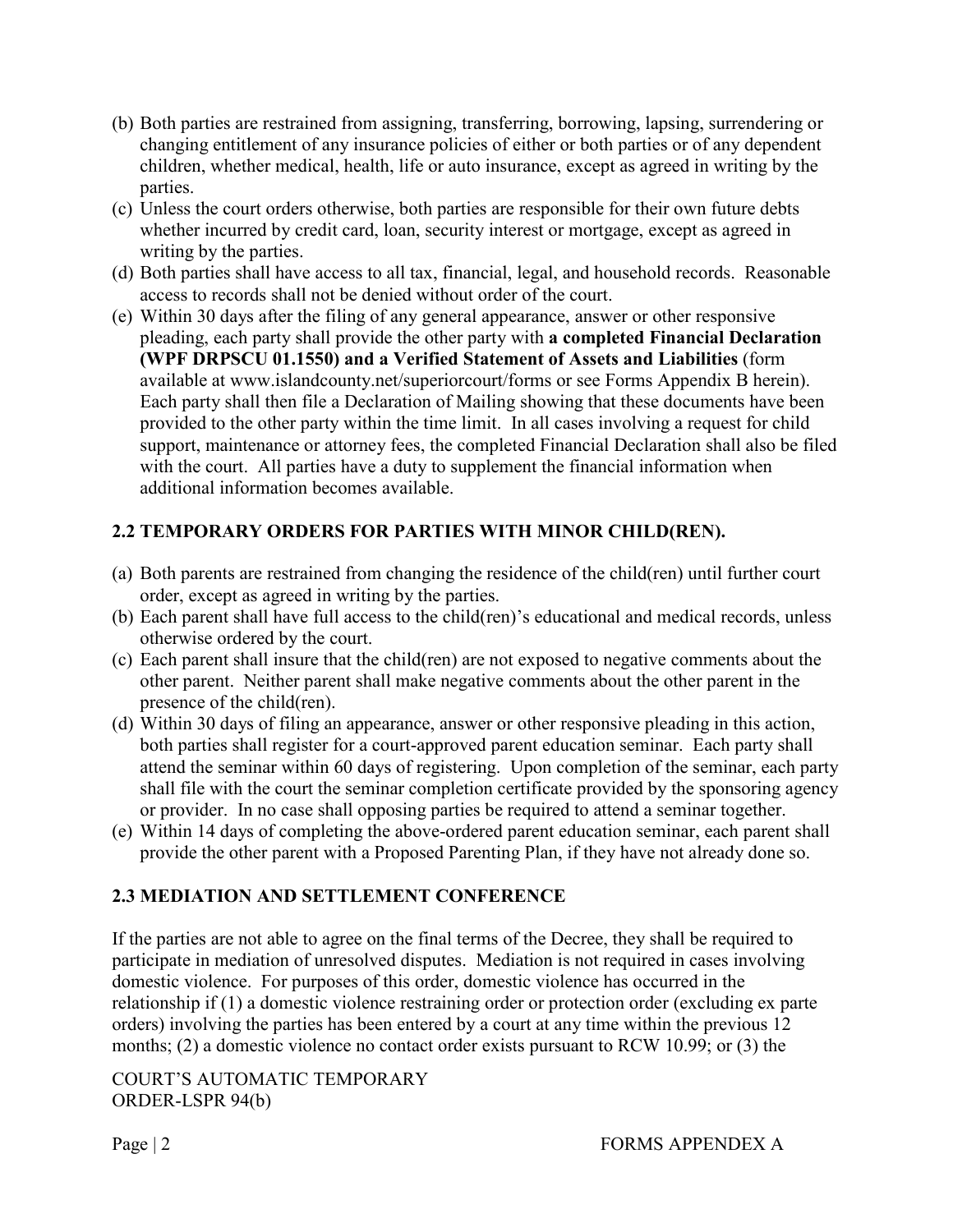(b) Both parties are restrained from assigning, transferring, borrowing, lapsing, surrendering or changing entitlement of any insurance policies of either or both parties or of any dependent children, whether medical, health, life or auto insurance, except as agreed in writing by the parties.

(c) Unless the court orders otherwise, both parties are responsible for their own future debts whether incurred by credit card, loan, security interest or mortgage, except as agreed in writing by the parties.

(d) Both parties shall have access to all tax, financial, legal, and household records. Reasonable access to records shall not be denied without order of the court.

(e) Within 30 days after the filing of any general appearance, answer or other responsive pleading, each party shall provide the other party with **a completed Financial Declaration (WPF DRPSCU 01.1550) and a Verified Statement of Assets and Liabilities** (form available at www.islandcounty.net/superiorcourt/forms or see Forms Appendix B herein). Each party shall then file a Declaration of Mailing showing that these documents have been provided to the other party within the time limit. In all cases involving a request for child support, maintenance or attorney fees, the completed Financial Declaration shall also be filed with the court. All parties have a duty to supplement the financial information when additional information becomes available.

## 2.2 TEMPORARY ORDERS FOR PARTIES WITH MINOR CHILD(REN).

(a) Both parents are restrained from changing the residence of the child(ren) until further court order, except as agreed in writing by the parties.

(b) Each parent shall have full access to the child(ren)'s educational and medical records, unless otherwise ordered by the court.

(c) Each parent shall insure that the child(ren) are not exposed to negative comments about the other parent. Neither parent shall make negative comments about the other parent in the presence of the child(ren).

(d) Within 30 days of filing an appearance, answer or other responsive pleading in this action, both parties shall register for a court-approved parent education seminar. Each party shall attend the seminar within 60 days of registering. Upon completion of the seminar, each party shall file with the court the seminar completion certificate provided by the sponsoring agency or provider. In no case shall opposing parties be required to attend a seminar together.

(e) Within 14 days of completing the above-ordered parent education seminar, each parent shall provide the other parent with a Proposed Parenting Plan, if they have not already done so.

## 2.3 MEDIATION AND SETTLEMENT CONFERENCE

If the parties are not able to agree on the final terms of the Decree, they shall be required to participate in mediation of unresolved disputes. Mediation is not required in cases involving domestic violence. For purposes of this order, domestic violence has occurred in the relationship if (1) a domestic violence restraining order or protection order (excluding ex parte orders) involving the parties has been entered by a court at any time within the previous 12 months; (2) a domestic violence no contact order exists pursuant to RCW 10.99; or (3) the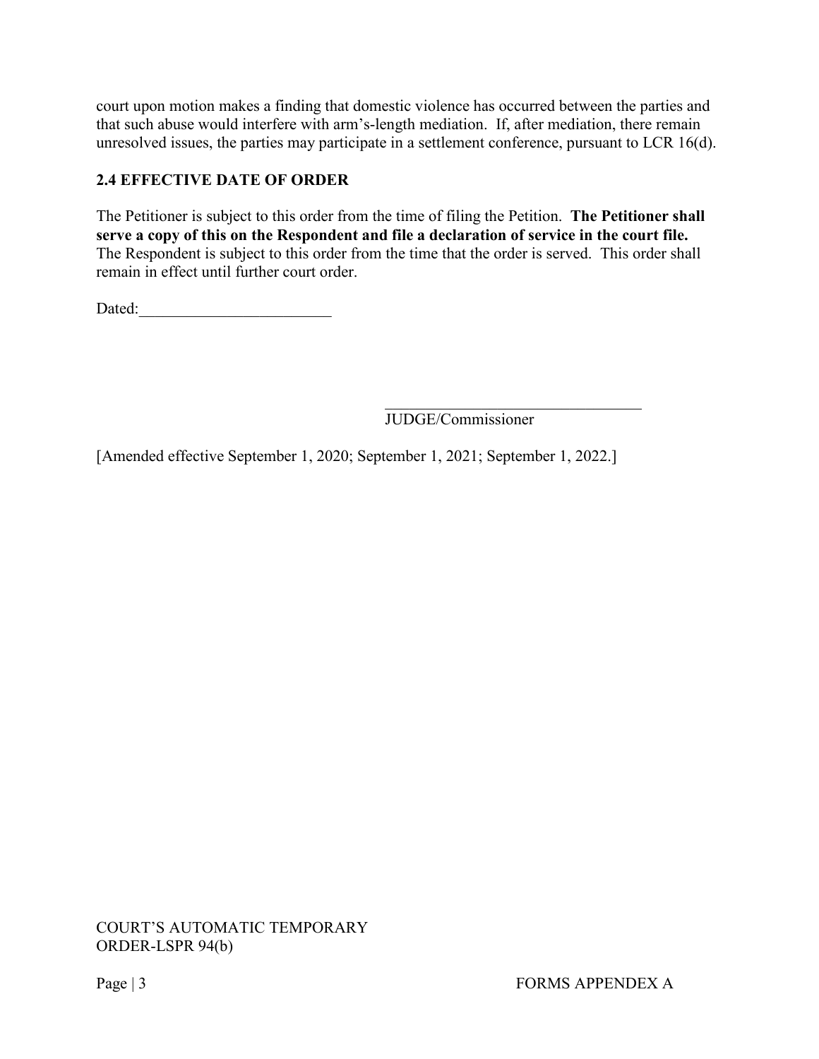court upon motion makes a finding that domestic violence has occurred between the parties and that such abuse would interfere with arm's-length mediation. If, after mediation, there remain unresolved issues, the parties may participate in a settlement conference, pursuant to LCR 16(d).

### 2.4 EFFECTIVE DATE OF ORDER

The Petitioner is subject to this order from the time of filing the Petition. **The Petitioner shall serve a copy of this on the Respondent and file a declaration of service in the court file.** The Respondent is subject to this order from the time that the order is served. This order shall remain in effect until further court order.

Dated:________________________

________________________________
JUDGE/Commissioner

[Amended effective September 1, 2020; September 1, 2021; September 1, 2022.]

COURT'S AUTOMATIC TEMPORARY ORDER-LSPR 94(b)

FORMS APPENDEX A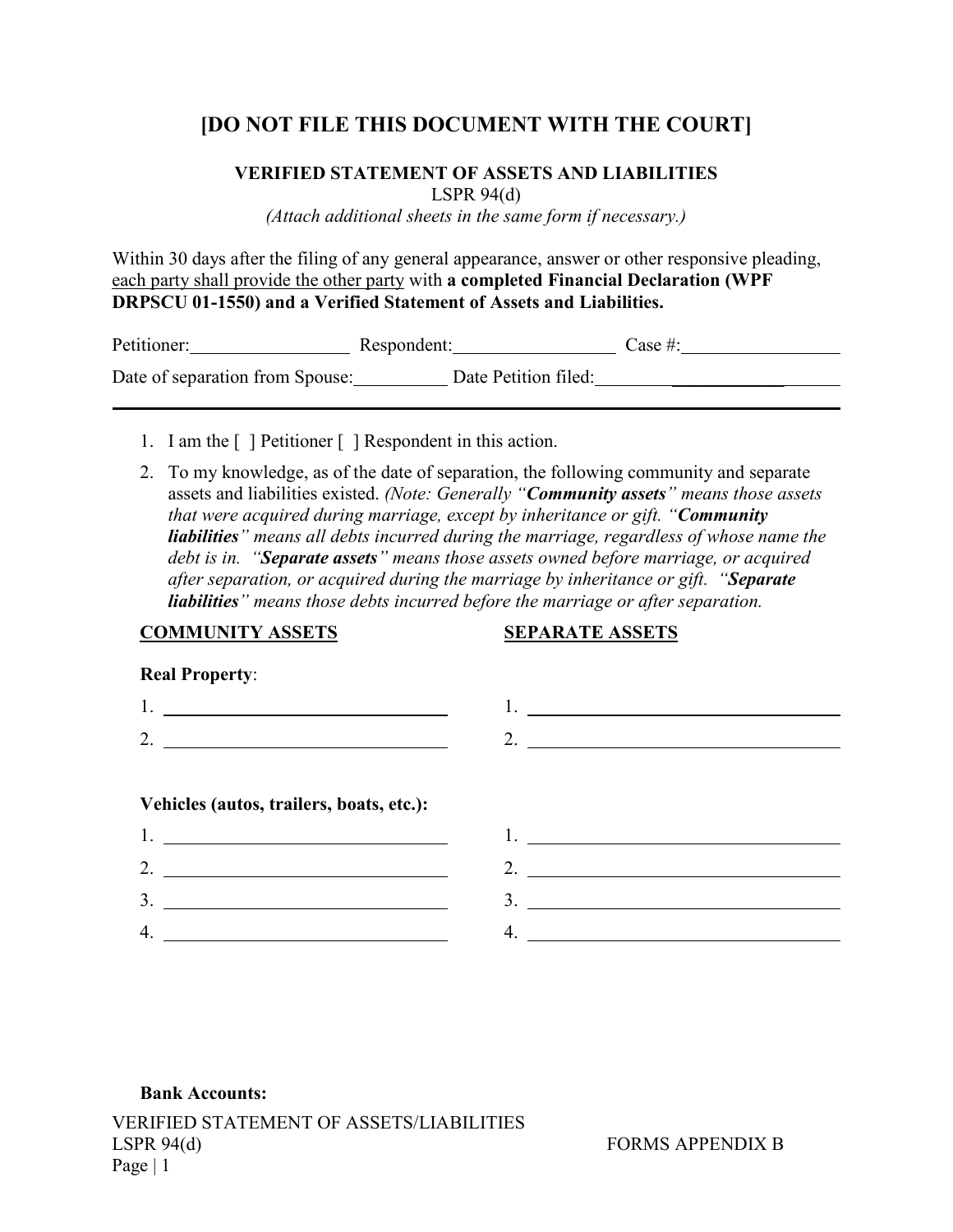# [DO NOT FILE THIS DOCUMENT WITH THE COURT]

**VERIFIED STATEMENT OF ASSETS AND LIABILITIES**

LSPR 94(d)

*(Attach additional sheets in the same form if necessary.)*

Within 30 days after the filing of any general appearance, answer or other responsive pleading, each party shall provide the other party with **a completed Financial Declaration (WPF DRPSCU 01-1550) and a Verified Statement of Assets and Liabilities.**

Petitioner:__________________ Respondent:__________________ Case #:__________________

Date of separation from Spouse:__________ Date Petition filed:______________________

---

1. I am the [ ] Petitioner [ ] Respondent in this action.
2. To my knowledge, as of the date of separation, the following community and separate assets and liabilities existed. *(Note: Generally "**Community assets**" means those assets that were acquired during marriage, except by inheritance or gift. "**Community liabilities**" means all debts incurred during the marriage, regardless of whose name the debt is in. "**Separate assets**" means those assets owned before marriage, or acquired after separation, or acquired during the marriage by inheritance or gift. "**Separate liabilities**" means those debts incurred before the marriage or after separation.*

| COMMUNITY ASSETS | SEPARATE ASSETS |
|---|---|
| **Real Property**: | |
| 1. ______________________________ | 1. ______________________________ |
| 2. ______________________________ | 2. ______________________________ |
| **Vehicles (autos, trailers, boats, etc.):** | |
| 1. ______________________________ | 1. ______________________________ |
| 2. ______________________________ | 2. ______________________________ |
| 3. ______________________________ | 3. ______________________________ |
| 4. ______________________________ | 4. ______________________________ |

**Bank Accounts:**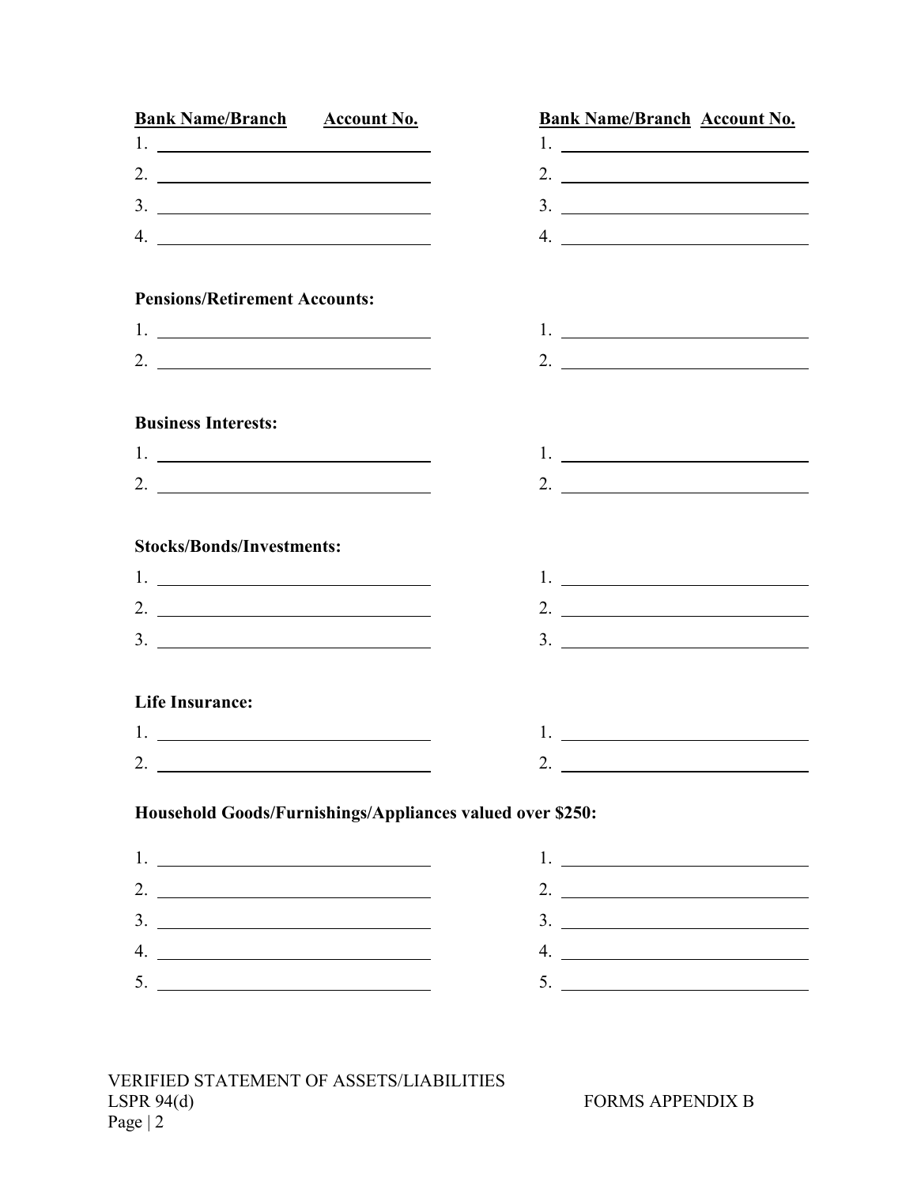| **Bank Name/Branch** | **Account No.** | **Bank Name/Branch** | **Account No.** |
|---|---|---|---|
| 1. | | 1. | |
| 2. | | 2. | |
| 3. | | 3. | |
| 4. | | 4. | |

**Pensions/Retirement Accounts:**

1. ______________________ 1. ______________________
2. ______________________ 2. ______________________

**Business Interests:**

1. ______________________ 1. ______________________
2. ______________________ 2. ______________________

**Stocks/Bonds/Investments:**

1. ______________________ 1. ______________________
2. ______________________ 2. ______________________
3. ______________________ 3. ______________________

**Life Insurance:**

1. ______________________ 1. ______________________
2. ______________________ 2. ______________________

**Household Goods/Furnishings/Appliances valued over $250:**

1. ______________________ 1. ______________________
2. ______________________ 2. ______________________
3. ______________________ 3. ______________________
4. ______________________ 4. ______________________
5. ______________________ 5. ______________________

VERIFIED STATEMENT OF ASSETS/LIABILITIES
LSPR 94(d) FORMS APPENDIX B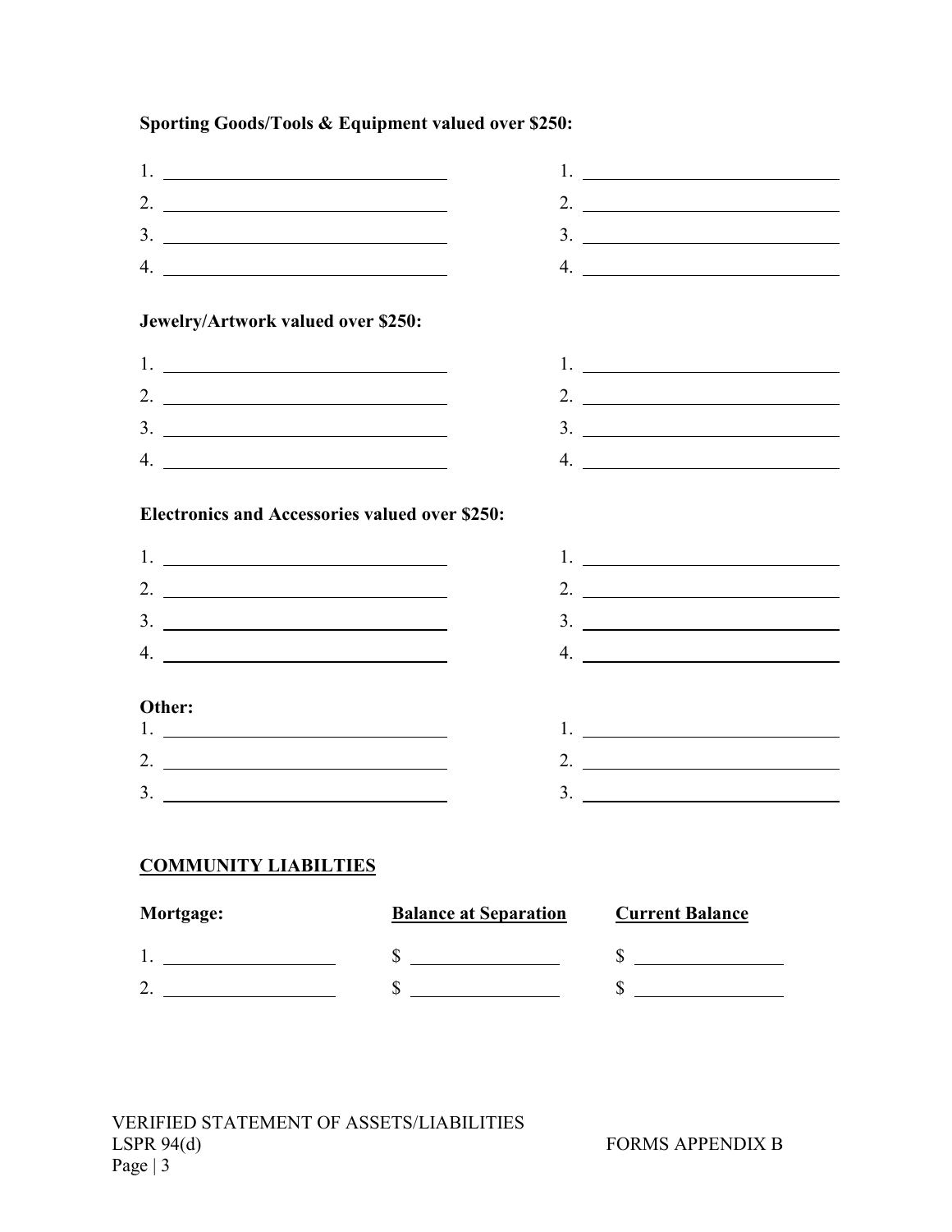**Sporting Goods/Tools & Equipment valued over $250:**

| | |
|---|---|
| 1. ______________________________ | 1. ______________________________ |
| 2. ______________________________ | 2. ______________________________ |
| 3. ______________________________ | 3. ______________________________ |
| 4. ______________________________ | 4. ______________________________ |

**Jewelry/Artwork valued over $250:**

| | |
|---|---|
| 1. ______________________________ | 1. ______________________________ |
| 2. ______________________________ | 2. ______________________________ |
| 3. ______________________________ | 3. ______________________________ |
| 4. ______________________________ | 4. ______________________________ |

**Electronics and Accessories valued over $250:**

| | |
|---|---|
| 1. ______________________________ | 1. ______________________________ |
| 2. ______________________________ | 2. ______________________________ |
| 3. ______________________________ | 3. ______________________________ |
| 4. ______________________________ | 4. ______________________________ |

**Other:**

| | |
|---|---|
| 1. ______________________________ | 1. ______________________________ |
| 2. ______________________________ | 2. ______________________________ |
| 3. ______________________________ | 3. ______________________________ |

**<u>COMMUNITY LIABILTIES</u>**

| **Mortgage:** | **<u>Balance at Separation</u>** | **<u>Current Balance</u>** |
|---|---|---|
| 1. __________________ | $ _______________ | $ _______________ |
| 2. __________________ | $ _______________ | $ _______________ |

VERIFIED STATEMENT OF ASSETS/LIABILITIES
LSPR 94(d) FORMS APPENDIX B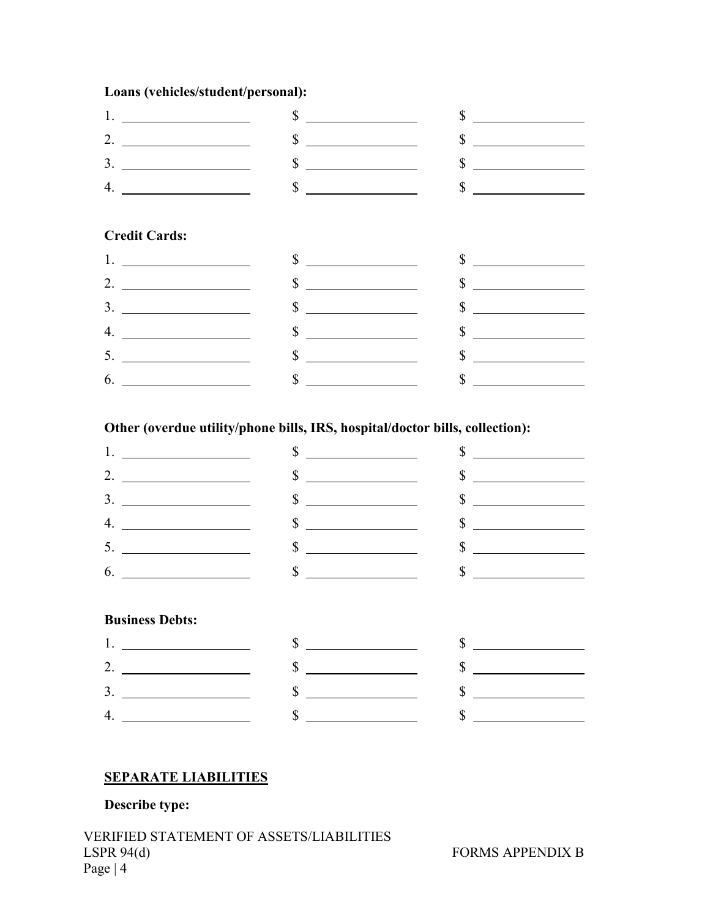**Loans (vehicles/student/personal):**

| | | |
|---|---|---|
| 1. ____________ | $ ____________ | $ ____________ |
| 2. ____________ | $ ____________ | $ ____________ |
| 3. ____________ | $ ____________ | $ ____________ |
| 4. ____________ | $ ____________ | $ ____________ |

**Credit Cards:**

| | | |
|---|---|---|
| 1. ____________ | $ ____________ | $ ____________ |
| 2. ____________ | $ ____________ | $ ____________ |
| 3. ____________ | $ ____________ | $ ____________ |
| 4. ____________ | $ ____________ | $ ____________ |
| 5. ____________ | $ ____________ | $ ____________ |
| 6. ____________ | $ ____________ | $ ____________ |

**Other (overdue utility/phone bills, IRS, hospital/doctor bills, collection):**

| | | |
|---|---|---|
| 1. ____________ | $ ____________ | $ ____________ |
| 2. ____________ | $ ____________ | $ ____________ |
| 3. ____________ | $ ____________ | $ ____________ |
| 4. ____________ | $ ____________ | $ ____________ |
| 5. ____________ | $ ____________ | $ ____________ |
| 6. ____________ | $ ____________ | $ ____________ |

**Business Debts:**

| | | |
|---|---|---|
| 1. ____________ | $ ____________ | $ ____________ |
| 2. ____________ | $ ____________ | $ ____________ |
| 3. ____________ | $ ____________ | $ ____________ |
| 4. ____________ | $ ____________ | $ ____________ |

**SEPARATE LIABILITIES**

**Describe type:**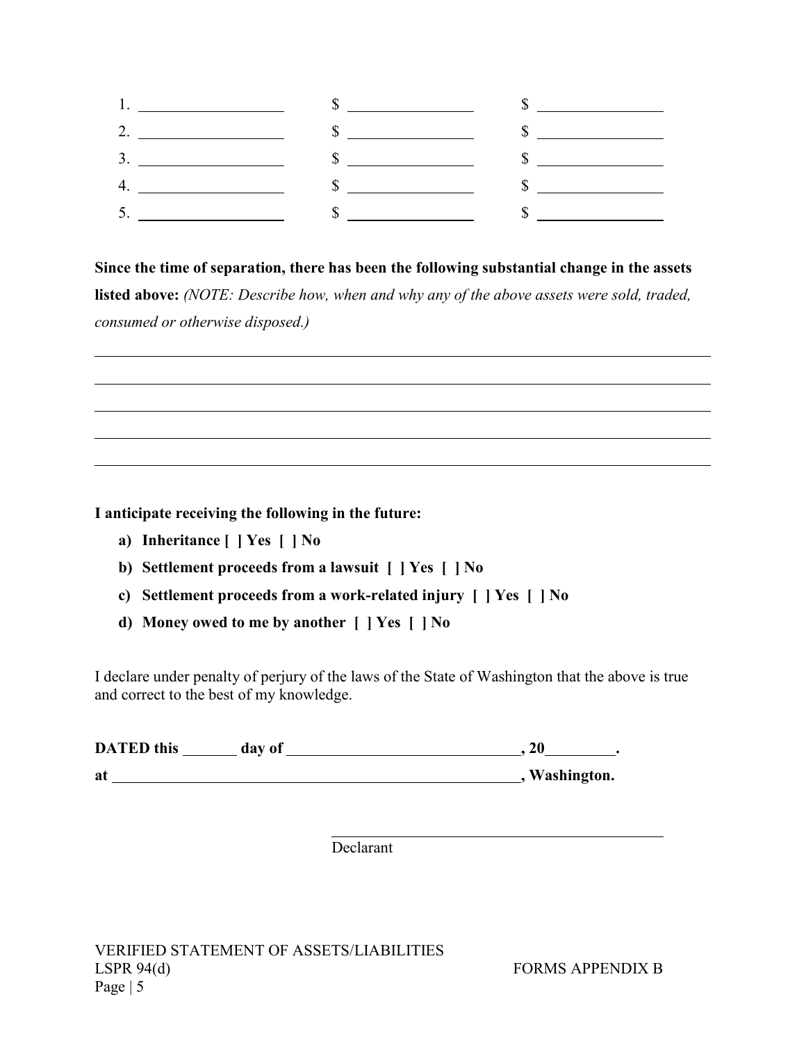| | | |
|---|---|---|
| 1. ____________________ | $ ________________ | $ ________________ |
| 2. ____________________ | $ ________________ | $ ________________ |
| 3. ____________________ | $ ________________ | $ ________________ |
| 4. ____________________ | $ ________________ | $ ________________ |
| 5. ____________________ | $ ________________ | $ ________________ |

**Since the time of separation, there has been the following substantial change in the assets listed above:** *(NOTE: Describe how, when and why any of the above assets were sold, traded, consumed or otherwise disposed.)*

______________________________________________________________________________

______________________________________________________________________________

______________________________________________________________________________

______________________________________________________________________________

______________________________________________________________________________

**I anticipate receiving the following in the future:**

**a) Inheritance [ ] Yes [ ] No**

**b) Settlement proceeds from a lawsuit [ ] Yes [ ] No**

**c) Settlement proceeds from a work-related injury [ ] Yes [ ] No**

**d) Money owed to me by another [ ] Yes [ ] No**

I declare under penalty of perjury of the laws of the State of Washington that the above is true and correct to the best of my knowledge.

**DATED this _______ day of ______________________________, 20_________.**

**at ______________________________________________________, Washington.**

_____________________________________________
Declarant

VERIFIED STATEMENT OF ASSETS/LIABILITIES
LSPR 94(d) FORMS APPENDIX B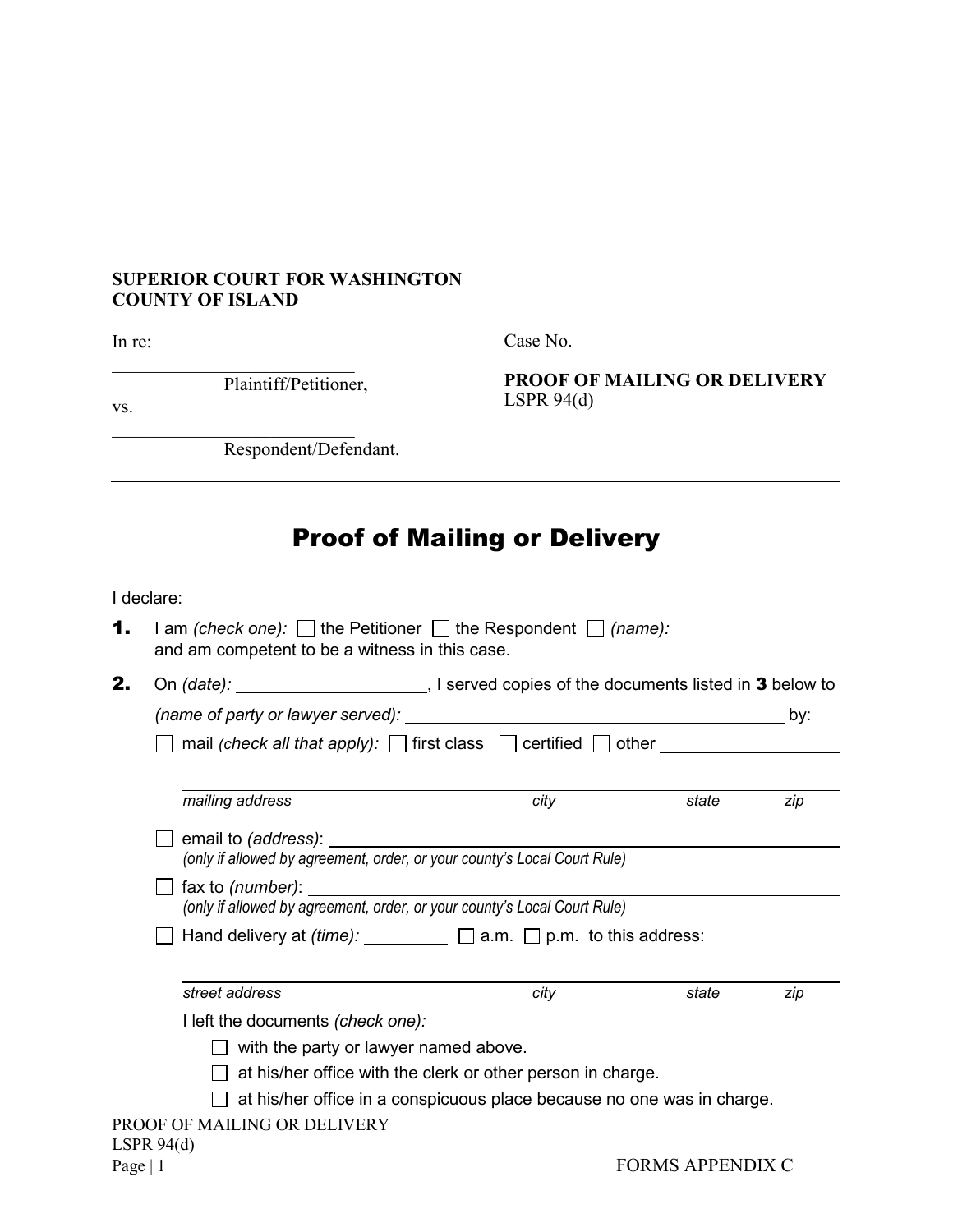**SUPERIOR COURT FOR WASHINGTON**
**COUNTY OF ISLAND**

| In re: | Case No. |
|---|---|
| ____________________________ Plaintiff/Petitioner, | **PROOF OF MAILING OR DELIVERY** LSPR 94(d) |
| vs. | |
| ____________________________ Respondent/Defendant. | |

# Proof of Mailing or Delivery

I declare:

**1.** I am *(check one):* ☐ the Petitioner ☐ the Respondent ☐ *(name):* ____________________ and am competent to be a witness in this case.

**2.** On *(date):* ____________________, I served copies of the documents listed in **3** below to *(name of party or lawyer served):* ________________________________________ by:

☐ mail *(check all that apply):* ☐ first class ☐ certified ☐ other ____________________

____________________________________________________________
*mailing address* *city* *state* *zip*

☐ email to *(address)*: ________________________________________
*(only if allowed by agreement, order, or your county's Local Court Rule)*

☐ fax to *(number)*: ________________________________________
*(only if allowed by agreement, order, or your county's Local Court Rule)*

☐ Hand delivery at *(time):* __________ ☐ a.m. ☐ p.m. to this address:

____________________________________________________________
*street address* *city* *state* *zip*

I left the documents *(check one):*

- ☐ with the party or lawyer named above.
- ☐ at his/her office with the clerk or other person in charge.
- ☐ at his/her office in a conspicuous place because no one was in charge.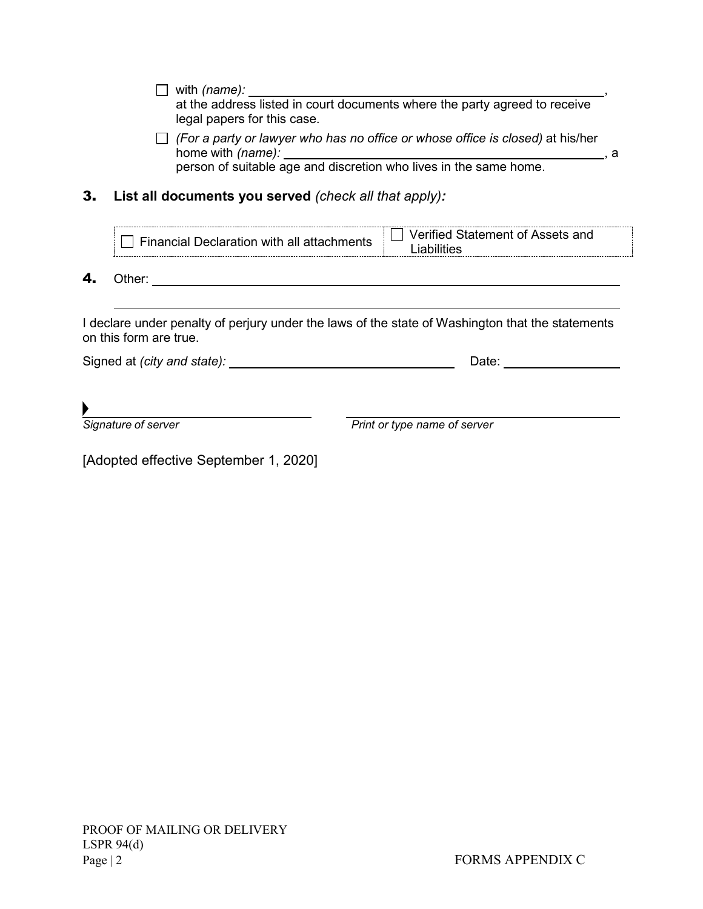- ☐ with *(name):* \_\_\_\_\_\_\_\_\_\_\_\_\_\_\_\_\_\_\_\_\_\_\_\_\_\_\_\_\_\_\_\_\_\_\_\_,
  at the address listed in court documents where the party agreed to receive legal papers for this case.
- ☐ *(For a party or lawyer who has no office or whose office is closed)* at his/her home with *(name):* \_\_\_\_\_\_\_\_\_\_\_\_\_\_\_\_\_\_\_\_\_\_\_\_\_\_\_\_\_\_, a person of suitable age and discretion who lives in the same home.

**3. List all documents you served** *(check all that apply)**:***

| ☐ Financial Declaration with all attachments | ☐ Verified Statement of Assets and Liabilities |
|---|---|

**4.** Other: \_\_\_\_\_\_\_\_\_\_\_\_\_\_\_\_\_\_\_\_\_\_\_\_\_\_\_\_\_\_\_\_\_\_\_\_\_\_\_\_\_\_\_\_\_\_\_\_\_\_\_\_\_\_\_\_

\_\_\_\_\_\_\_\_\_\_\_\_\_\_\_\_\_\_\_\_\_\_\_\_\_\_\_\_\_\_\_\_\_\_\_\_\_\_\_\_\_\_\_\_\_\_\_\_\_\_\_\_\_\_\_\_\_\_\_\_\_\_\_\_

I declare under penalty of perjury under the laws of the state of Washington that the statements on this form are true.

Signed at *(city and state):* \_\_\_\_\_\_\_\_\_\_\_\_\_\_\_\_\_\_\_\_\_\_\_\_\_\_\_\_ Date: \_\_\_\_\_\_\_\_\_\_\_\_\_\_

▶\_\_\_\_\_\_\_\_\_\_\_\_\_\_\_\_\_\_\_\_\_\_\_\_\_\_\_\_ \_\_\_\_\_\_\_\_\_\_\_\_\_\_\_\_\_\_\_\_\_\_\_\_\_\_\_\_\_\_\_\_
*Signature of server* *Print or type name of server*

[Adopted effective September 1, 2020]

PROOF OF MAILING OR DELIVERY
LSPR 94(d)

FORMS APPENDIX C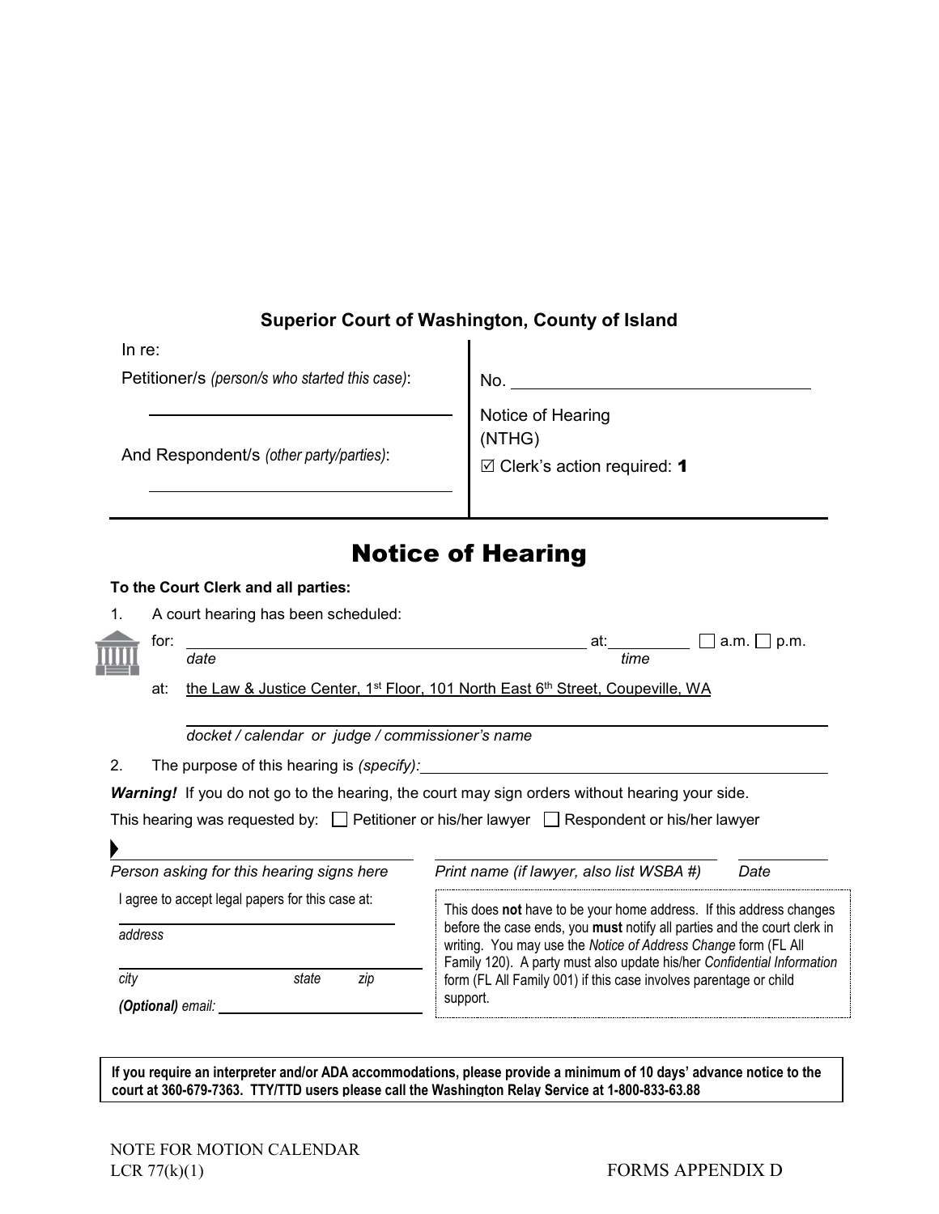**Superior Court of Washington, County of Island**

| In re: | |
|---|---|
| Petitioner/s *(person/s who started this case)*: | No. \_\_\_\_\_\_\_\_\_\_\_\_\_\_\_\_\_\_\_\_ |
| \_\_\_\_\_\_\_\_\_\_\_\_\_\_\_\_\_\_\_\_ | Notice of Hearing (NTHG) |
| And Respondent/s *(other party/parties)*: | ☑ Clerk's action required: **1** |
| \_\_\_\_\_\_\_\_\_\_\_\_\_\_\_\_\_\_\_\_ | |

# Notice of Hearing

**To the Court Clerk and all parties:**

1. A court hearing has been scheduled:

   for: \_\_\_\_\_\_\_\_\_\_\_\_\_\_\_\_\_\_\_\_\_\_\_\_\_\_\_\_\_\_ at: \_\_\_\_\_\_\_\_ ☐ a.m. ☐ p.m.
   *date* *time*

   at: the Law & Justice Center, 1st Floor, 101 North East 6th Street, Coupeville, WA

   \_\_\_\_\_\_\_\_\_\_\_\_\_\_\_\_\_\_\_\_\_\_\_\_\_\_\_\_\_\_\_\_\_\_\_\_\_\_\_\_
   *docket / calendar or judge / commissioner's name*

2. The purpose of this hearing is *(specify)*: \_\_\_\_\_\_\_\_\_\_\_\_\_\_\_\_\_\_\_\_\_\_\_\_\_\_\_\_\_\_

***Warning!*** If you do not go to the hearing, the court may sign orders without hearing your side.

This hearing was requested by: ☐ Petitioner or his/her lawyer ☐ Respondent or his/her lawyer

▶ \_\_\_\_\_\_\_\_\_\_\_\_\_\_\_\_\_\_\_\_ \_\_\_\_\_\_\_\_\_\_\_\_\_\_\_\_\_\_\_\_ \_\_\_\_\_\_\_\_
*Person asking for this hearing signs here* *Print name (if lawyer, also list WSBA #)* *Date*

I agree to accept legal papers for this case at:

\_\_\_\_\_\_\_\_\_\_\_\_\_\_\_\_\_\_\_\_\_\_\_\_\_\_\_\_\_\_
*address*

\_\_\_\_\_\_\_\_\_\_\_\_\_\_\_\_\_\_\_\_\_\_\_\_\_\_\_\_\_\_
*city* *state* *zip*

***(Optional)*** *email:* \_\_\_\_\_\_\_\_\_\_\_\_\_\_\_\_\_\_\_\_

This does **not** have to be your home address. If this address changes before the case ends, you **must** notify all parties and the court clerk in writing. You may use the *Notice of Address Change* form (FL All Family 120). A party must also update his/her *Confidential Information* form (FL All Family 001) if this case involves parentage or child support.

**If you require an interpreter and/or ADA accommodations, please provide a minimum of 10 days' advance notice to the court at 360-679-7363. TTY/TTD users please call the Washington Relay Service at 1-800-833-63.88**

NOTE FOR MOTION CALENDAR
LCR 77(k)(1)

FORMS APPENDIX D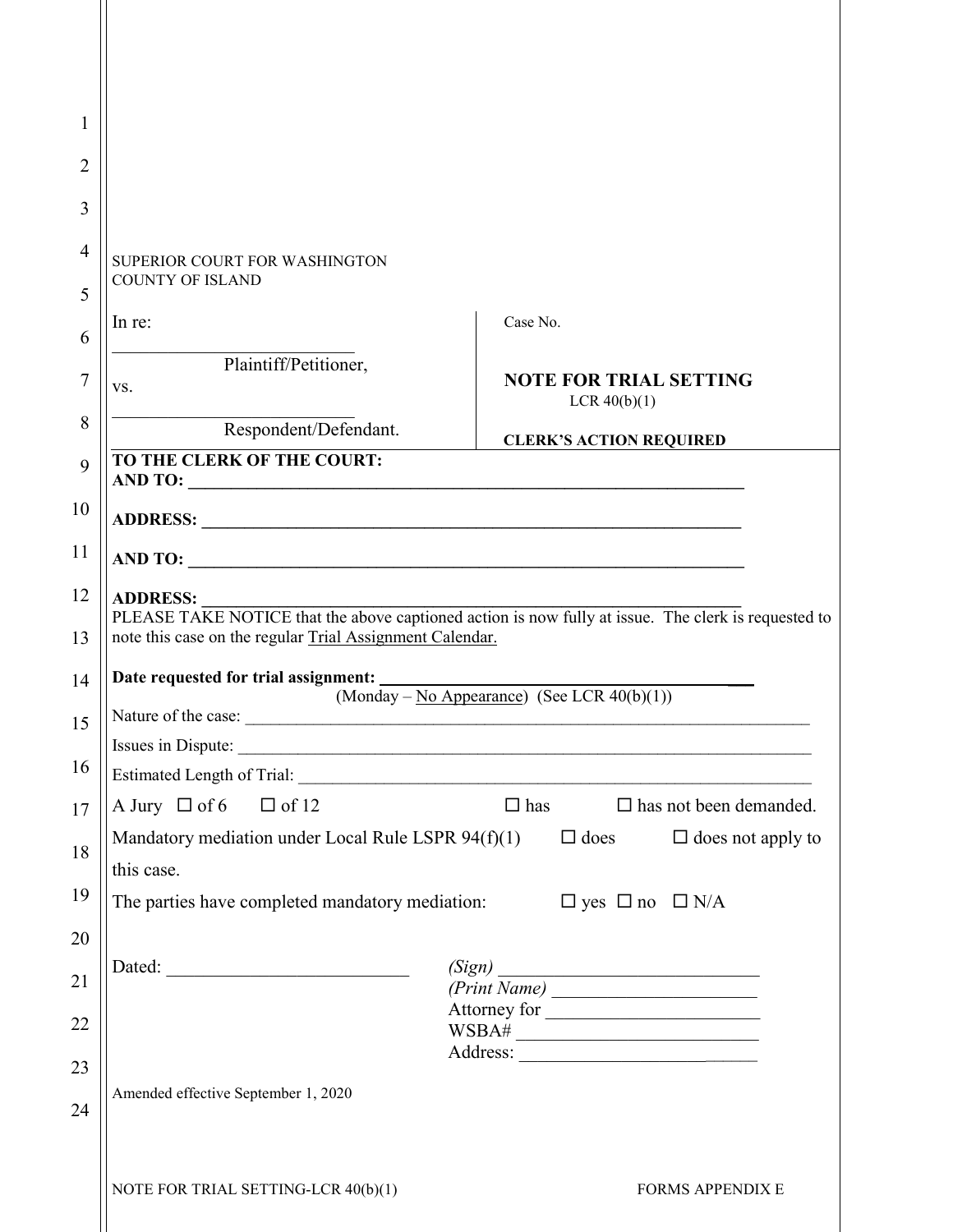SUPERIOR COURT FOR WASHINGTON
COUNTY OF ISLAND

| In re:<br><br>\_\_\_\_\_\_\_\_\_\_\_\_\_\_\_\_\_\_\_\_\_\_\_\_\_\_\_<br>Plaintiff/Petitioner,<br>vs.<br>\_\_\_\_\_\_\_\_\_\_\_\_\_\_\_\_\_\_\_\_\_\_\_\_\_\_\_<br>Respondent/Defendant. | Case No.<br><br>**NOTE FOR TRIAL SETTING**<br>LCR 40(b)(1)<br><br>**CLERK'S ACTION REQUIRED** |
| --- | --- |

**TO THE CLERK OF THE COURT:**
**AND TO: \_\_\_\_\_\_\_\_\_\_\_\_\_\_\_\_\_\_\_\_\_\_\_\_\_\_\_\_\_\_\_\_\_\_\_\_\_\_\_\_\_\_\_\_\_\_\_\_\_\_\_\_\_\_\_\_\_\_\_\_\_\_**

**ADDRESS: \_\_\_\_\_\_\_\_\_\_\_\_\_\_\_\_\_\_\_\_\_\_\_\_\_\_\_\_\_\_\_\_\_\_\_\_\_\_\_\_\_\_\_\_\_\_\_\_\_\_\_\_\_\_\_\_\_\_\_**

**AND TO: \_\_\_\_\_\_\_\_\_\_\_\_\_\_\_\_\_\_\_\_\_\_\_\_\_\_\_\_\_\_\_\_\_\_\_\_\_\_\_\_\_\_\_\_\_\_\_\_\_\_\_\_\_\_\_\_\_\_\_\_\_\_**

**ADDRESS: \_\_\_\_\_\_\_\_\_\_\_\_\_\_\_\_\_\_\_\_\_\_\_\_\_\_\_\_\_\_\_\_\_\_\_\_\_\_\_\_\_\_\_\_\_\_\_\_\_\_\_\_\_\_\_\_\_\_\_**

PLEASE TAKE NOTICE that the above captioned action is now fully at issue. The clerk is requested to note this case on the regular <u>Trial Assignment Calendar.</u>

**Date requested for trial assignment: \_\_\_\_\_\_\_\_\_\_\_\_\_\_\_\_\_\_\_\_\_\_\_\_\_\_\_\_\_\_\_\_\_\_\_\_\_\_\_\_\_\_\_\_**
(Monday – <u>No Appearance</u>) (See LCR 40(b)(1))

Nature of the case: \_\_\_\_\_\_\_\_\_\_\_\_\_\_\_\_\_\_\_\_\_\_\_\_\_\_\_\_\_\_\_\_\_\_\_\_\_\_\_\_\_\_\_\_\_\_\_\_\_\_\_\_\_\_\_\_\_\_\_

Issues in Dispute: \_\_\_\_\_\_\_\_\_\_\_\_\_\_\_\_\_\_\_\_\_\_\_\_\_\_\_\_\_\_\_\_\_\_\_\_\_\_\_\_\_\_\_\_\_\_\_\_\_\_\_\_\_\_\_\_\_\_\_\_

Estimated Length of Trial: \_\_\_\_\_\_\_\_\_\_\_\_\_\_\_\_\_\_\_\_\_\_\_\_\_\_\_\_\_\_\_\_\_\_\_\_\_\_\_\_\_\_\_\_\_\_\_\_\_\_\_\_\_

A Jury ☐ of 6 ☐ of 12 ☐ has ☐ has not been demanded.

Mandatory mediation under Local Rule LSPR 94(f)(1) ☐ does ☐ does not apply to this case.

The parties have completed mandatory mediation: ☐ yes ☐ no ☐ N/A

Dated: \_\_\_\_\_\_\_\_\_\_\_\_\_\_\_\_\_\_\_\_\_\_\_\_\_\_

*(Sign)* \_\_\_\_\_\_\_\_\_\_\_\_\_\_\_\_\_\_\_\_\_\_\_\_\_\_\_\_
*(Print Name)* \_\_\_\_\_\_\_\_\_\_\_\_\_\_\_\_\_\_\_\_\_\_
Attorney for \_\_\_\_\_\_\_\_\_\_\_\_\_\_\_\_\_\_\_\_\_\_\_\_
WSBA# \_\_\_\_\_\_\_\_\_\_\_\_\_\_\_\_\_\_\_\_\_\_\_\_\_\_\_
Address: \_\_\_\_\_\_\_\_\_\_\_\_\_\_\_\_\_\_\_\_\_\_\_\_\_\_

Amended effective September 1, 2020

NOTE FOR TRIAL SETTING-LCR 40(b)(1) FORMS APPENDIX E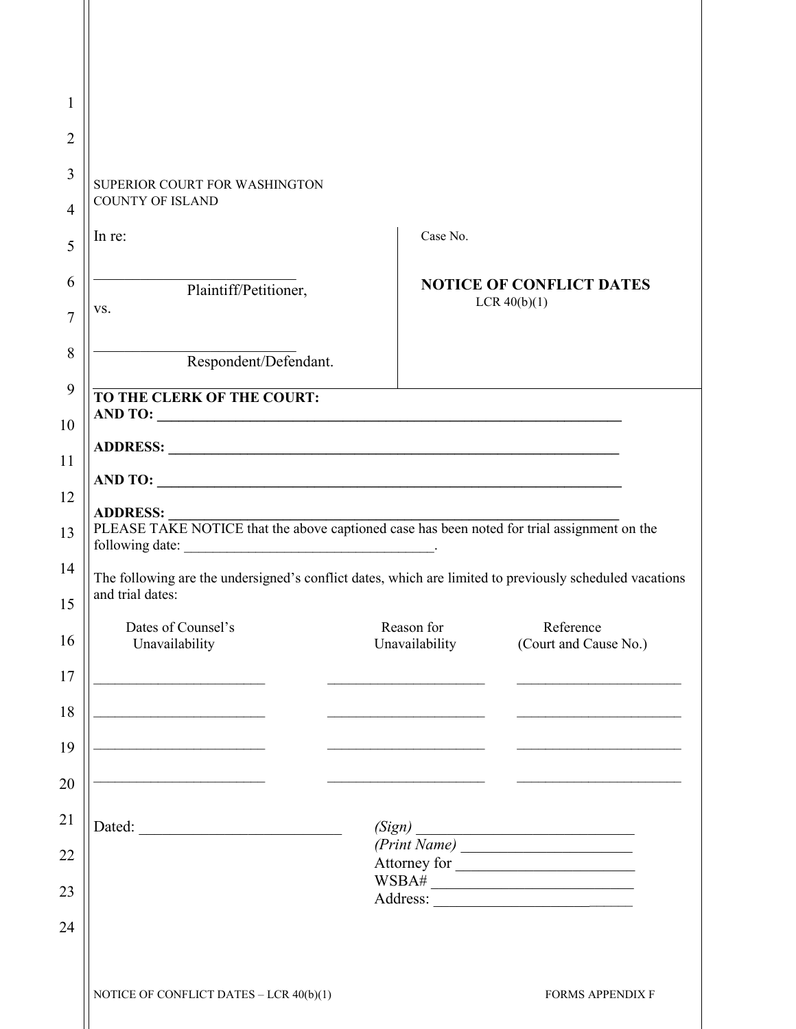SUPERIOR COURT FOR WASHINGTON
COUNTY OF ISLAND

| In re: | Case No. |
|---|---|
| ___________________________ Plaintiff/Petitioner, | **NOTICE OF CONFLICT DATES** LCR 40(b)(1) |
| vs. | |
| ___________________________ Respondent/Defendant. | |

**TO THE CLERK OF THE COURT:**
**AND TO:** ______________________________________________________________

**ADDRESS:** ______________________________________________________________

**AND TO:** ______________________________________________________________

**ADDRESS:** ______________________________________________________________

PLEASE TAKE NOTICE that the above captioned case has been noted for trial assignment on the following date: ______________________________.

The following are the undersigned's conflict dates, which are limited to previously scheduled vacations and trial dates:

| Dates of Counsel's Unavailability | Reason for Unavailability | Reference (Court and Cause No.) |
|---|---|---|
| ______________________ | ______________________ | ______________________ |
| ______________________ | ______________________ | ______________________ |
| ______________________ | ______________________ | ______________________ |
| ______________________ | ______________________ | ______________________ |

Dated: ________________________

*(Sign)* ____________________________
*(Print Name)* ______________________
Attorney for _______________________
WSBA# ____________________________
Address: __________________________

NOTICE OF CONFLICT DATES – LCR 40(b)(1)    FORMS APPENDIX F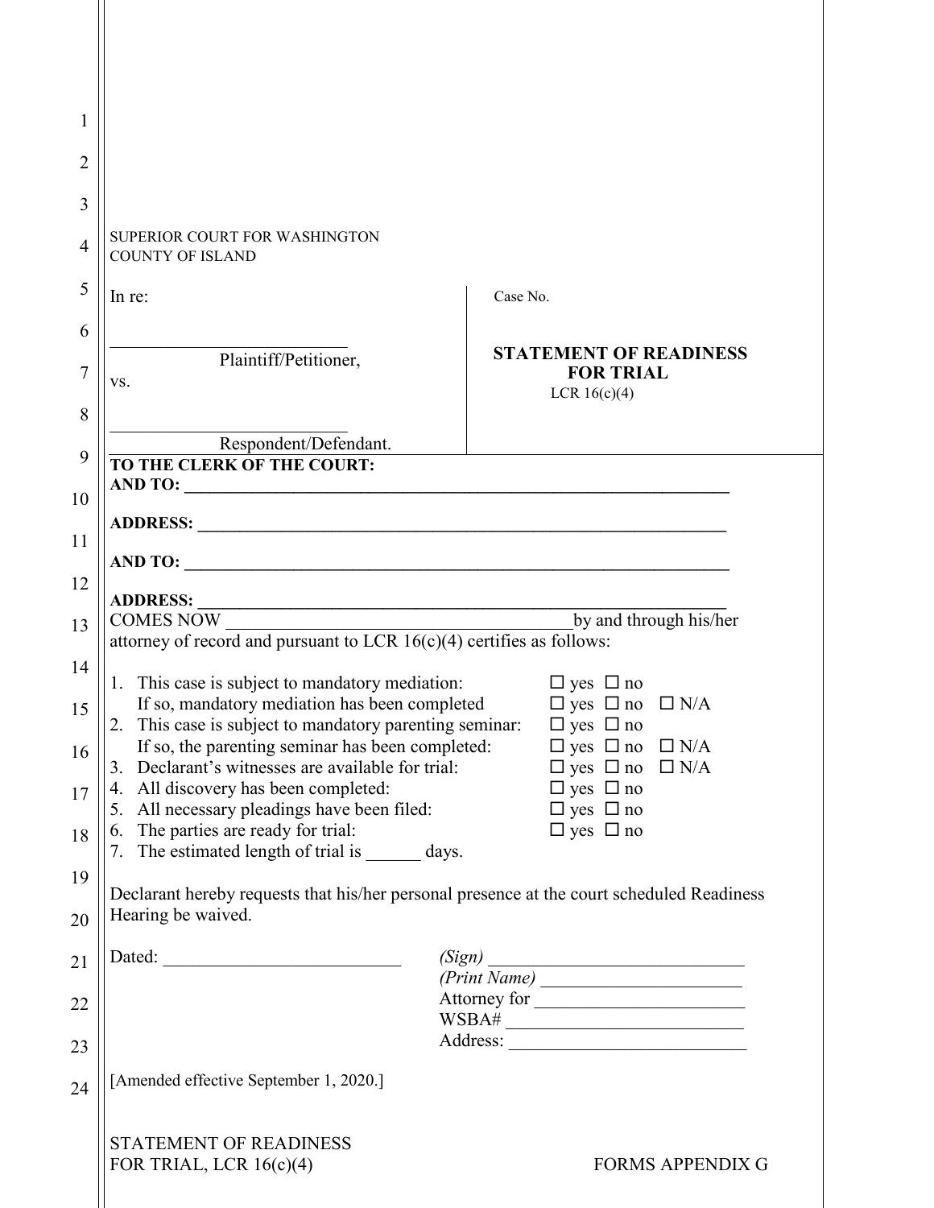SUPERIOR COURT FOR WASHINGTON
COUNTY OF ISLAND

| In re: | Case No. |
|---|---|
| ___________________________ Plaintiff/Petitioner, | **STATEMENT OF READINESS FOR TRIAL** |
| vs. | LCR 16(c)(4) |
| ___________________________ Respondent/Defendant. | |

**TO THE CLERK OF THE COURT:**

**AND TO: ________________________________________________________________**

**ADDRESS: ______________________________________________________________**

**AND TO: ________________________________________________________________**

**ADDRESS: ______________________________________________________________**

COMES NOW ______________________________________ by and through his/her attorney of record and pursuant to LCR 16(c)(4) certifies as follows:

1. This case is subject to mandatory mediation: ☐ yes ☐ no
   If so, mandatory mediation has been completed ☐ yes ☐ no ☐ N/A
2. This case is subject to mandatory parenting seminar: ☐ yes ☐ no
   If so, the parenting seminar has been completed: ☐ yes ☐ no ☐ N/A
3. Declarant's witnesses are available for trial: ☐ yes ☐ no ☐ N/A
4. All discovery has been completed: ☐ yes ☐ no
5. All necessary pleadings have been filed: ☐ yes ☐ no
6. The parties are ready for trial: ☐ yes ☐ no
7. The estimated length of trial is ______ days.

Declarant hereby requests that his/her personal presence at the court scheduled Readiness Hearing be waived.

Dated: __________________________

*(Sign)* ____________________________
*(Print Name)* ______________________
Attorney for _______________________
WSBA# ____________________________
Address: __________________________

[Amended effective September 1, 2020.]

STATEMENT OF READINESS FOR TRIAL, LCR 16(c)(4)

FORMS APPENDIX G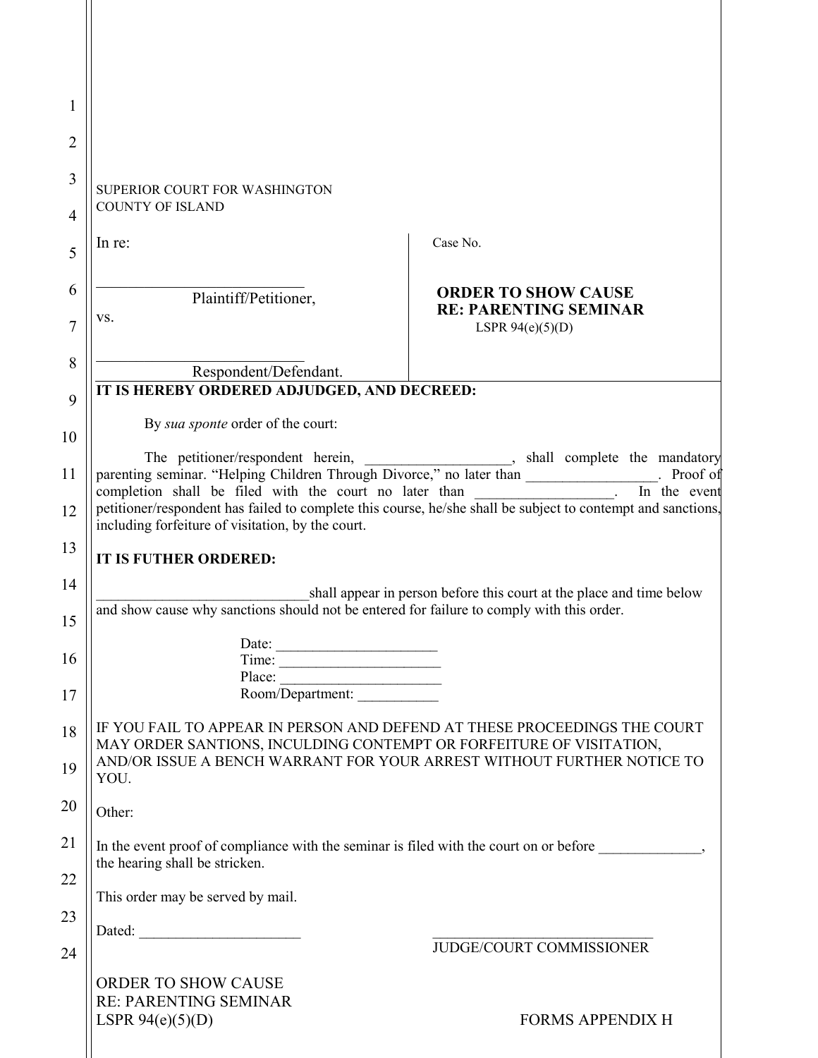SUPERIOR COURT FOR WASHINGTON
COUNTY OF ISLAND

| In re:<br><br>\_\_\_\_\_\_\_\_\_\_\_\_\_\_\_\_\_\_\_\_\_\_\_\_\_\_\_\_\_<br>Plaintiff/Petitioner,<br>vs.<br><br>\_\_\_\_\_\_\_\_\_\_\_\_\_\_\_\_\_\_\_\_\_\_\_\_\_\_\_\_\_<br>Respondent/Defendant. | Case No.<br><br>**ORDER TO SHOW CAUSE RE: PARENTING SEMINAR**<br>LSPR 94(e)(5)(D) |
|---|---|

**IT IS HEREBY ORDERED ADJUDGED, AND DECREED:**

By *sua sponte* order of the court:

The petitioner/respondent herein, \_\_\_\_\_\_\_\_\_\_\_\_\_\_\_\_\_\_\_\_, shall complete the mandatory parenting seminar. "Helping Children Through Divorce," no later than \_\_\_\_\_\_\_\_\_\_\_\_\_\_\_\_\_\_. Proof of completion shall be filed with the court no later than \_\_\_\_\_\_\_\_\_\_\_\_\_\_\_\_\_\_\_. In the event petitioner/respondent has failed to complete this course, he/she shall be subject to contempt and sanctions, including forfeiture of visitation, by the court.

**IT IS FUTHER ORDERED:**

\_\_\_\_\_\_\_\_\_\_\_\_\_\_\_\_\_\_\_\_\_\_\_\_\_\_\_\_\_\_shall appear in person before this court at the place and time below and show cause why sanctions should not be entered for failure to comply with this order.

Date: \_\_\_\_\_\_\_\_\_\_\_\_\_\_\_\_\_\_\_\_\_\_
Time: \_\_\_\_\_\_\_\_\_\_\_\_\_\_\_\_\_\_\_\_\_\_
Place: \_\_\_\_\_\_\_\_\_\_\_\_\_\_\_\_\_\_\_\_\_\_
Room/Department: \_\_\_\_\_\_\_\_\_\_\_

IF YOU FAIL TO APPEAR IN PERSON AND DEFEND AT THESE PROCEEDINGS THE COURT MAY ORDER SANTIONS, INCULDING CONTEMPT OR FORFEITURE OF VISITATION, AND/OR ISSUE A BENCH WARRANT FOR YOUR ARREST WITHOUT FURTHER NOTICE TO YOU.

Other:

In the event proof of compliance with the seminar is filed with the court on or before \_\_\_\_\_\_\_\_\_\_\_\_\_\_, the hearing shall be stricken.

This order may be served by mail.

Dated: \_\_\_\_\_\_\_\_\_\_\_\_\_\_\_\_\_\_\_\_\_\_

\_\_\_\_\_\_\_\_\_\_\_\_\_\_\_\_\_\_\_\_\_\_\_\_\_\_\_\_\_\_\_
JUDGE/COURT COMMISSIONER

ORDER TO SHOW CAUSE
RE: PARENTING SEMINAR
LSPR 94(e)(5)(D)

FORMS APPENDIX H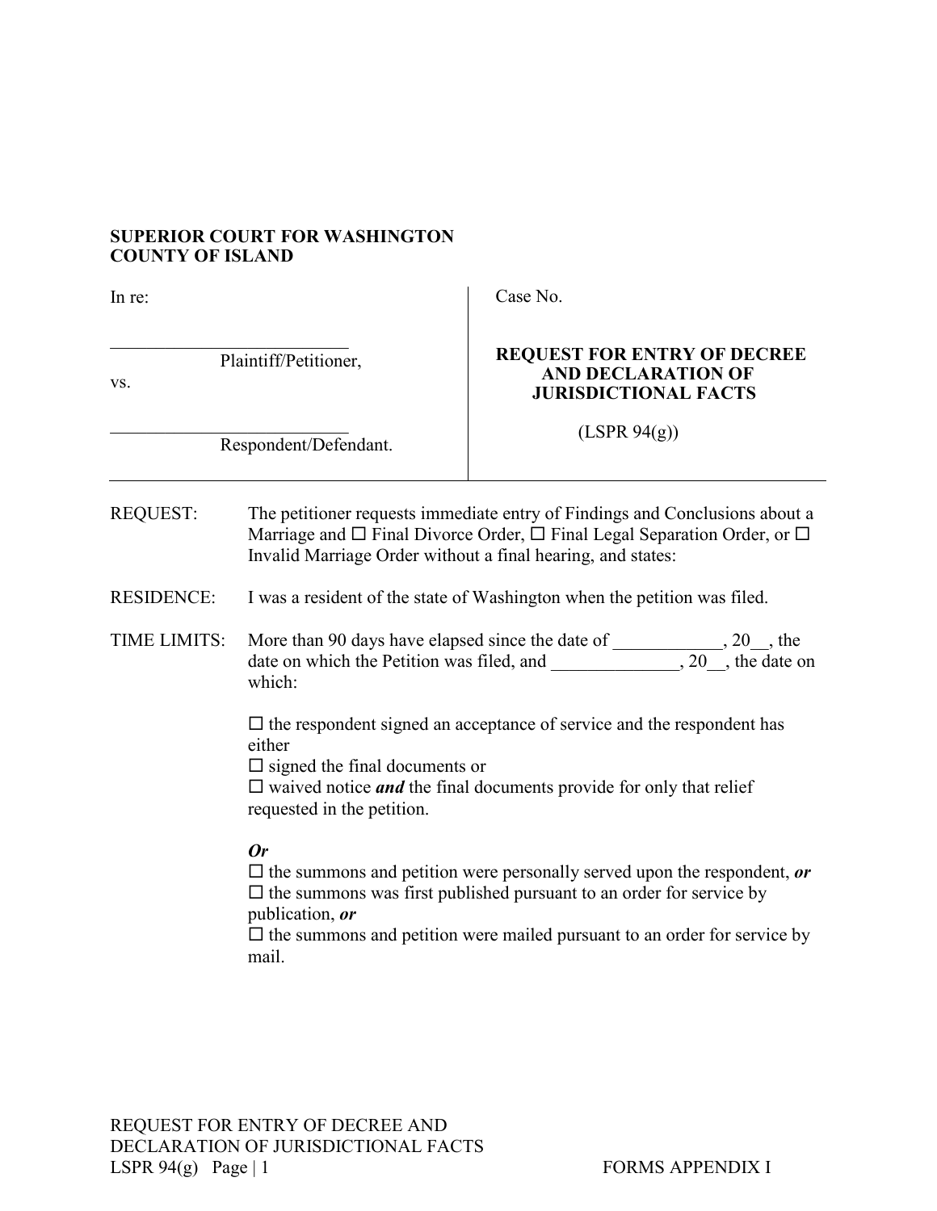**SUPERIOR COURT FOR WASHINGTON**
**COUNTY OF ISLAND**

| In re: | Case No. |
|---|---|
| ___________________________ Plaintiff/Petitioner, | **REQUEST FOR ENTRY OF DECREE AND DECLARATION OF JURISDICTIONAL FACTS** |
| vs. | |
| ___________________________ Respondent/Defendant. | (LSPR 94(g)) |

---

REQUEST: The petitioner requests immediate entry of Findings and Conclusions about a Marriage and ☐ Final Divorce Order, ☐ Final Legal Separation Order, or ☐ Invalid Marriage Order without a final hearing, and states:

RESIDENCE: I was a resident of the state of Washington when the petition was filed.

TIME LIMITS: More than 90 days have elapsed since the date of ____________, 20__, the date on which the Petition was filed, and ______________, 20__, the date on which:

☐ the respondent signed an acceptance of service and the respondent has either
☐ signed the final documents or
☐ waived notice ***and*** the final documents provide for only that relief requested in the petition.

***Or***
☐ the summons and petition were personally served upon the respondent, ***or***
☐ the summons was first published pursuant to an order for service by publication, ***or***
☐ the summons and petition were mailed pursuant to an order for service by mail.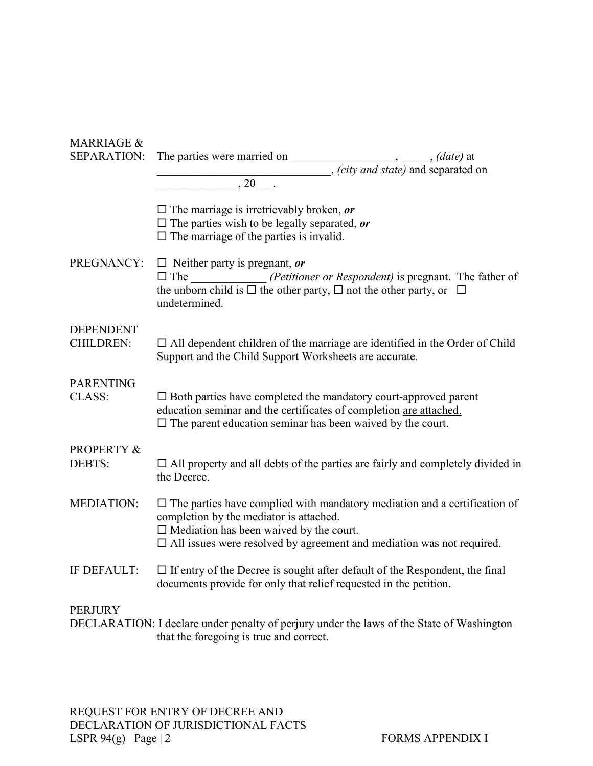**MARRIAGE & SEPARATION:** The parties were married on __________________, _____, *(date)* at ______________________________, *(city and state)* and separated on ______________, 20___.

☐ The marriage is irretrievably broken, ***or***
☐ The parties wish to be legally separated, ***or***
☐ The marriage of the parties is invalid.

**PREGNANCY:** ☐ Neither party is pregnant, ***or***
☐ The _____________ *(Petitioner or Respondent)* is pregnant. The father of the unborn child is ☐ the other party, ☐ not the other party, or ☐ undetermined.

**DEPENDENT CHILDREN:** ☐ All dependent children of the marriage are identified in the Order of Child Support and the Child Support Worksheets are accurate.

**PARENTING CLASS:** ☐ Both parties have completed the mandatory court-approved parent education seminar and the certificates of completion are attached.
☐ The parent education seminar has been waived by the court.

**PROPERTY & DEBTS:** ☐ All property and all debts of the parties are fairly and completely divided in the Decree.

**MEDIATION:** ☐ The parties have complied with mandatory mediation and a certification of completion by the mediator is attached.
☐ Mediation has been waived by the court.
☐ All issues were resolved by agreement and mediation was not required.

**IF DEFAULT:** ☐ If entry of the Decree is sought after default of the Respondent, the final documents provide for only that relief requested in the petition.

**PERJURY DECLARATION:** I declare under penalty of perjury under the laws of the State of Washington that the foregoing is true and correct.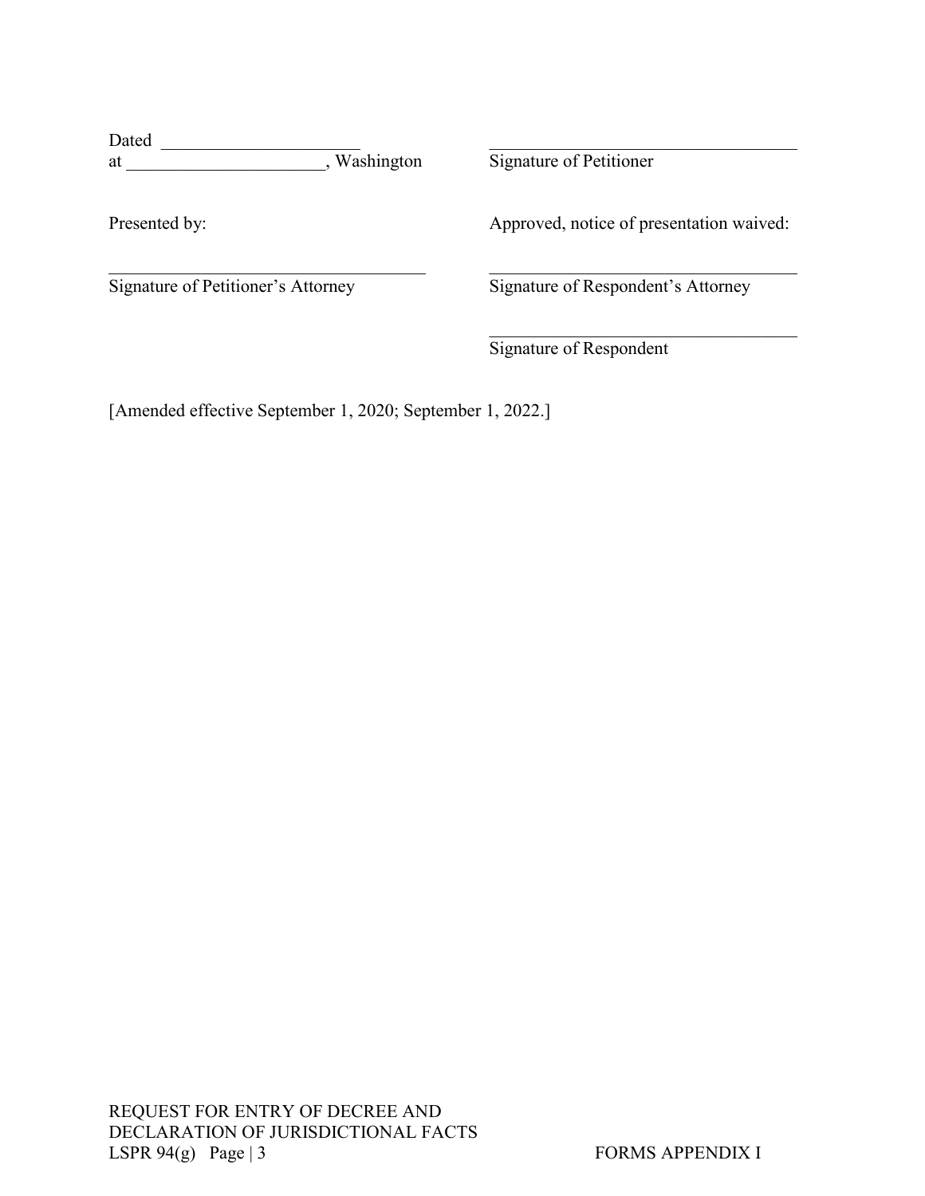Dated _______________________
at _______________________, Washington

_______________________________________
Signature of Petitioner

Presented by:

_______________________________________
Signature of Petitioner's Attorney

Approved, notice of presentation waived:

_______________________________________
Signature of Respondent's Attorney

_______________________________________
Signature of Respondent

[Amended effective September 1, 2020; September 1, 2022.]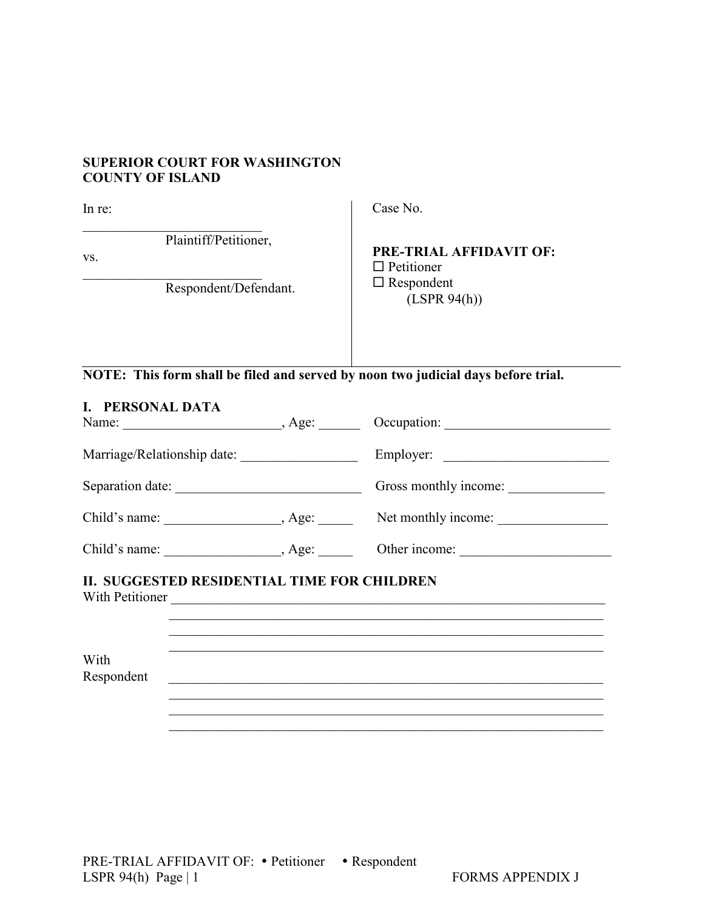**SUPERIOR COURT FOR WASHINGTON**
**COUNTY OF ISLAND**

| In re: | Case No. |
|---|---|
| ___________________________ Plaintiff/Petitioner, | |
| vs. | **PRE-TRIAL AFFIDAVIT OF:** |
| ___________________________ Respondent/Defendant. | ☐ Petitioner<br>☐ Respondent<br>(LSPR 94(h)) |

**NOTE: This form shall be filed and served by noon two judicial days before trial.**

## I. PERSONAL DATA

Name: _______________________, Age: ______ Occupation: ________________________

Marriage/Relationship date: _________________ Employer: ________________________

Separation date: ___________________________ Gross monthly income: ______________

Child's name: _________________, Age: _____ Net monthly income: ________________

Child's name: _________________, Age: _____ Other income: ______________________

## II. SUGGESTED RESIDENTIAL TIME FOR CHILDREN

With Petitioner ________________________________________________________________

________________________________________________________________

________________________________________________________________

________________________________________________________________

With Respondent ________________________________________________________________

________________________________________________________________

________________________________________________________________

________________________________________________________________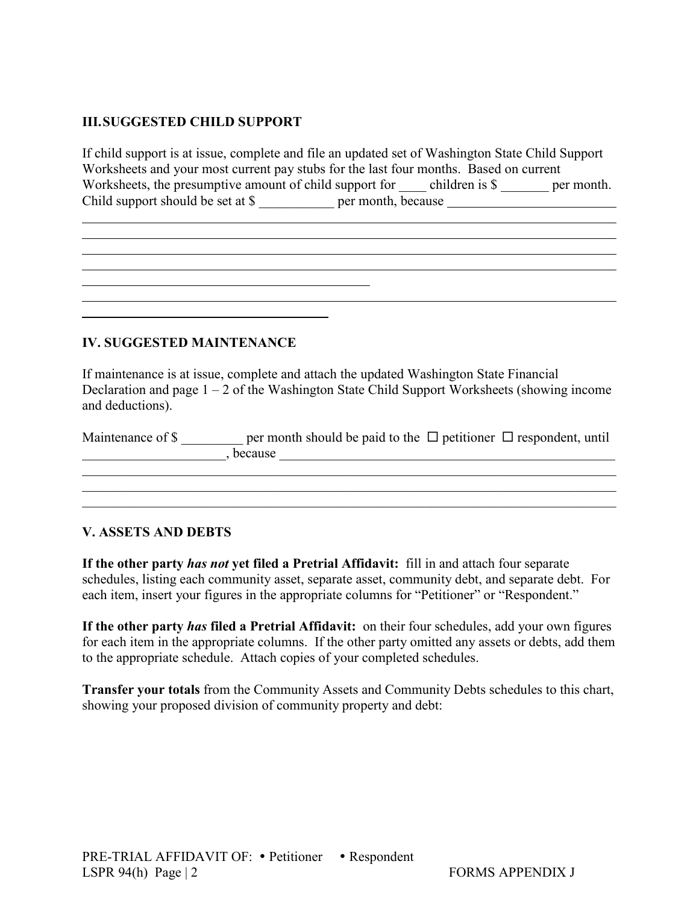## III. SUGGESTED CHILD SUPPORT

If child support is at issue, complete and file an updated set of Washington State Child Support Worksheets and your most current pay stubs for the last four months. Based on current Worksheets, the presumptive amount of child support for ____ children is $ _______ per month. Child support should be set at $ ___________ per month, because _________________________

______________________________________________________________________________

______________________________________________________________________________

______________________________________________________________________________

______________________________________________________________________________

____________________________________________

______________________________________________________________________________

_____________________________________

## IV. SUGGESTED MAINTENANCE

If maintenance is at issue, complete and attach the updated Washington State Financial Declaration and page 1 – 2 of the Washington State Child Support Worksheets (showing income and deductions).

Maintenance of $ _________ per month should be paid to the ☐ petitioner ☐ respondent, until _____________________, because _____________________________________________________

______________________________________________________________________________

______________________________________________________________________________

______________________________________________________________________________

## V. ASSETS AND DEBTS

**If the other party *has not* yet filed a Pretrial Affidavit:** fill in and attach four separate schedules, listing each community asset, separate asset, community debt, and separate debt. For each item, insert your figures in the appropriate columns for "Petitioner" or "Respondent."

**If the other party *has* filed a Pretrial Affidavit:** on their four schedules, add your own figures for each item in the appropriate columns. If the other party omitted any assets or debts, add them to the appropriate schedule. Attach copies of your completed schedules.

**Transfer your totals** from the Community Assets and Community Debts schedules to this chart, showing your proposed division of community property and debt:

PRE-TRIAL AFFIDAVIT OF: • Petitioner • Respondent
LSPR 94(h) Page | 2 FORMS APPENDIX J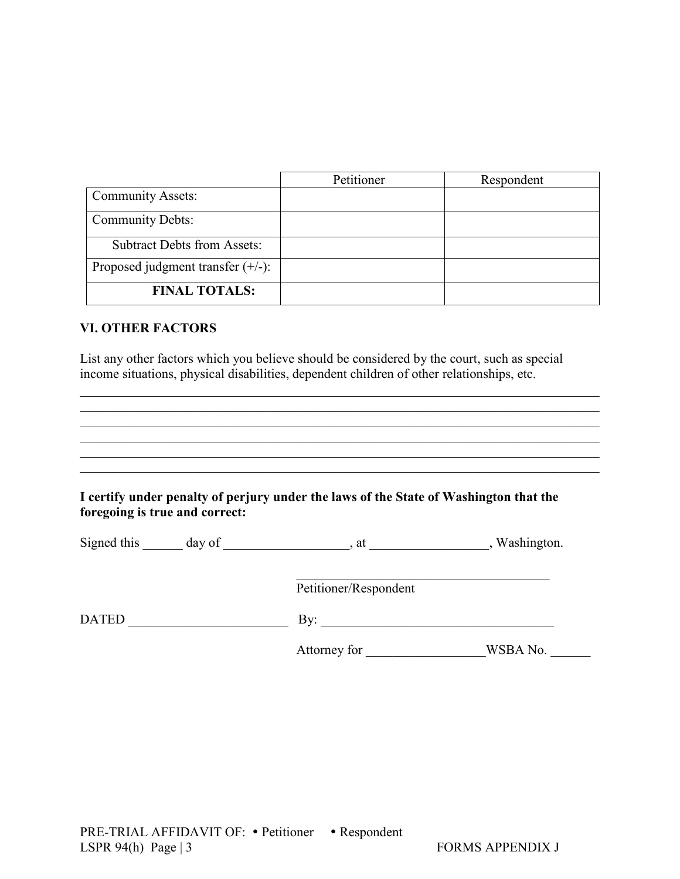| | Petitioner | Respondent |
|---|---|---|
| Community Assets: | | |
| Community Debts: | | |
| Subtract Debts from Assets: | | |
| Proposed judgment transfer (+/-): | | |
| **FINAL TOTALS:** | | |

## VI. OTHER FACTORS

List any other factors which you believe should be considered by the court, such as special income situations, physical disabilities, dependent children of other relationships, etc.

\_\_\_\_\_\_\_\_\_\_\_\_\_\_\_\_\_\_\_\_\_\_\_\_\_\_\_\_\_\_\_\_\_\_\_\_\_\_\_\_\_\_\_\_\_\_\_\_\_\_\_\_\_\_\_\_\_\_\_\_\_\_\_\_\_\_\_\_\_\_\_\_\_\_\_\_\_\_
\_\_\_\_\_\_\_\_\_\_\_\_\_\_\_\_\_\_\_\_\_\_\_\_\_\_\_\_\_\_\_\_\_\_\_\_\_\_\_\_\_\_\_\_\_\_\_\_\_\_\_\_\_\_\_\_\_\_\_\_\_\_\_\_\_\_\_\_\_\_\_\_\_\_\_\_\_\_
\_\_\_\_\_\_\_\_\_\_\_\_\_\_\_\_\_\_\_\_\_\_\_\_\_\_\_\_\_\_\_\_\_\_\_\_\_\_\_\_\_\_\_\_\_\_\_\_\_\_\_\_\_\_\_\_\_\_\_\_\_\_\_\_\_\_\_\_\_\_\_\_\_\_\_\_\_\_
\_\_\_\_\_\_\_\_\_\_\_\_\_\_\_\_\_\_\_\_\_\_\_\_\_\_\_\_\_\_\_\_\_\_\_\_\_\_\_\_\_\_\_\_\_\_\_\_\_\_\_\_\_\_\_\_\_\_\_\_\_\_\_\_\_\_\_\_\_\_\_\_\_\_\_\_\_\_
\_\_\_\_\_\_\_\_\_\_\_\_\_\_\_\_\_\_\_\_\_\_\_\_\_\_\_\_\_\_\_\_\_\_\_\_\_\_\_\_\_\_\_\_\_\_\_\_\_\_\_\_\_\_\_\_\_\_\_\_\_\_\_\_\_\_\_\_\_\_\_\_\_\_\_\_\_\_
\_\_\_\_\_\_\_\_\_\_\_\_\_\_\_\_\_\_\_\_\_\_\_\_\_\_\_\_\_\_\_\_\_\_\_\_\_\_\_\_\_\_\_\_\_\_\_\_\_\_\_\_\_\_\_\_\_\_\_\_\_\_\_\_\_\_\_\_\_\_\_\_\_\_\_\_\_\_

**I certify under penalty of perjury under the laws of the State of Washington that the foregoing is true and correct:**

Signed this \_\_\_\_\_\_ day of \_\_\_\_\_\_\_\_\_\_\_\_\_\_\_\_\_\_\_, at \_\_\_\_\_\_\_\_\_\_\_\_\_\_\_\_\_\_, Washington.

\_\_\_\_\_\_\_\_\_\_\_\_\_\_\_\_\_\_\_\_\_\_\_\_\_\_\_\_\_\_\_\_\_\_\_\_\_\_\_\_
Petitioner/Respondent

DATED \_\_\_\_\_\_\_\_\_\_\_\_\_\_\_\_\_\_\_\_\_\_\_\_ By: \_\_\_\_\_\_\_\_\_\_\_\_\_\_\_\_\_\_\_\_\_\_\_\_\_\_\_\_\_\_\_\_\_\_\_\_

Attorney for \_\_\_\_\_\_\_\_\_\_\_\_\_\_\_\_\_\_WSBA No. \_\_\_\_\_\_

PRE-TRIAL AFFIDAVIT OF: • Petitioner • Respondent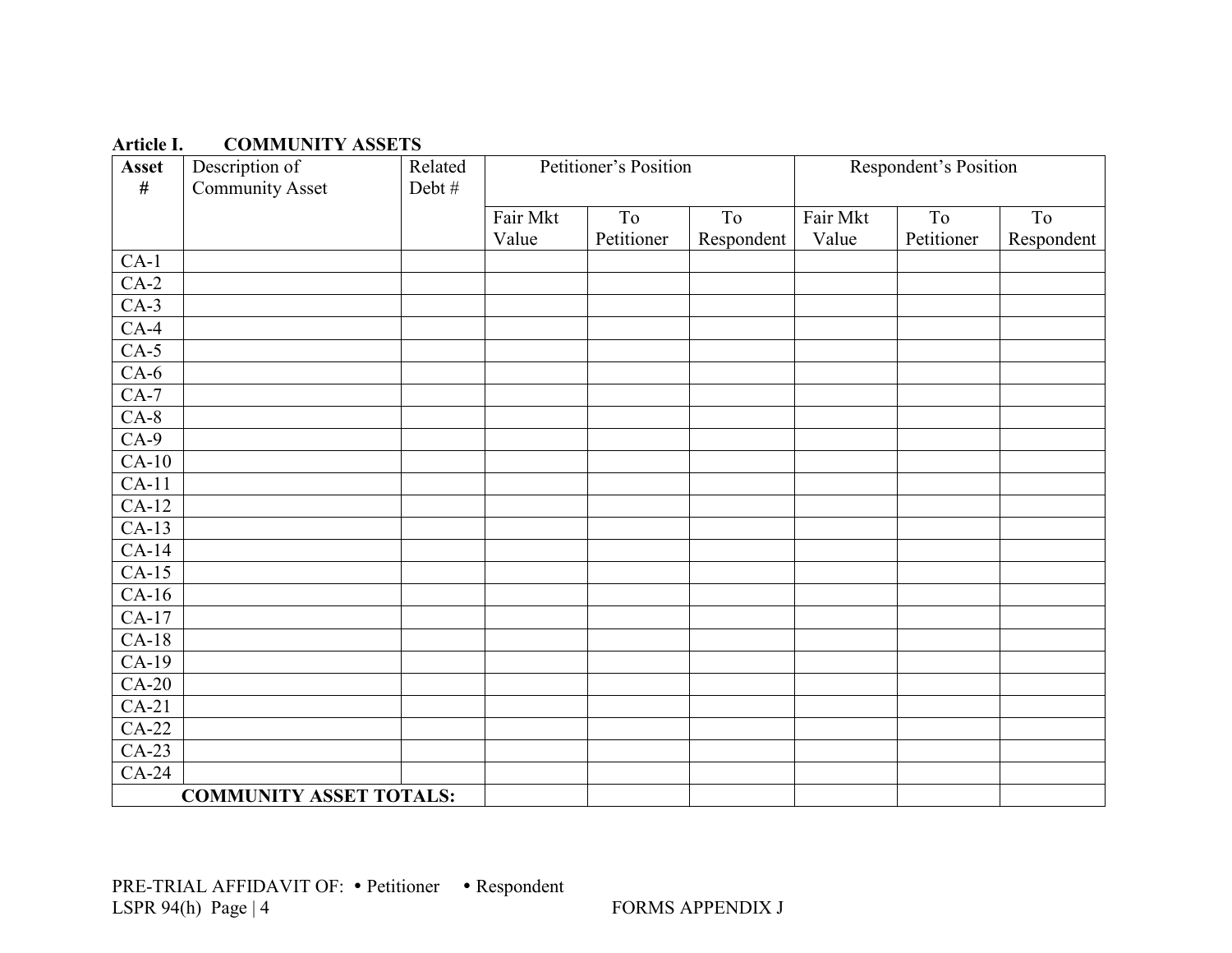**Article I. COMMUNITY ASSETS**

| Asset # | Description of Community Asset | Related Debt # | Petitioner's Position | | | Respondent's Position | | |
|---|---|---|---|---|---|---|---|---|
| | | | Fair Mkt Value | To Petitioner | To Respondent | Fair Mkt Value | To Petitioner | To Respondent |
| CA-1 | | | | | | | | |
| CA-2 | | | | | | | | |
| CA-3 | | | | | | | | |
| CA-4 | | | | | | | | |
| CA-5 | | | | | | | | |
| CA-6 | | | | | | | | |
| CA-7 | | | | | | | | |
| CA-8 | | | | | | | | |
| CA-9 | | | | | | | | |
| CA-10 | | | | | | | | |
| CA-11 | | | | | | | | |
| CA-12 | | | | | | | | |
| CA-13 | | | | | | | | |
| CA-14 | | | | | | | | |
| CA-15 | | | | | | | | |
| CA-16 | | | | | | | | |
| CA-17 | | | | | | | | |
| CA-18 | | | | | | | | |
| CA-19 | | | | | | | | |
| CA-20 | | | | | | | | |
| CA-21 | | | | | | | | |
| CA-22 | | | | | | | | |
| CA-23 | | | | | | | | |
| CA-24 | | | | | | | | |
| **COMMUNITY ASSET TOTALS:** | | | | | | | | |

PRE-TRIAL AFFIDAVIT OF: • Petitioner • Respondent

LSPR 94(h) FORMS APPENDIX J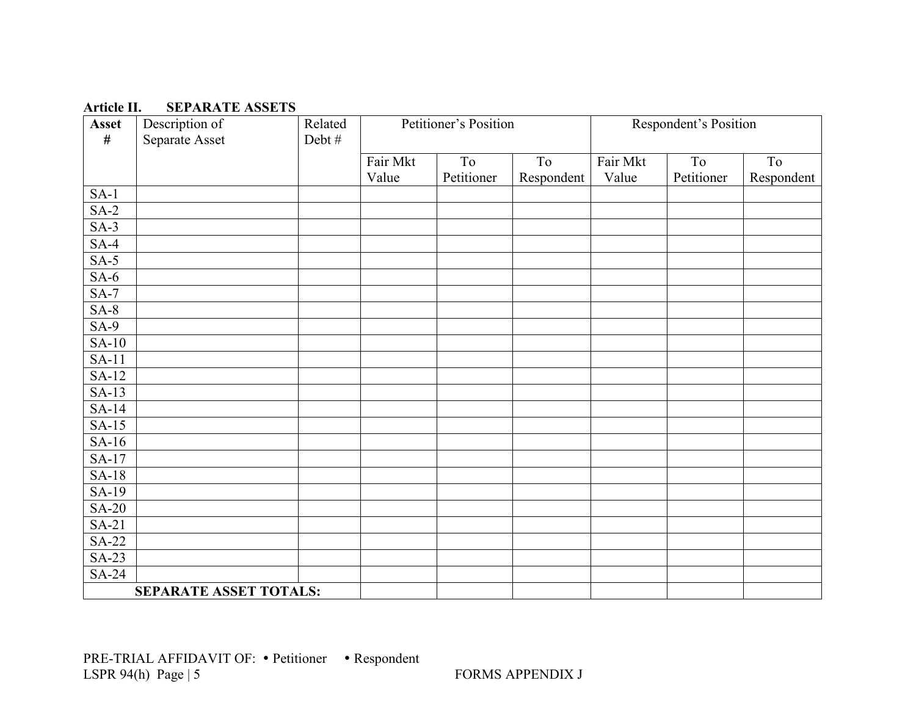### Article II. SEPARATE ASSETS

| Asset # | Description of Separate Asset | Related Debt # | Petitioner's Position | | | Respondent's Position | | |
|---|---|---|---|---|---|---|---|---|
| | | | Fair Mkt Value | To Petitioner | To Respondent | Fair Mkt Value | To Petitioner | To Respondent |
| SA-1 | | | | | | | | |
| SA-2 | | | | | | | | |
| SA-3 | | | | | | | | |
| SA-4 | | | | | | | | |
| SA-5 | | | | | | | | |
| SA-6 | | | | | | | | |
| SA-7 | | | | | | | | |
| SA-8 | | | | | | | | |
| SA-9 | | | | | | | | |
| SA-10 | | | | | | | | |
| SA-11 | | | | | | | | |
| SA-12 | | | | | | | | |
| SA-13 | | | | | | | | |
| SA-14 | | | | | | | | |
| SA-15 | | | | | | | | |
| SA-16 | | | | | | | | |
| SA-17 | | | | | | | | |
| SA-18 | | | | | | | | |
| SA-19 | | | | | | | | |
| SA-20 | | | | | | | | |
| SA-21 | | | | | | | | |
| SA-22 | | | | | | | | |
| SA-23 | | | | | | | | |
| SA-24 | | | | | | | | |
| **SEPARATE ASSET TOTALS:** | | | | | | | | |

PRE-TRIAL AFFIDAVIT OF: • Petitioner • Respondent
LSPR 94(h) Page | 5 FORMS APPENDIX J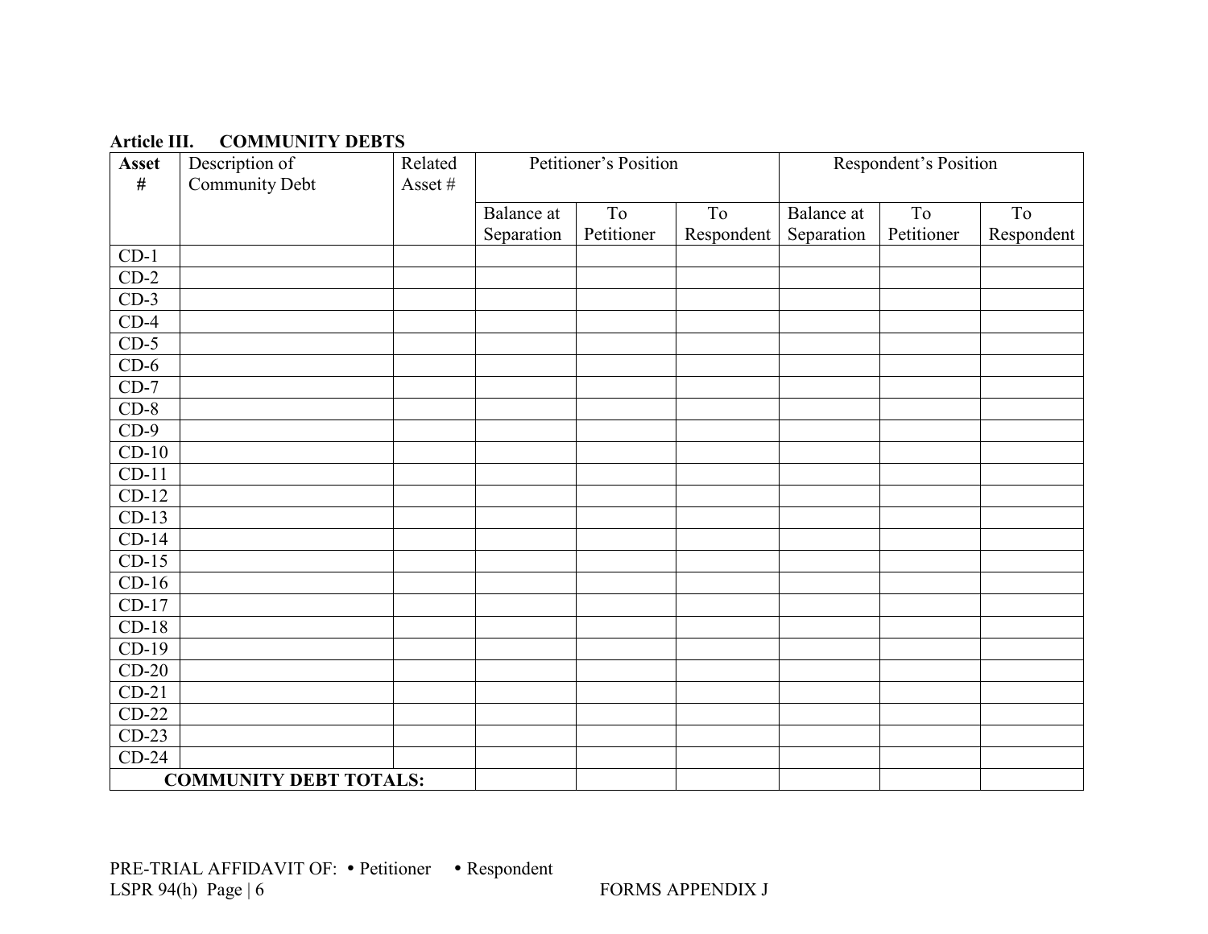**Article III. COMMUNITY DEBTS**

| Asset # | Description of Community Debt | Related Asset # | Petitioner's Position | | | Respondent's Position | | |
|---|---|---|---|---|---|---|---|---|
| | | | Balance at Separation | To Petitioner | To Respondent | Balance at Separation | To Petitioner | To Respondent |
| CD-1 | | | | | | | | |
| CD-2 | | | | | | | | |
| CD-3 | | | | | | | | |
| CD-4 | | | | | | | | |
| CD-5 | | | | | | | | |
| CD-6 | | | | | | | | |
| CD-7 | | | | | | | | |
| CD-8 | | | | | | | | |
| CD-9 | | | | | | | | |
| CD-10 | | | | | | | | |
| CD-11 | | | | | | | | |
| CD-12 | | | | | | | | |
| CD-13 | | | | | | | | |
| CD-14 | | | | | | | | |
| CD-15 | | | | | | | | |
| CD-16 | | | | | | | | |
| CD-17 | | | | | | | | |
| CD-18 | | | | | | | | |
| CD-19 | | | | | | | | |
| CD-20 | | | | | | | | |
| CD-21 | | | | | | | | |
| CD-22 | | | | | | | | |
| CD-23 | | | | | | | | |
| CD-24 | | | | | | | | |
| **COMMUNITY DEBT TOTALS:** | | | | | | | | |

PRE-TRIAL AFFIDAVIT OF: • Petitioner • Respondent
LSPR 94(h) FORMS APPENDIX J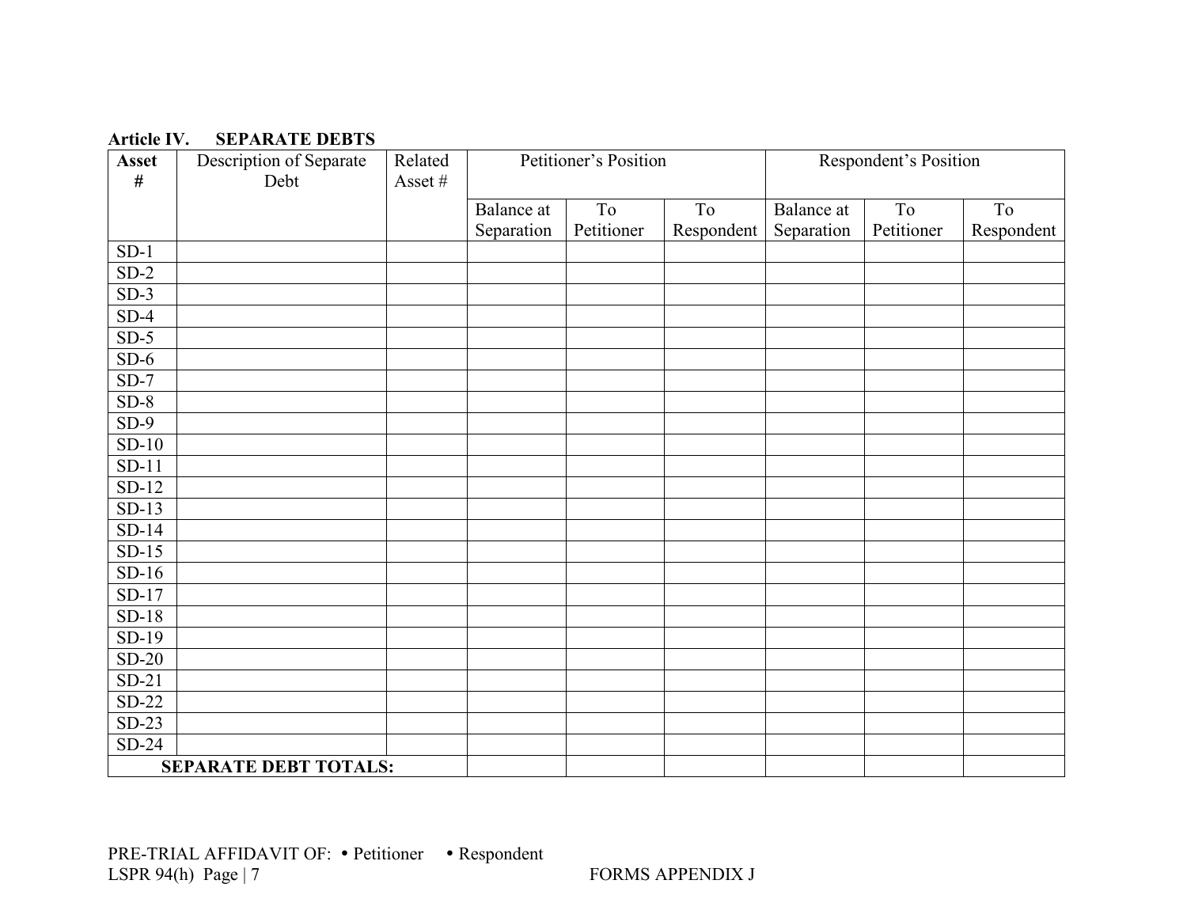**Article IV. SEPARATE DEBTS**

| Asset # | Description of Separate Debt | Related Asset # | Petitioner's Position | | | Respondent's Position | | |
|---|---|---|---|---|---|---|---|---|
| | | | Balance at Separation | To Petitioner | To Respondent | Balance at Separation | To Petitioner | To Respondent |
| SD-1 | | | | | | | | |
| SD-2 | | | | | | | | |
| SD-3 | | | | | | | | |
| SD-4 | | | | | | | | |
| SD-5 | | | | | | | | |
| SD-6 | | | | | | | | |
| SD-7 | | | | | | | | |
| SD-8 | | | | | | | | |
| SD-9 | | | | | | | | |
| SD-10 | | | | | | | | |
| SD-11 | | | | | | | | |
| SD-12 | | | | | | | | |
| SD-13 | | | | | | | | |
| SD-14 | | | | | | | | |
| SD-15 | | | | | | | | |
| SD-16 | | | | | | | | |
| SD-17 | | | | | | | | |
| SD-18 | | | | | | | | |
| SD-19 | | | | | | | | |
| SD-20 | | | | | | | | |
| SD-21 | | | | | | | | |
| SD-22 | | | | | | | | |
| SD-23 | | | | | | | | |
| SD-24 | | | | | | | | |
| **SEPARATE DEBT TOTALS:** | | | | | | | | |

PRE-TRIAL AFFIDAVIT OF: • Petitioner • Respondent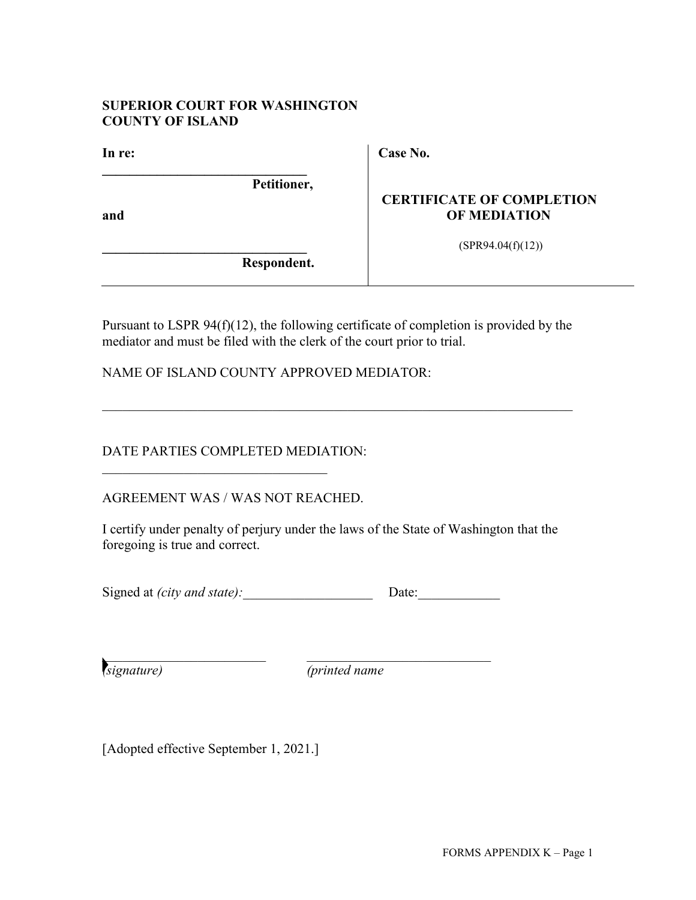**SUPERIOR COURT FOR WASHINGTON**
**COUNTY OF ISLAND**

| **In re:** <br><br> ______________________________ **Petitioner,** <br><br> **and** <br><br> ______________________________ **Respondent.** | **Case No.** <br><br> **CERTIFICATE OF COMPLETION OF MEDIATION** <br><br> (SPR94.04(f)(12)) |
|---|---|

Pursuant to LSPR 94(f)(12), the following certificate of completion is provided by the mediator and must be filed with the clerk of the court prior to trial.

NAME OF ISLAND COUNTY APPROVED MEDIATOR:

_______________________________________________________________________

DATE PARTIES COMPLETED MEDIATION:

________________________________

AGREEMENT WAS / WAS NOT REACHED.

I certify under penalty of perjury under the laws of the State of Washington that the foregoing is true and correct.

Signed at *(city and state):*___________________ Date:____________

________________________ ___________________________
*(signature)* *(printed name*

[Adopted effective September 1, 2021.]

FORMS APPENDIX K – Page 1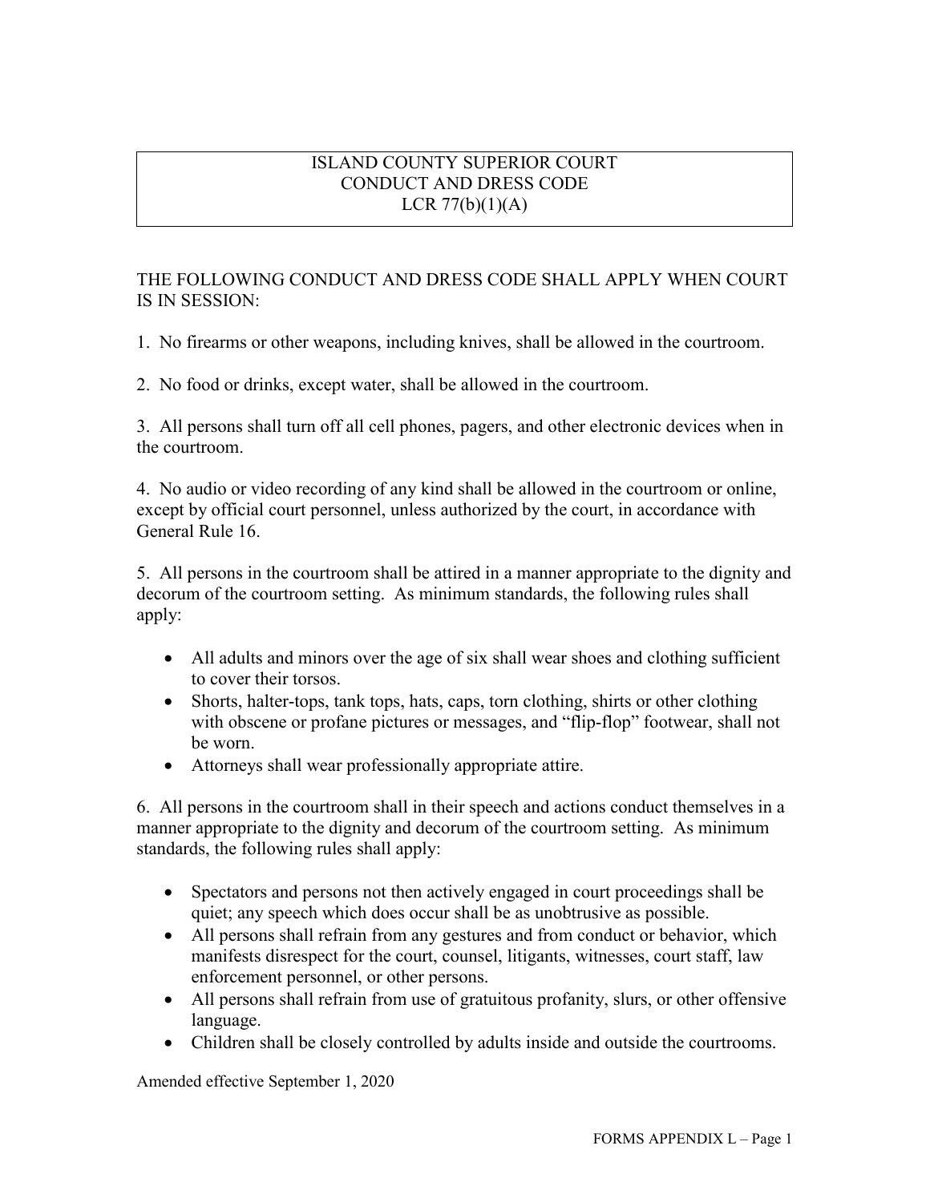# ISLAND COUNTY SUPERIOR COURT
# CONDUCT AND DRESS CODE
# LCR 77(b)(1)(A)

THE FOLLOWING CONDUCT AND DRESS CODE SHALL APPLY WHEN COURT IS IN SESSION:

1. No firearms or other weapons, including knives, shall be allowed in the courtroom.

2. No food or drinks, except water, shall be allowed in the courtroom.

3. All persons shall turn off all cell phones, pagers, and other electronic devices when in the courtroom.

4. No audio or video recording of any kind shall be allowed in the courtroom or online, except by official court personnel, unless authorized by the court, in accordance with General Rule 16.

5. All persons in the courtroom shall be attired in a manner appropriate to the dignity and decorum of the courtroom setting. As minimum standards, the following rules shall apply:

   - All adults and minors over the age of six shall wear shoes and clothing sufficient to cover their torsos.
   - Shorts, halter-tops, tank tops, hats, caps, torn clothing, shirts or other clothing with obscene or profane pictures or messages, and "flip-flop" footwear, shall not be worn.
   - Attorneys shall wear professionally appropriate attire.

6. All persons in the courtroom shall in their speech and actions conduct themselves in a manner appropriate to the dignity and decorum of the courtroom setting. As minimum standards, the following rules shall apply:

   - Spectators and persons not then actively engaged in court proceedings shall be quiet; any speech which does occur shall be as unobtrusive as possible.
   - All persons shall refrain from any gestures and from conduct or behavior, which manifests disrespect for the court, counsel, litigants, witnesses, court staff, law enforcement personnel, or other persons.
   - All persons shall refrain from use of gratuitous profanity, slurs, or other offensive language.
   - Children shall be closely controlled by adults inside and outside the courtrooms.

Amended effective September 1, 2020

FORMS APPENDIX L – Page 1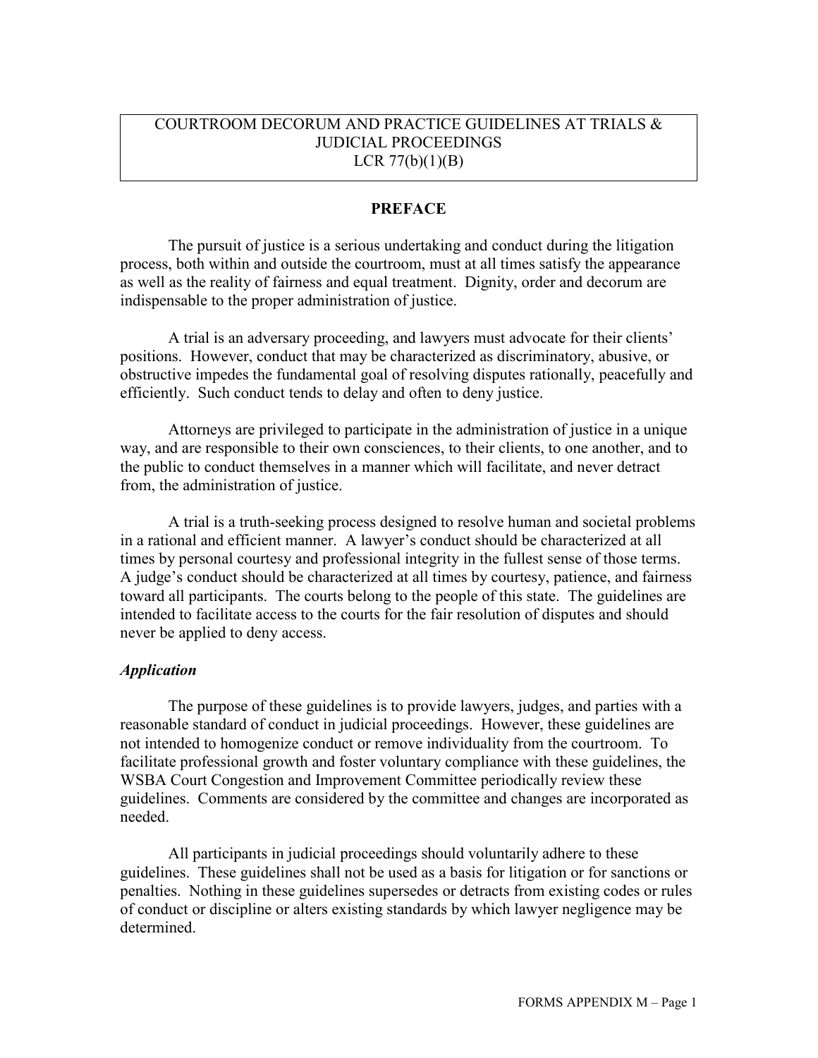# COURTROOM DECORUM AND PRACTICE GUIDELINES AT TRIALS & JUDICIAL PROCEEDINGS LCR 77(b)(1)(B)

## PREFACE

The pursuit of justice is a serious undertaking and conduct during the litigation process, both within and outside the courtroom, must at all times satisfy the appearance as well as the reality of fairness and equal treatment. Dignity, order and decorum are indispensable to the proper administration of justice.

A trial is an adversary proceeding, and lawyers must advocate for their clients' positions. However, conduct that may be characterized as discriminatory, abusive, or obstructive impedes the fundamental goal of resolving disputes rationally, peacefully and efficiently. Such conduct tends to delay and often to deny justice.

Attorneys are privileged to participate in the administration of justice in a unique way, and are responsible to their own consciences, to their clients, to one another, and to the public to conduct themselves in a manner which will facilitate, and never detract from, the administration of justice.

A trial is a truth-seeking process designed to resolve human and societal problems in a rational and efficient manner. A lawyer's conduct should be characterized at all times by personal courtesy and professional integrity in the fullest sense of those terms. A judge's conduct should be characterized at all times by courtesy, patience, and fairness toward all participants. The courts belong to the people of this state. The guidelines are intended to facilitate access to the courts for the fair resolution of disputes and should never be applied to deny access.

### *Application*

The purpose of these guidelines is to provide lawyers, judges, and parties with a reasonable standard of conduct in judicial proceedings. However, these guidelines are not intended to homogenize conduct or remove individuality from the courtroom. To facilitate professional growth and foster voluntary compliance with these guidelines, the WSBA Court Congestion and Improvement Committee periodically review these guidelines. Comments are considered by the committee and changes are incorporated as needed.

All participants in judicial proceedings should voluntarily adhere to these guidelines. These guidelines shall not be used as a basis for litigation or for sanctions or penalties. Nothing in these guidelines supersedes or detracts from existing codes or rules of conduct or discipline or alters existing standards by which lawyer negligence may be determined.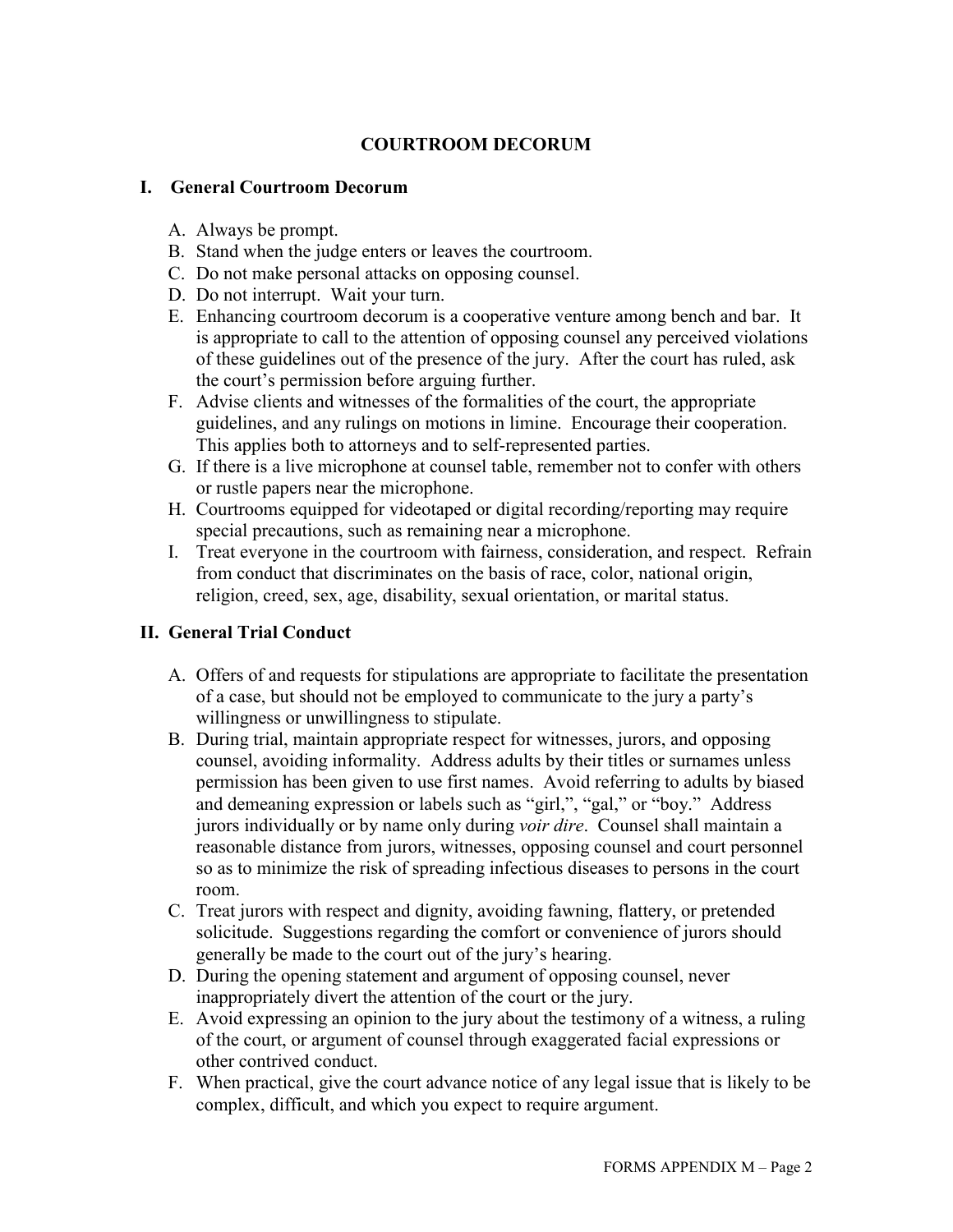# COURTROOM DECORUM

## I. General Courtroom Decorum

A. Always be prompt.
B. Stand when the judge enters or leaves the courtroom.
C. Do not make personal attacks on opposing counsel.
D. Do not interrupt. Wait your turn.
E. Enhancing courtroom decorum is a cooperative venture among bench and bar. It is appropriate to call to the attention of opposing counsel any perceived violations of these guidelines out of the presence of the jury. After the court has ruled, ask the court's permission before arguing further.
F. Advise clients and witnesses of the formalities of the court, the appropriate guidelines, and any rulings on motions in limine. Encourage their cooperation. This applies both to attorneys and to self-represented parties.
G. If there is a live microphone at counsel table, remember not to confer with others or rustle papers near the microphone.
H. Courtrooms equipped for videotaped or digital recording/reporting may require special precautions, such as remaining near a microphone.
I. Treat everyone in the courtroom with fairness, consideration, and respect. Refrain from conduct that discriminates on the basis of race, color, national origin, religion, creed, sex, age, disability, sexual orientation, or marital status.

## II. General Trial Conduct

A. Offers of and requests for stipulations are appropriate to facilitate the presentation of a case, but should not be employed to communicate to the jury a party's willingness or unwillingness to stipulate.
B. During trial, maintain appropriate respect for witnesses, jurors, and opposing counsel, avoiding informality. Address adults by their titles or surnames unless permission has been given to use first names. Avoid referring to adults by biased and demeaning expression or labels such as "girl,", "gal," or "boy." Address jurors individually or by name only during *voir dire*. Counsel shall maintain a reasonable distance from jurors, witnesses, opposing counsel and court personnel so as to minimize the risk of spreading infectious diseases to persons in the court room.
C. Treat jurors with respect and dignity, avoiding fawning, flattery, or pretended solicitude. Suggestions regarding the comfort or convenience of jurors should generally be made to the court out of the jury's hearing.
D. During the opening statement and argument of opposing counsel, never inappropriately divert the attention of the court or the jury.
E. Avoid expressing an opinion to the jury about the testimony of a witness, a ruling of the court, or argument of counsel through exaggerated facial expressions or other contrived conduct.
F. When practical, give the court advance notice of any legal issue that is likely to be complex, difficult, and which you expect to require argument.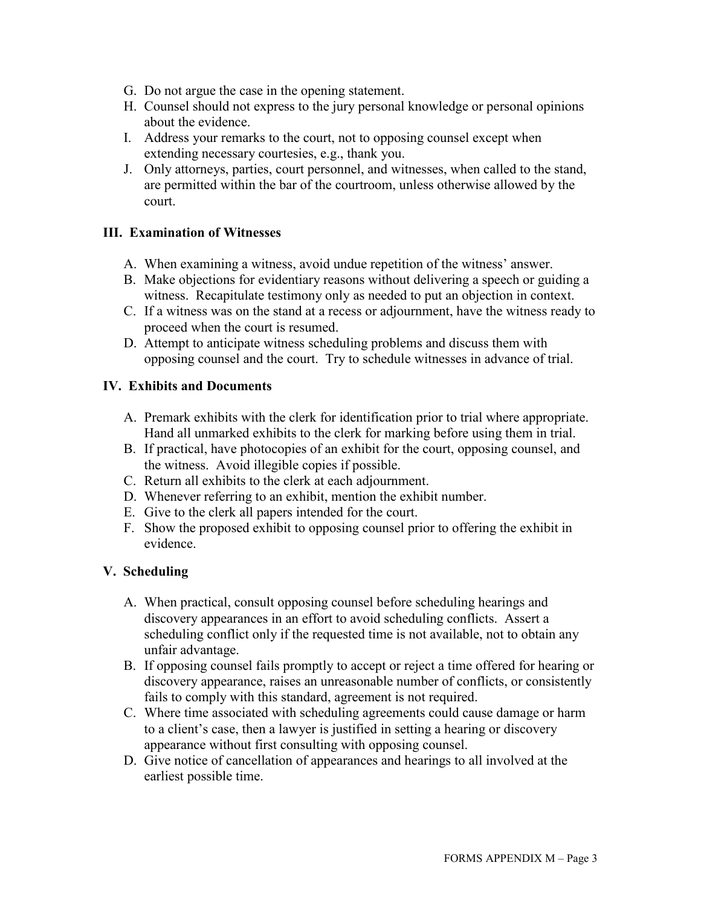G. Do not argue the case in the opening statement.
H. Counsel should not express to the jury personal knowledge or personal opinions about the evidence.
I. Address your remarks to the court, not to opposing counsel except when extending necessary courtesies, e.g., thank you.
J. Only attorneys, parties, court personnel, and witnesses, when called to the stand, are permitted within the bar of the courtroom, unless otherwise allowed by the court.

### III. Examination of Witnesses

A. When examining a witness, avoid undue repetition of the witness' answer.
B. Make objections for evidentiary reasons without delivering a speech or guiding a witness. Recapitulate testimony only as needed to put an objection in context.
C. If a witness was on the stand at a recess or adjournment, have the witness ready to proceed when the court is resumed.
D. Attempt to anticipate witness scheduling problems and discuss them with opposing counsel and the court. Try to schedule witnesses in advance of trial.

### IV. Exhibits and Documents

A. Premark exhibits with the clerk for identification prior to trial where appropriate. Hand all unmarked exhibits to the clerk for marking before using them in trial.
B. If practical, have photocopies of an exhibit for the court, opposing counsel, and the witness. Avoid illegible copies if possible.
C. Return all exhibits to the clerk at each adjournment.
D. Whenever referring to an exhibit, mention the exhibit number.
E. Give to the clerk all papers intended for the court.
F. Show the proposed exhibit to opposing counsel prior to offering the exhibit in evidence.

### V. Scheduling

A. When practical, consult opposing counsel before scheduling hearings and discovery appearances in an effort to avoid scheduling conflicts. Assert a scheduling conflict only if the requested time is not available, not to obtain any unfair advantage.
B. If opposing counsel fails promptly to accept or reject a time offered for hearing or discovery appearance, raises an unreasonable number of conflicts, or consistently fails to comply with this standard, agreement is not required.
C. Where time associated with scheduling agreements could cause damage or harm to a client's case, then a lawyer is justified in setting a hearing or discovery appearance without first consulting with opposing counsel.
D. Give notice of cancellation of appearances and hearings to all involved at the earliest possible time.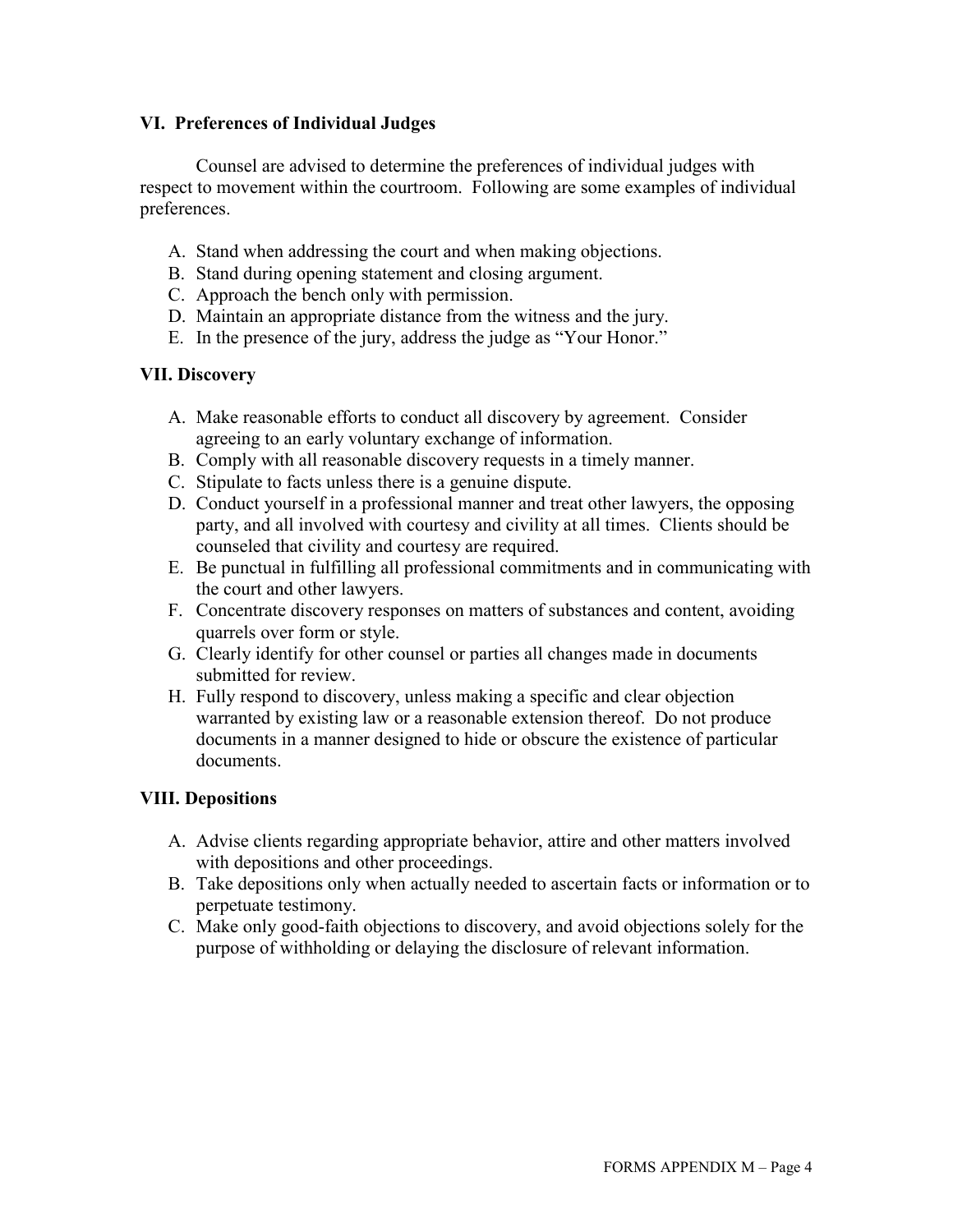### VI. Preferences of Individual Judges

Counsel are advised to determine the preferences of individual judges with respect to movement within the courtroom. Following are some examples of individual preferences.

A. Stand when addressing the court and when making objections.
B. Stand during opening statement and closing argument.
C. Approach the bench only with permission.
D. Maintain an appropriate distance from the witness and the jury.
E. In the presence of the jury, address the judge as "Your Honor."

### VII. Discovery

A. Make reasonable efforts to conduct all discovery by agreement. Consider agreeing to an early voluntary exchange of information.
B. Comply with all reasonable discovery requests in a timely manner.
C. Stipulate to facts unless there is a genuine dispute.
D. Conduct yourself in a professional manner and treat other lawyers, the opposing party, and all involved with courtesy and civility at all times. Clients should be counseled that civility and courtesy are required.
E. Be punctual in fulfilling all professional commitments and in communicating with the court and other lawyers.
F. Concentrate discovery responses on matters of substances and content, avoiding quarrels over form or style.
G. Clearly identify for other counsel or parties all changes made in documents submitted for review.
H. Fully respond to discovery, unless making a specific and clear objection warranted by existing law or a reasonable extension thereof. Do not produce documents in a manner designed to hide or obscure the existence of particular documents.

### VIII. Depositions

A. Advise clients regarding appropriate behavior, attire and other matters involved with depositions and other proceedings.
B. Take depositions only when actually needed to ascertain facts or information or to perpetuate testimony.
C. Make only good-faith objections to discovery, and avoid objections solely for the purpose of withholding or delaying the disclosure of relevant information.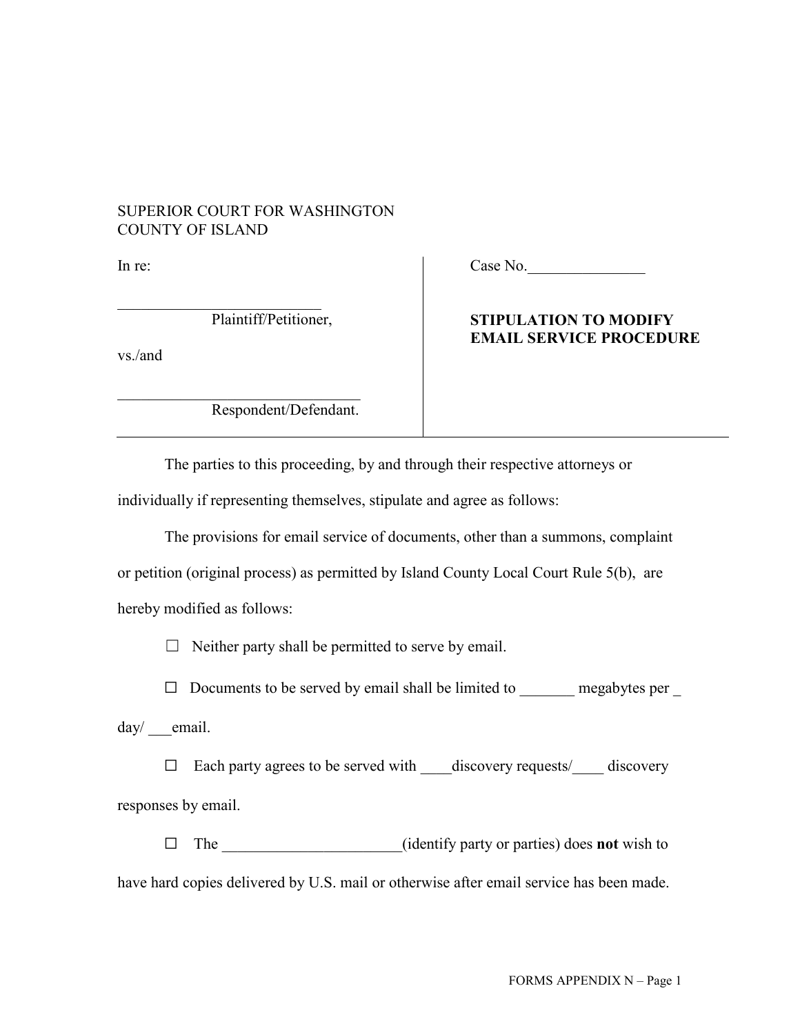SUPERIOR COURT FOR WASHINGTON
COUNTY OF ISLAND

| | |
|---|---|
| In re:<br><br>\_\_\_\_\_\_\_\_\_\_\_\_\_\_\_\_\_\_\_\_\_\_\_\_\_\_<br>Plaintiff/Petitioner,<br><br>vs./and<br><br>\_\_\_\_\_\_\_\_\_\_\_\_\_\_\_\_\_\_\_\_\_\_\_\_\_\_\_\_\_\_<br>Respondent/Defendant. | Case No.\_\_\_\_\_\_\_\_\_\_\_\_\_\_\_<br><br>**STIPULATION TO MODIFY EMAIL SERVICE PROCEDURE** |

The parties to this proceeding, by and through their respective attorneys or individually if representing themselves, stipulate and agree as follows:

The provisions for email service of documents, other than a summons, complaint or petition (original process) as permitted by Island County Local Court Rule 5(b), are hereby modified as follows:

☐ Neither party shall be permitted to serve by email.

☐ Documents to be served by email shall be limited to \_\_\_\_\_\_\_ megabytes per \_ day/ \_\_\_email.

☐ Each party agrees to be served with \_\_\_\_discovery requests/\_\_\_\_ discovery responses by email.

☐ The \_\_\_\_\_\_\_\_\_\_\_\_\_\_\_\_\_\_\_\_\_\_\_(identify party or parties) does **not** wish to have hard copies delivered by U.S. mail or otherwise after email service has been made.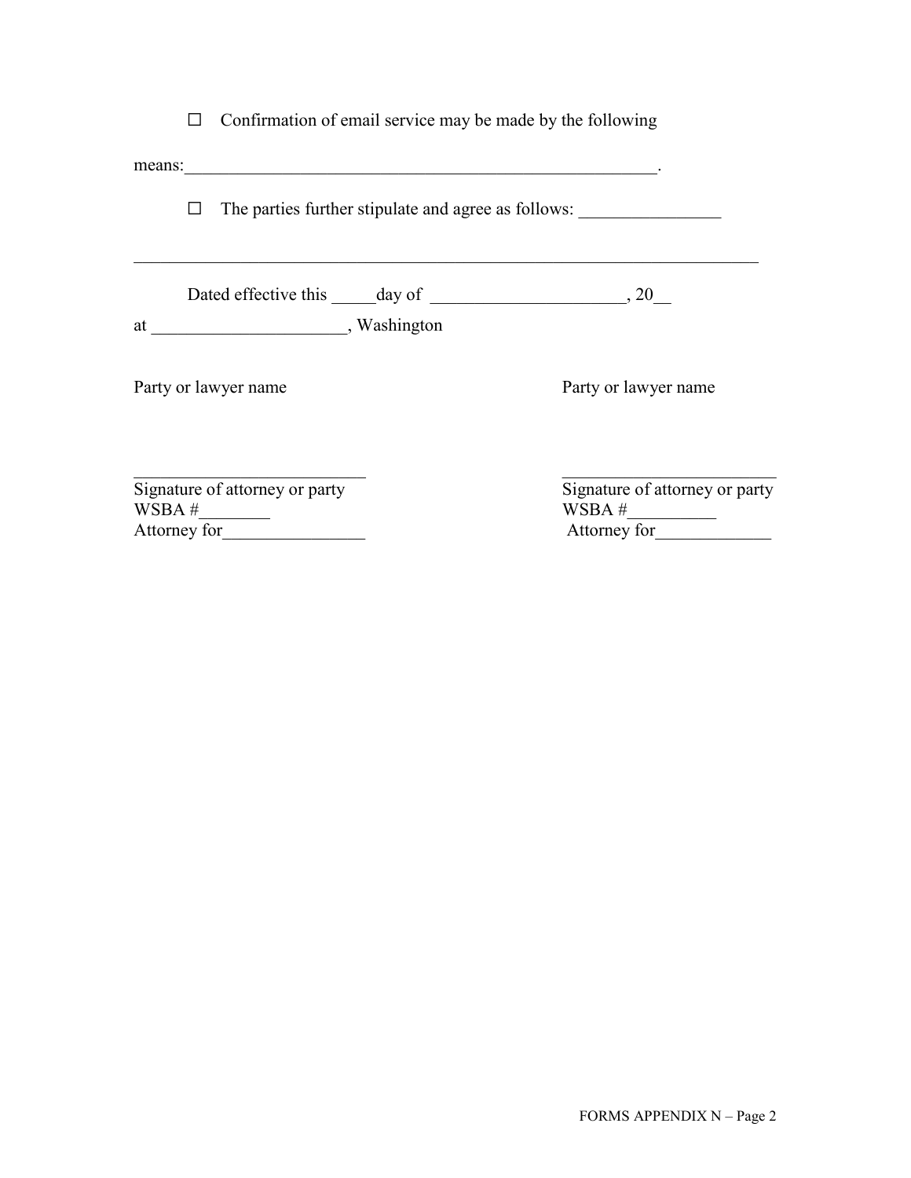☐ Confirmation of email service may be made by the following means:_______________________________________________________.

☐ The parties further stipulate and agree as follows: ________________

_________________________________________________________________________

Dated effective this _____day of ______________________, 20__ at ______________________, Washington

| Party or lawyer name | Party or lawyer name |
|---|---|
| ___________________________ | _________________________ |
| Signature of attorney or party | Signature of attorney or party |
| WSBA #________ | WSBA #__________ |
| Attorney for________________ | Attorney for_____________ |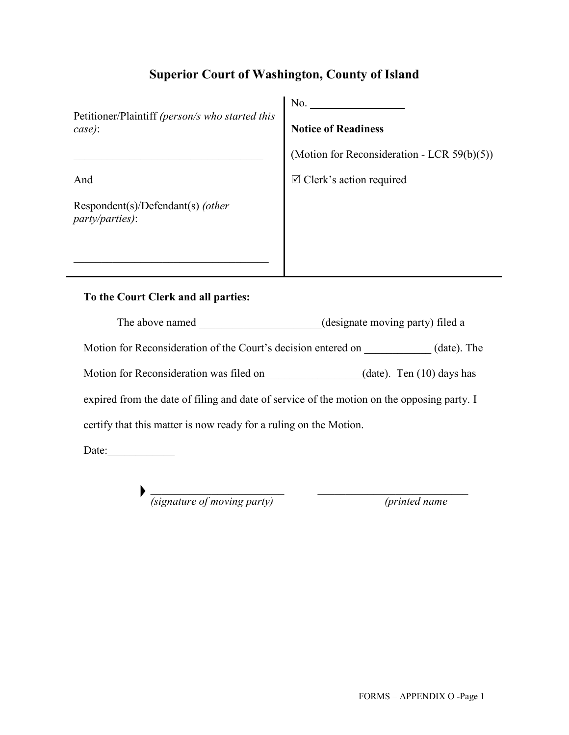# Superior Court of Washington, County of Island

| Petitioner/Plaintiff *(person/s who started this case)*:<br><br>__________________________________<br><br>And<br><br>Respondent(s)/Defendant(s) *(other party/parties)*:<br><br>__________________________________ | No. ________________<br><br>**Notice of Readiness**<br><br>(Motion for Reconsideration - LCR 59(b)(5))<br><br>☑ Clerk's action required |
|---|---|

**To the Court Clerk and all parties:**

The above named _____________________(designate moving party) filed a Motion for Reconsideration of the Court's decision entered on ____________ (date). The Motion for Reconsideration was filed on _________________(date). Ten (10) days has expired from the date of filing and date of service of the motion on the opposing party. I certify that this matter is now ready for a ruling on the Motion.

Date:____________

▶ ________________________ *(signature of moving party)*

___________________________ *(printed name*

FORMS – APPENDIX O -Page 1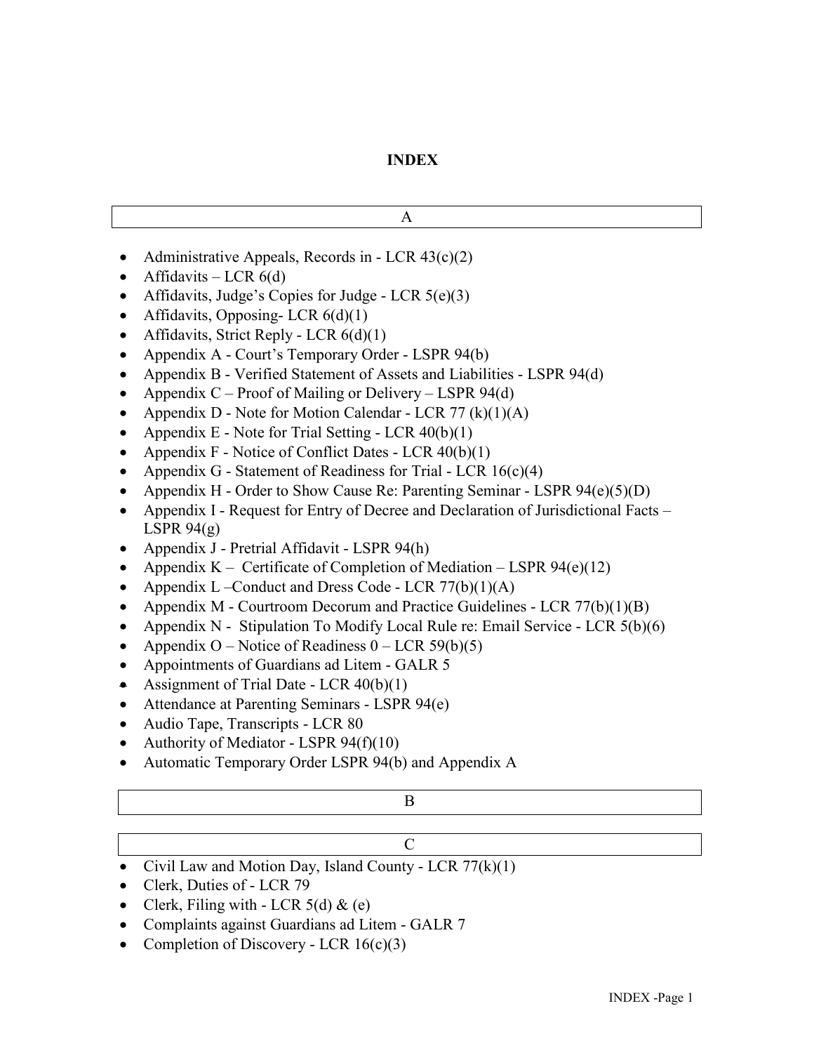# INDEX

## A

- Administrative Appeals, Records in - LCR 43(c)(2)
- Affidavits – LCR 6(d)
- Affidavits, Judge's Copies for Judge - LCR 5(e)(3)
- Affidavits, Opposing- LCR 6(d)(1)
- Affidavits, Strict Reply - LCR 6(d)(1)
- Appendix A - Court's Temporary Order - LSPR 94(b)
- Appendix B - Verified Statement of Assets and Liabilities - LSPR 94(d)
- Appendix C – Proof of Mailing or Delivery – LSPR 94(d)
- Appendix D - Note for Motion Calendar - LCR 77 (k)(1)(A)
- Appendix E - Note for Trial Setting - LCR 40(b)(1)
- Appendix F - Notice of Conflict Dates - LCR 40(b)(1)
- Appendix G - Statement of Readiness for Trial - LCR 16(c)(4)
- Appendix H - Order to Show Cause Re: Parenting Seminar - LSPR 94(e)(5)(D)
- Appendix I - Request for Entry of Decree and Declaration of Jurisdictional Facts – LSPR 94(g)
- Appendix J - Pretrial Affidavit - LSPR 94(h)
- Appendix K – Certificate of Completion of Mediation – LSPR 94(e)(12)
- Appendix L –Conduct and Dress Code - LCR 77(b)(1)(A)
- Appendix M - Courtroom Decorum and Practice Guidelines - LCR 77(b)(1)(B)
- Appendix N - Stipulation To Modify Local Rule re: Email Service - LCR 5(b)(6)
- Appendix O – Notice of Readiness 0 – LCR 59(b)(5)
- Appointments of Guardians ad Litem - GALR 5
- Assignment of Trial Date - LCR 40(b)(1)
- Attendance at Parenting Seminars - LSPR 94(e)
- Audio Tape, Transcripts - LCR 80
- Authority of Mediator - LSPR 94(f)(10)
- Automatic Temporary Order LSPR 94(b) and Appendix A

## B

## C

- Civil Law and Motion Day, Island County - LCR 77(k)(1)
- Clerk, Duties of - LCR 79
- Clerk, Filing with - LCR 5(d) & (e)
- Complaints against Guardians ad Litem - GALR 7
- Completion of Discovery - LCR 16(c)(3)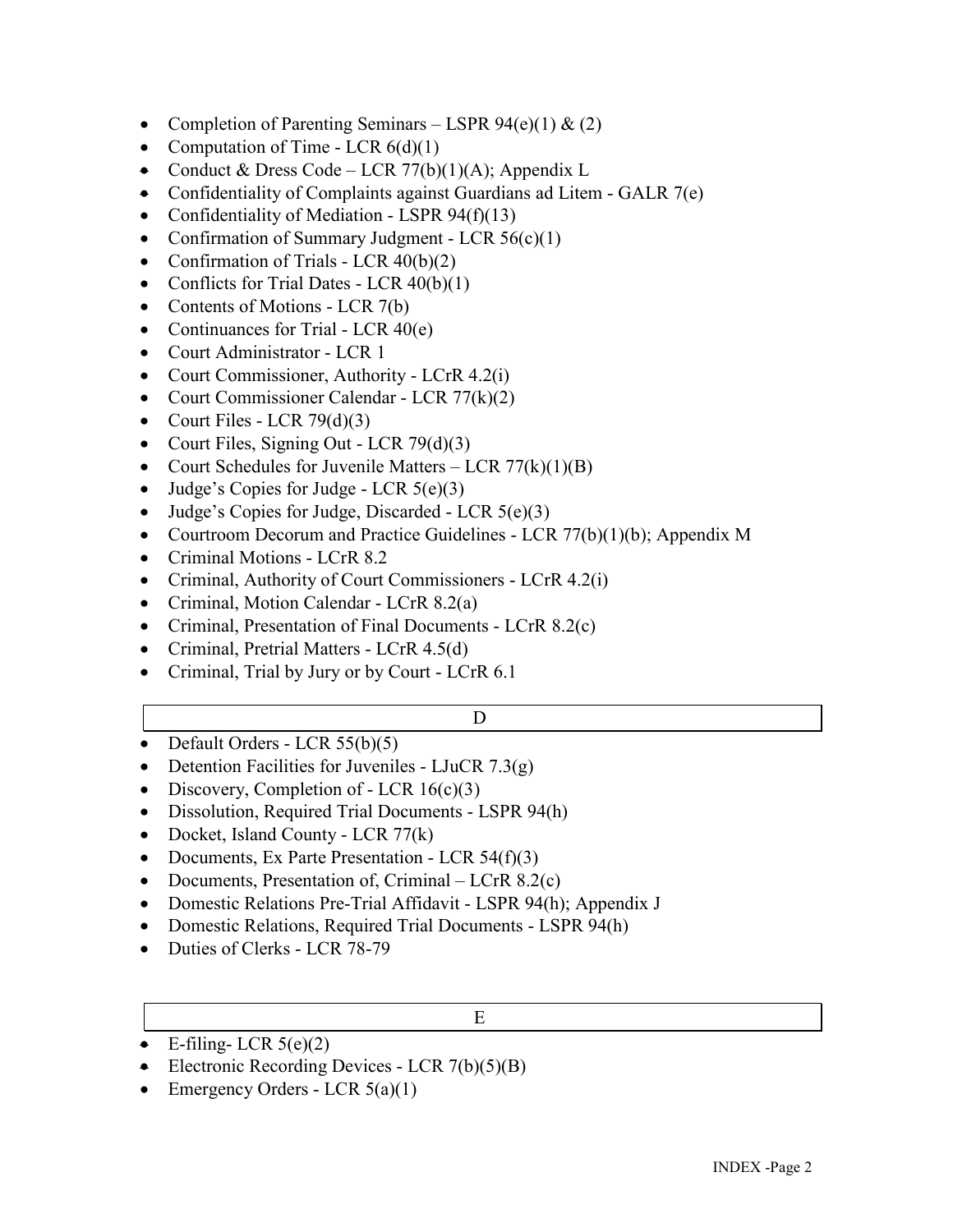- Completion of Parenting Seminars – LSPR 94(e)(1) & (2)
- Computation of Time - LCR 6(d)(1)
- Conduct & Dress Code – LCR 77(b)(1)(A); Appendix L
- Confidentiality of Complaints against Guardians ad Litem - GALR 7(e)
- Confidentiality of Mediation - LSPR 94(f)(13)
- Confirmation of Summary Judgment - LCR 56(c)(1)
- Confirmation of Trials - LCR 40(b)(2)
- Conflicts for Trial Dates - LCR 40(b)(1)
- Contents of Motions - LCR 7(b)
- Continuances for Trial - LCR 40(e)
- Court Administrator - LCR 1
- Court Commissioner, Authority - LCrR 4.2(i)
- Court Commissioner Calendar - LCR 77(k)(2)
- Court Files - LCR 79(d)(3)
- Court Files, Signing Out - LCR 79(d)(3)
- Court Schedules for Juvenile Matters – LCR 77(k)(1)(B)
- Judge's Copies for Judge - LCR 5(e)(3)
- Judge's Copies for Judge, Discarded - LCR 5(e)(3)
- Courtroom Decorum and Practice Guidelines - LCR 77(b)(1)(b); Appendix M
- Criminal Motions - LCrR 8.2
- Criminal, Authority of Court Commissioners - LCrR 4.2(i)
- Criminal, Motion Calendar - LCrR 8.2(a)
- Criminal, Presentation of Final Documents - LCrR 8.2(c)
- Criminal, Pretrial Matters - LCrR 4.5(d)
- Criminal, Trial by Jury or by Court - LCrR 6.1

## D

- Default Orders - LCR 55(b)(5)
- Detention Facilities for Juveniles - LJuCR 7.3(g)
- Discovery, Completion of - LCR 16(c)(3)
- Dissolution, Required Trial Documents - LSPR 94(h)
- Docket, Island County - LCR 77(k)
- Documents, Ex Parte Presentation - LCR 54(f)(3)
- Documents, Presentation of, Criminal – LCrR 8.2(c)
- Domestic Relations Pre-Trial Affidavit - LSPR 94(h); Appendix J
- Domestic Relations, Required Trial Documents - LSPR 94(h)
- Duties of Clerks - LCR 78-79

## E

- E-filing- LCR 5(e)(2)
- Electronic Recording Devices - LCR 7(b)(5)(B)
- Emergency Orders - LCR 5(a)(1)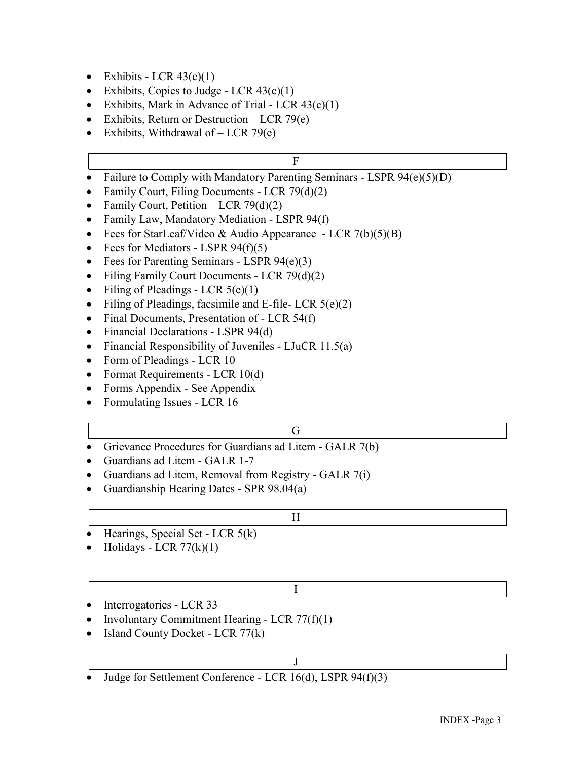- Exhibits - LCR 43(c)(1)
- Exhibits, Copies to Judge - LCR 43(c)(1)
- Exhibits, Mark in Advance of Trial - LCR 43(c)(1)
- Exhibits, Return or Destruction – LCR 79(e)
- Exhibits, Withdrawal of – LCR 79(e)

## F

- Failure to Comply with Mandatory Parenting Seminars - LSPR 94(e)(5)(D)
- Family Court, Filing Documents - LCR 79(d)(2)
- Family Court, Petition – LCR 79(d)(2)
- Family Law, Mandatory Mediation - LSPR 94(f)
- Fees for StarLeaf/Video & Audio Appearance - LCR 7(b)(5)(B)
- Fees for Mediators - LSPR 94(f)(5)
- Fees for Parenting Seminars - LSPR 94(e)(3)
- Filing Family Court Documents - LCR 79(d)(2)
- Filing of Pleadings - LCR 5(e)(1)
- Filing of Pleadings, facsimile and E-file- LCR 5(e)(2)
- Final Documents, Presentation of - LCR 54(f)
- Financial Declarations - LSPR 94(d)
- Financial Responsibility of Juveniles - LJuCR 11.5(a)
- Form of Pleadings - LCR 10
- Format Requirements - LCR 10(d)
- Forms Appendix - See Appendix
- Formulating Issues - LCR 16

## G

- Grievance Procedures for Guardians ad Litem - GALR 7(b)
- Guardians ad Litem - GALR 1-7
- Guardians ad Litem, Removal from Registry - GALR 7(i)
- Guardianship Hearing Dates - SPR 98.04(a)

## H

- Hearings, Special Set - LCR 5(k)
- Holidays - LCR 77(k)(1)

## I

- Interrogatories - LCR 33
- Involuntary Commitment Hearing - LCR 77(f)(1)
- Island County Docket - LCR 77(k)

## J

- Judge for Settlement Conference - LCR 16(d), LSPR 94(f)(3)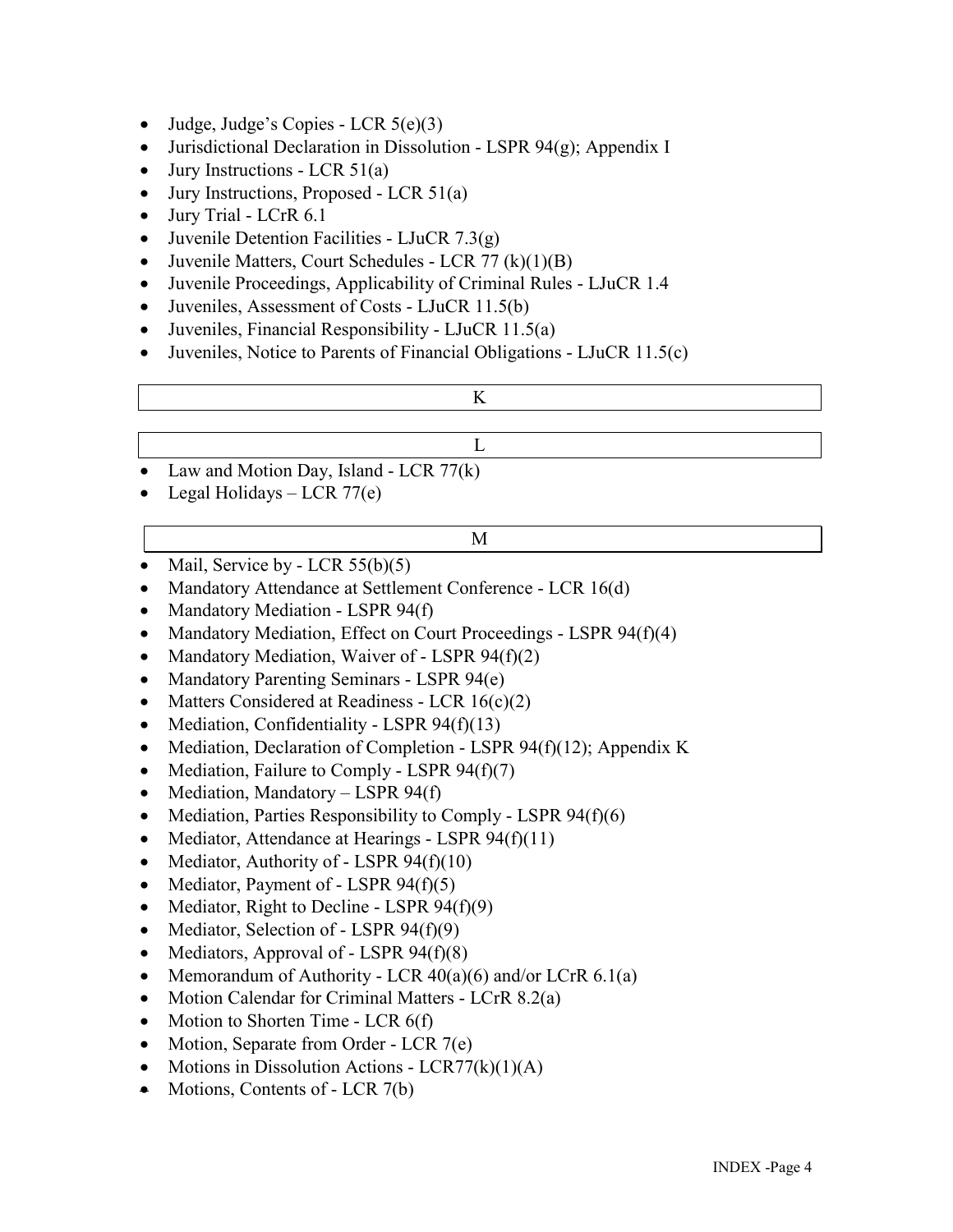- Judge, Judge's Copies - LCR 5(e)(3)
- Jurisdictional Declaration in Dissolution - LSPR 94(g); Appendix I
- Jury Instructions - LCR 51(a)
- Jury Instructions, Proposed - LCR 51(a)
- Jury Trial - LCrR 6.1
- Juvenile Detention Facilities - LJuCR 7.3(g)
- Juvenile Matters, Court Schedules - LCR 77 (k)(1)(B)
- Juvenile Proceedings, Applicability of Criminal Rules - LJuCR 1.4
- Juveniles, Assessment of Costs - LJuCR 11.5(b)
- Juveniles, Financial Responsibility - LJuCR 11.5(a)
- Juveniles, Notice to Parents of Financial Obligations - LJuCR 11.5(c)

## K

## L

- Law and Motion Day, Island - LCR 77(k)
- Legal Holidays – LCR 77(e)

## M

- Mail, Service by - LCR 55(b)(5)
- Mandatory Attendance at Settlement Conference - LCR 16(d)
- Mandatory Mediation - LSPR 94(f)
- Mandatory Mediation, Effect on Court Proceedings - LSPR 94(f)(4)
- Mandatory Mediation, Waiver of - LSPR 94(f)(2)
- Mandatory Parenting Seminars - LSPR 94(e)
- Matters Considered at Readiness - LCR 16(c)(2)
- Mediation, Confidentiality - LSPR 94(f)(13)
- Mediation, Declaration of Completion - LSPR 94(f)(12); Appendix K
- Mediation, Failure to Comply - LSPR 94(f)(7)
- Mediation, Mandatory – LSPR 94(f)
- Mediation, Parties Responsibility to Comply - LSPR 94(f)(6)
- Mediator, Attendance at Hearings - LSPR 94(f)(11)
- Mediator, Authority of - LSPR 94(f)(10)
- Mediator, Payment of - LSPR 94(f)(5)
- Mediator, Right to Decline - LSPR 94(f)(9)
- Mediator, Selection of - LSPR 94(f)(9)
- Mediators, Approval of - LSPR 94(f)(8)
- Memorandum of Authority - LCR 40(a)(6) and/or LCrR 6.1(a)
- Motion Calendar for Criminal Matters - LCrR 8.2(a)
- Motion to Shorten Time - LCR 6(f)
- Motion, Separate from Order - LCR 7(e)
- Motions in Dissolution Actions - LCR77(k)(1)(A)
- Motions, Contents of - LCR 7(b)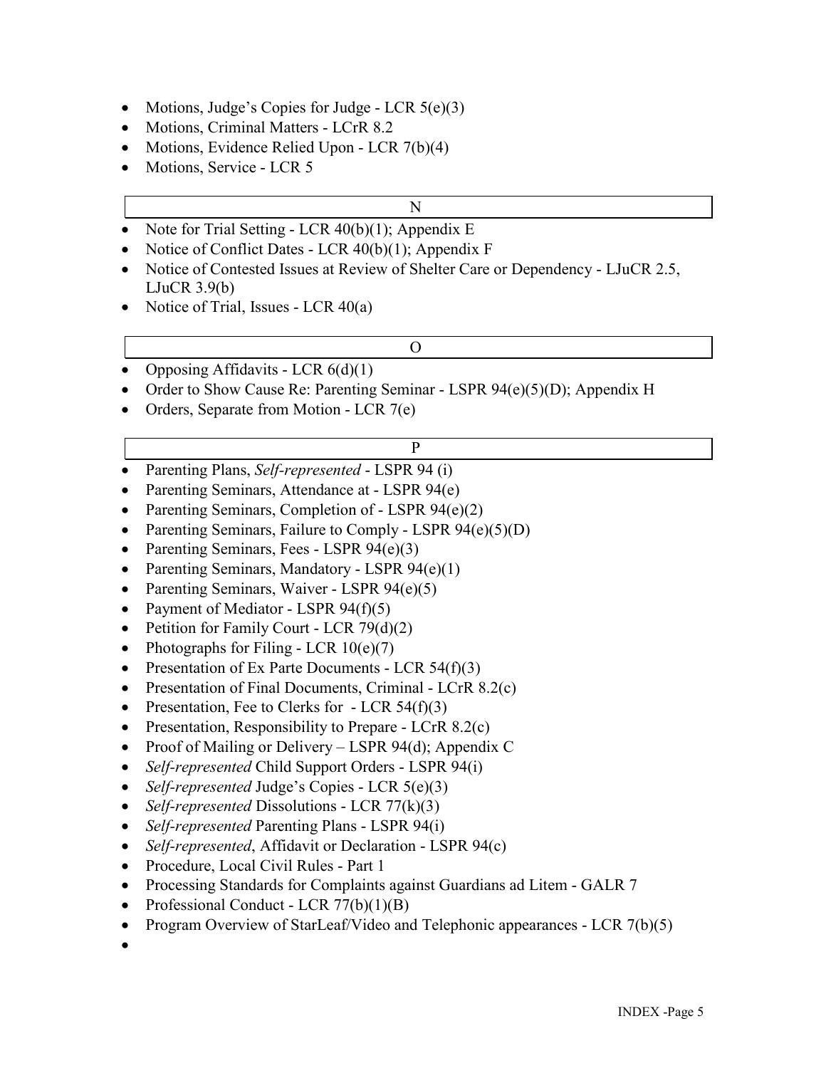- Motions, Judge's Copies for Judge - LCR 5(e)(3)
- Motions, Criminal Matters - LCrR 8.2
- Motions, Evidence Relied Upon - LCR 7(b)(4)
- Motions, Service - LCR 5

## N

- Note for Trial Setting - LCR 40(b)(1); Appendix E
- Notice of Conflict Dates - LCR 40(b)(1); Appendix F
- Notice of Contested Issues at Review of Shelter Care or Dependency - LJuCR 2.5, LJuCR 3.9(b)
- Notice of Trial, Issues - LCR 40(a)

## O

- Opposing Affidavits - LCR 6(d)(1)
- Order to Show Cause Re: Parenting Seminar - LSPR 94(e)(5)(D); Appendix H
- Orders, Separate from Motion - LCR 7(e)

## P

- Parenting Plans, *Self-represented* - LSPR 94 (i)
- Parenting Seminars, Attendance at - LSPR 94(e)
- Parenting Seminars, Completion of - LSPR 94(e)(2)
- Parenting Seminars, Failure to Comply - LSPR 94(e)(5)(D)
- Parenting Seminars, Fees - LSPR 94(e)(3)
- Parenting Seminars, Mandatory - LSPR 94(e)(1)
- Parenting Seminars, Waiver - LSPR 94(e)(5)
- Payment of Mediator - LSPR 94(f)(5)
- Petition for Family Court - LCR 79(d)(2)
- Photographs for Filing - LCR 10(e)(7)
- Presentation of Ex Parte Documents - LCR 54(f)(3)
- Presentation of Final Documents, Criminal - LCrR 8.2(c)
- Presentation, Fee to Clerks for - LCR 54(f)(3)
- Presentation, Responsibility to Prepare - LCrR 8.2(c)
- Proof of Mailing or Delivery – LSPR 94(d); Appendix C
- *Self-represented* Child Support Orders - LSPR 94(i)
- *Self-represented* Judge's Copies - LCR 5(e)(3)
- *Self-represented* Dissolutions - LCR 77(k)(3)
- *Self-represented* Parenting Plans - LSPR 94(i)
- *Self-represented*, Affidavit or Declaration - LSPR 94(c)
- Procedure, Local Civil Rules - Part 1
- Processing Standards for Complaints against Guardians ad Litem - GALR 7
- Professional Conduct - LCR 77(b)(1)(B)
- Program Overview of StarLeaf/Video and Telephonic appearances - LCR 7(b)(5)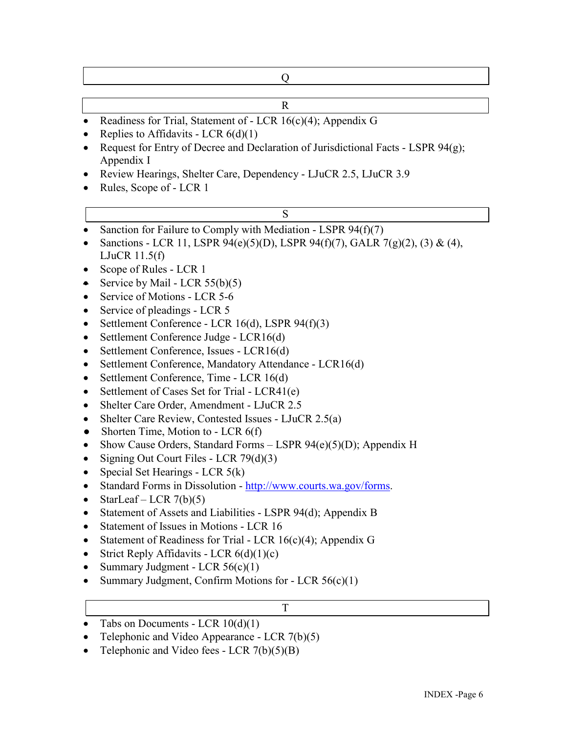## Q

## R

- Readiness for Trial, Statement of - LCR 16(c)(4); Appendix G
- Replies to Affidavits - LCR 6(d)(1)
- Request for Entry of Decree and Declaration of Jurisdictional Facts - LSPR 94(g); Appendix I
- Review Hearings, Shelter Care, Dependency - LJuCR 2.5, LJuCR 3.9
- Rules, Scope of - LCR 1

## S

- Sanction for Failure to Comply with Mediation - LSPR 94(f)(7)
- Sanctions - LCR 11, LSPR 94(e)(5)(D), LSPR 94(f)(7), GALR 7(g)(2), (3) & (4), LJuCR 11.5(f)
- Scope of Rules - LCR 1
- Service by Mail - LCR 55(b)(5)
- Service of Motions - LCR 5-6
- Service of pleadings - LCR 5
- Settlement Conference - LCR 16(d), LSPR 94(f)(3)
- Settlement Conference Judge - LCR16(d)
- Settlement Conference, Issues - LCR16(d)
- Settlement Conference, Mandatory Attendance - LCR16(d)
- Settlement Conference, Time - LCR 16(d)
- Settlement of Cases Set for Trial - LCR41(e)
- Shelter Care Order, Amendment - LJuCR 2.5
- Shelter Care Review, Contested Issues - LJuCR 2.5(a)
- Shorten Time, Motion to - LCR 6(f)
- Show Cause Orders, Standard Forms – LSPR 94(e)(5)(D); Appendix H
- Signing Out Court Files - LCR 79(d)(3)
- Special Set Hearings - LCR 5(k)
- Standard Forms in Dissolution - http://www.courts.wa.gov/forms.
- StarLeaf – LCR 7(b)(5)
- Statement of Assets and Liabilities - LSPR 94(d); Appendix B
- Statement of Issues in Motions - LCR 16
- Statement of Readiness for Trial - LCR 16(c)(4); Appendix G
- Strict Reply Affidavits - LCR 6(d)(1)(c)
- Summary Judgment - LCR 56(c)(1)
- Summary Judgment, Confirm Motions for - LCR 56(c)(1)

## T

- Tabs on Documents - LCR 10(d)(1)
- Telephonic and Video Appearance - LCR 7(b)(5)
- Telephonic and Video fees - LCR 7(b)(5)(B)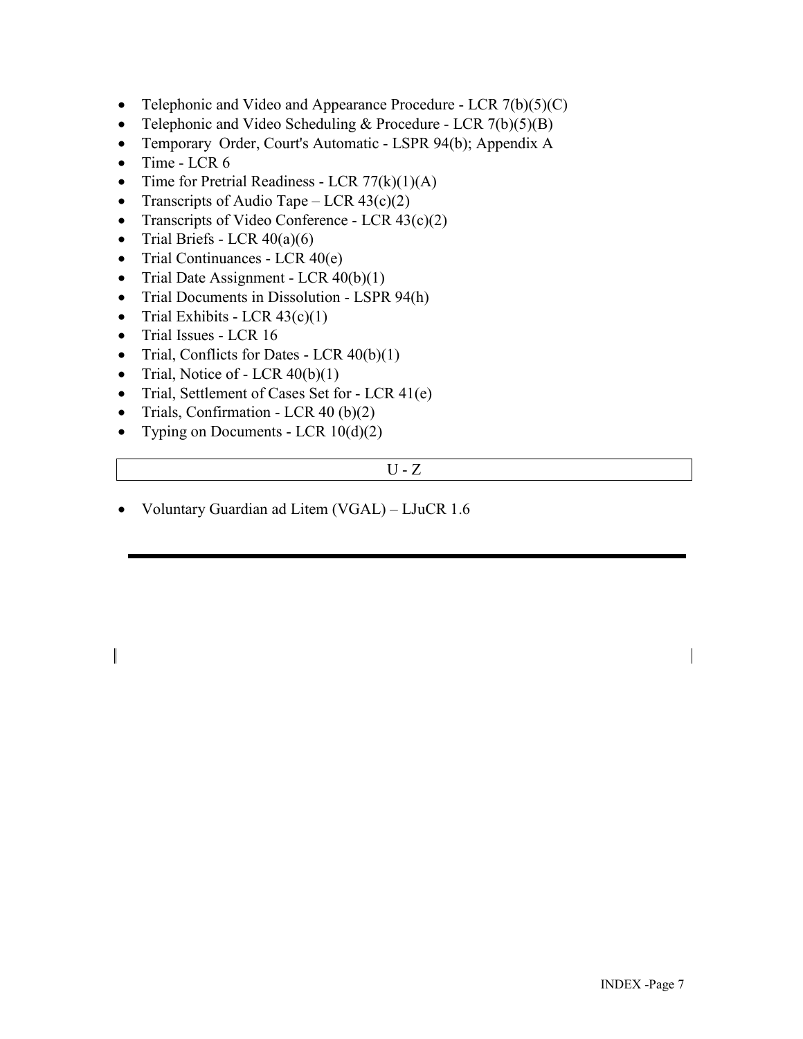- Telephonic and Video and Appearance Procedure - LCR 7(b)(5)(C)
- Telephonic and Video Scheduling & Procedure - LCR 7(b)(5)(B)
- Temporary  Order, Court's Automatic - LSPR 94(b); Appendix A
- Time - LCR 6
- Time for Pretrial Readiness - LCR 77(k)(1)(A)
- Transcripts of Audio Tape – LCR 43(c)(2)
- Transcripts of Video Conference - LCR 43(c)(2)
- Trial Briefs - LCR 40(a)(6)
- Trial Continuances - LCR 40(e)
- Trial Date Assignment - LCR 40(b)(1)
- Trial Documents in Dissolution - LSPR 94(h)
- Trial Exhibits - LCR 43(c)(1)
- Trial Issues - LCR 16
- Trial, Conflicts for Dates - LCR 40(b)(1)
- Trial, Notice of - LCR 40(b)(1)
- Trial, Settlement of Cases Set for - LCR 41(e)
- Trials, Confirmation - LCR 40 (b)(2)
- Typing on Documents - LCR 10(d)(2)

## U - Z

- Voluntary Guardian ad Litem (VGAL) – LJuCR 1.6